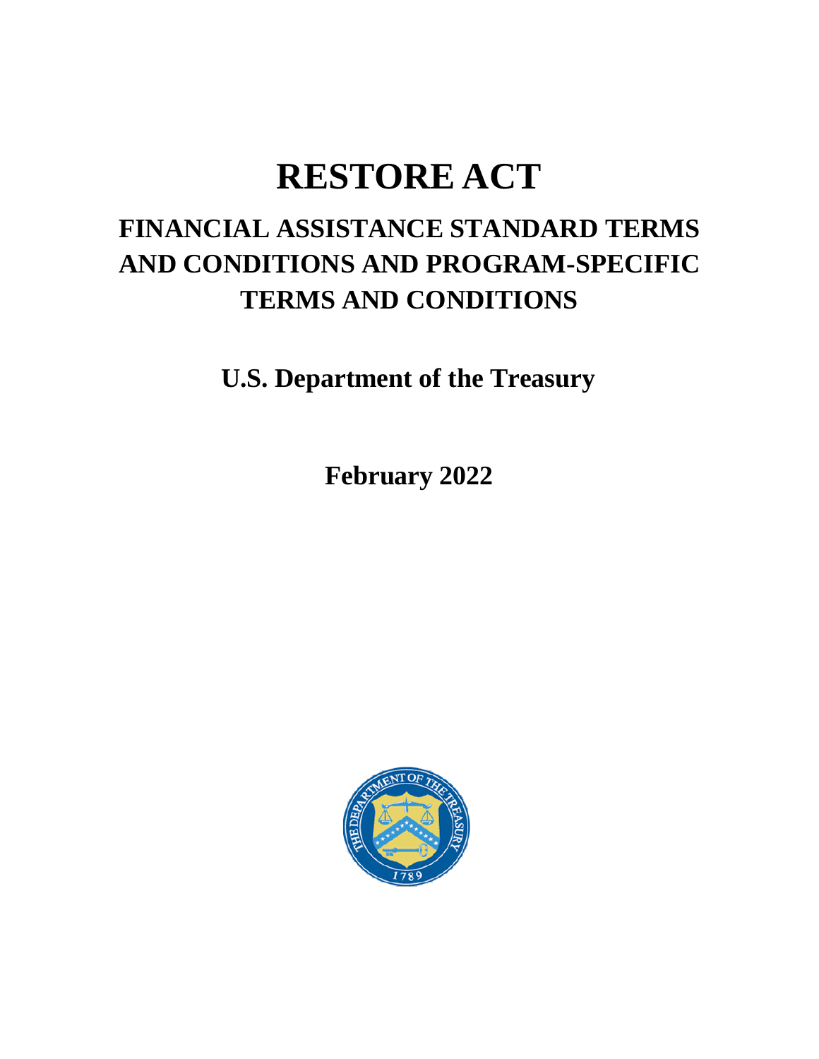# RESTORE ACT

## FINANCIAL ASSISTANCE STANDARD TERMS AND CONDITIONS AND PROGRAM-SPECIFIC TERMS AND CONDITIONS

**U.S. Department of the Treasury**

**February 2022**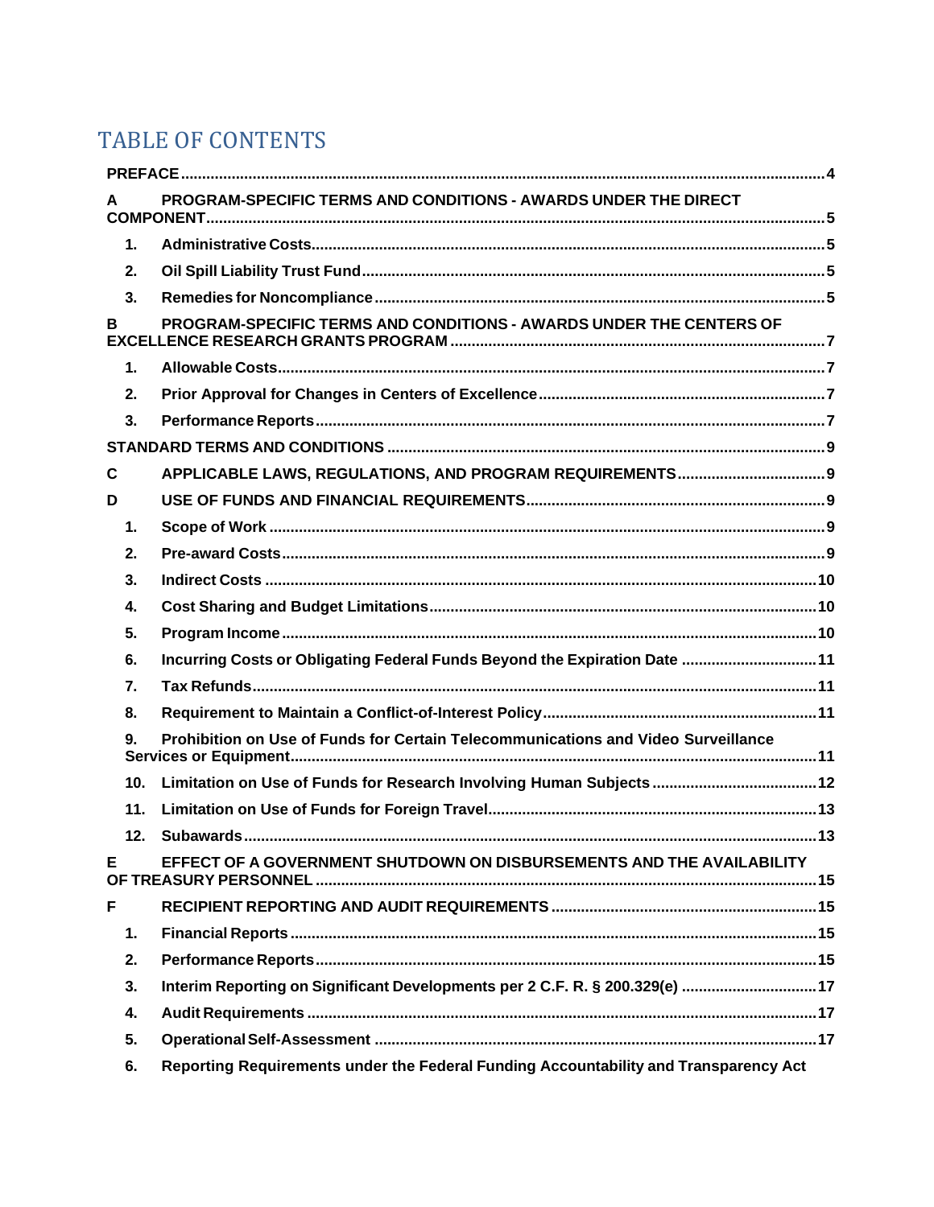# TABLE OF CONTENTS

**PREFACE** .......... 4

**A PROGRAM-SPECIFIC TERMS AND CONDITIONS - AWARDS UNDER THE DIRECT COMPONENT** .......... 5

- **1. Administrative Costs** .......... 5
- **2. Oil Spill Liability Trust Fund** .......... 5
- **3. Remedies for Noncompliance** .......... 5

**B PROGRAM-SPECIFIC TERMS AND CONDITIONS - AWARDS UNDER THE CENTERS OF EXCELLENCE RESEARCH GRANTS PROGRAM** .......... 7

- **1. Allowable Costs** .......... 7
- **2. Prior Approval for Changes in Centers of Excellence** .......... 7
- **3. Performance Reports** .......... 7

**STANDARD TERMS AND CONDITIONS** .......... 9

**C APPLICABLE LAWS, REGULATIONS, AND PROGRAM REQUIREMENTS** .......... 9

**D USE OF FUNDS AND FINANCIAL REQUIREMENTS** .......... 9

- **1. Scope of Work** .......... 9
- **2. Pre-award Costs** .......... 9
- **3. Indirect Costs** .......... 10
- **4. Cost Sharing and Budget Limitations** .......... 10
- **5. Program Income** .......... 10
- **6. Incurring Costs or Obligating Federal Funds Beyond the Expiration Date** .......... 11
- **7. Tax Refunds** .......... 11
- **8. Requirement to Maintain a Conflict-of-Interest Policy** .......... 11
- **9. Prohibition on Use of Funds for Certain Telecommunications and Video Surveillance Services or Equipment** .......... 11
- **10. Limitation on Use of Funds for Research Involving Human Subjects** .......... 12
- **11. Limitation on Use of Funds for Foreign Travel** .......... 13
- **12. Subawards** .......... 13

**E EFFECT OF A GOVERNMENT SHUTDOWN ON DISBURSEMENTS AND THE AVAILABILITY OF TREASURY PERSONNEL** .......... 15

**F RECIPIENT REPORTING AND AUDIT REQUIREMENTS** .......... 15

- **1. Financial Reports** .......... 15
- **2. Performance Reports** .......... 15
- **3. Interim Reporting on Significant Developments per 2 C.F. R. § 200.329(e)** .......... 17
- **4. Audit Requirements** .......... 17
- **5. Operational Self-Assessment** .......... 17
- **6. Reporting Requirements under the Federal Funding Accountability and Transparency Act**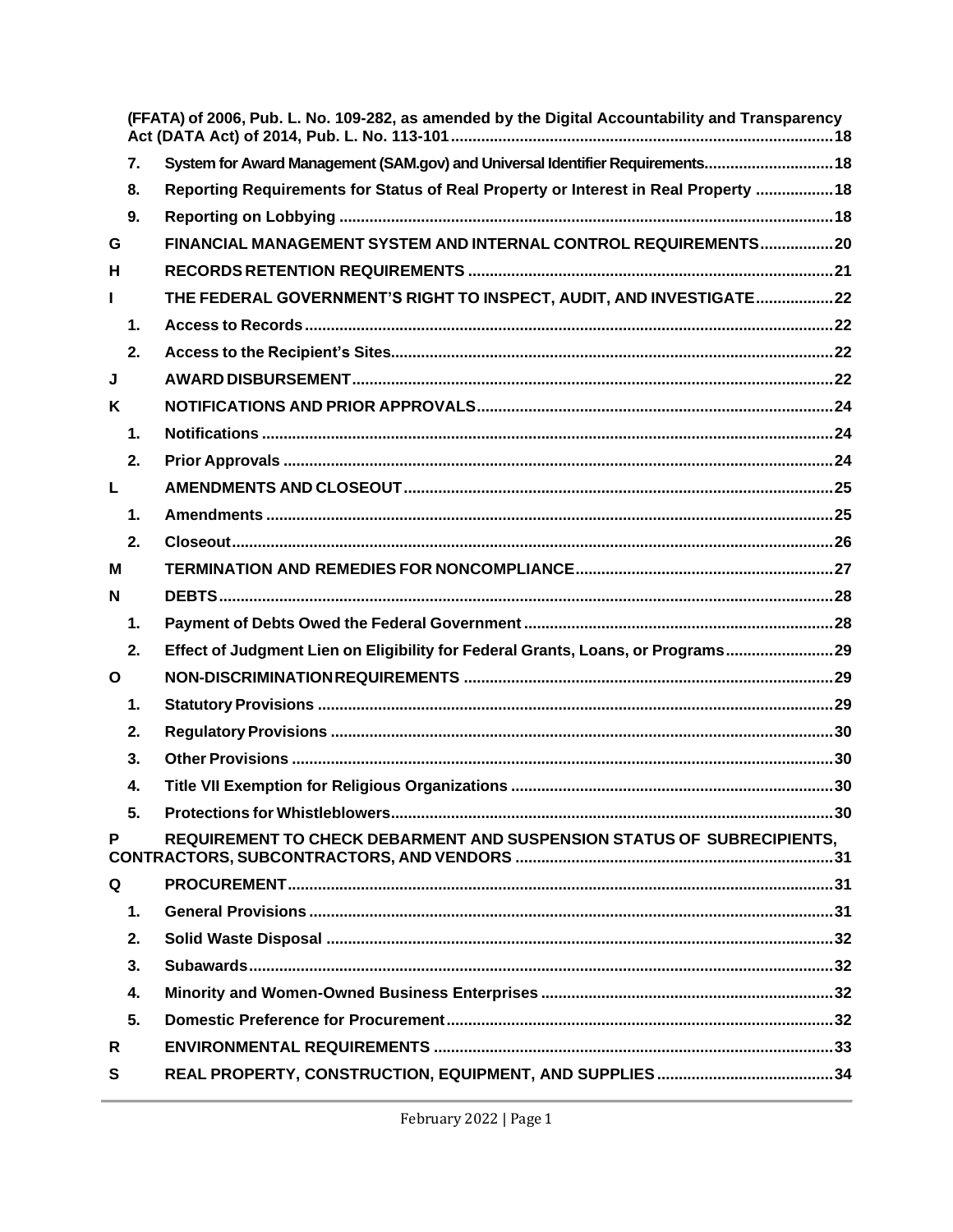(FFATA) of 2006, Pub. L. No. 109-282, as amended by the Digital Accountability and Transparency Act (DATA Act) of 2014, Pub. L. No. 113-101 .......... 18

7. System for Award Management (SAM.gov) and Universal Identifier Requirements .......... 18

8. Reporting Requirements for Status of Real Property or Interest in Real Property .......... 18

9. Reporting on Lobbying .......... 18

G FINANCIAL MANAGEMENT SYSTEM AND INTERNAL CONTROL REQUIREMENTS .......... 20

H RECORDS RETENTION REQUIREMENTS .......... 21

I THE FEDERAL GOVERNMENT'S RIGHT TO INSPECT, AUDIT, AND INVESTIGATE .......... 22

1. Access to Records .......... 22

2. Access to the Recipient's Sites .......... 22

J AWARD DISBURSEMENT .......... 22

K NOTIFICATIONS AND PRIOR APPROVALS .......... 24

1. Notifications .......... 24

2. Prior Approvals .......... 24

L AMENDMENTS AND CLOSEOUT .......... 25

1. Amendments .......... 25

2. Closeout .......... 26

M TERMINATION AND REMEDIES FOR NONCOMPLIANCE .......... 27

N DEBTS .......... 28

1. Payment of Debts Owed the Federal Government .......... 28

2. Effect of Judgment Lien on Eligibility for Federal Grants, Loans, or Programs .......... 29

O NON-DISCRIMINATION REQUIREMENTS .......... 29

1. Statutory Provisions .......... 29

2. Regulatory Provisions .......... 30

3. Other Provisions .......... 30

4. Title VII Exemption for Religious Organizations .......... 30

5. Protections for Whistleblowers .......... 30

P REQUIREMENT TO CHECK DEBARMENT AND SUSPENSION STATUS OF SUBRECIPIENTS, CONTRACTORS, SUBCONTRACTORS, AND VENDORS .......... 31

Q PROCUREMENT .......... 31

1. General Provisions .......... 31

2. Solid Waste Disposal .......... 32

3. Subawards .......... 32

4. Minority and Women-Owned Business Enterprises .......... 32

5. Domestic Preference for Procurement .......... 32

R ENVIRONMENTAL REQUIREMENTS .......... 33

S REAL PROPERTY, CONSTRUCTION, EQUIPMENT, AND SUPPLIES .......... 34

February 2022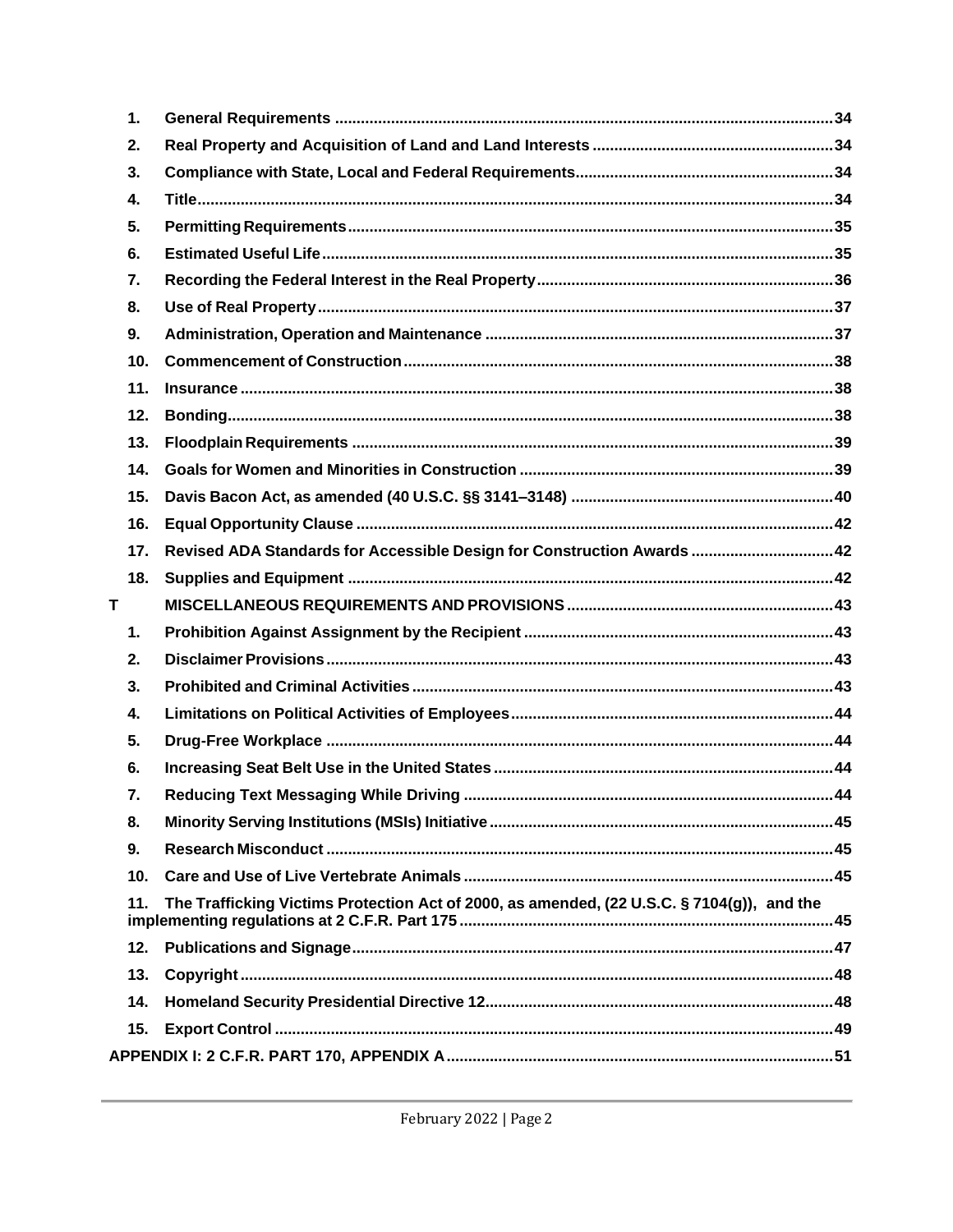1. **General Requirements** ... 34
2. **Real Property and Acquisition of Land and Land Interests** ... 34
3. **Compliance with State, Local and Federal Requirements** ... 34
4. **Title** ... 34
5. **Permitting Requirements** ... 35
6. **Estimated Useful Life** ... 35
7. **Recording the Federal Interest in the Real Property** ... 36
8. **Use of Real Property** ... 37
9. **Administration, Operation and Maintenance** ... 37
10. **Commencement of Construction** ... 38
11. **Insurance** ... 38
12. **Bonding** ... 38
13. **Floodplain Requirements** ... 39
14. **Goals for Women and Minorities in Construction** ... 39
15. **Davis Bacon Act, as amended (40 U.S.C. §§ 3141–3148)** ... 40
16. **Equal Opportunity Clause** ... 42
17. **Revised ADA Standards for Accessible Design for Construction Awards** ... 42
18. **Supplies and Equipment** ... 42

**T MISCELLANEOUS REQUIREMENTS AND PROVISIONS** ... 43

1. **Prohibition Against Assignment by the Recipient** ... 43
2. **Disclaimer Provisions** ... 43
3. **Prohibited and Criminal Activities** ... 43
4. **Limitations on Political Activities of Employees** ... 44
5. **Drug-Free Workplace** ... 44
6. **Increasing Seat Belt Use in the United States** ... 44
7. **Reducing Text Messaging While Driving** ... 44
8. **Minority Serving Institutions (MSIs) Initiative** ... 45
9. **Research Misconduct** ... 45
10. **Care and Use of Live Vertebrate Animals** ... 45
11. **The Trafficking Victims Protection Act of 2000, as amended, (22 U.S.C. § 7104(g)), and the implementing regulations at 2 C.F.R. Part 175** ... 45
12. **Publications and Signage** ... 47
13. **Copyright** ... 48
14. **Homeland Security Presidential Directive 12** ... 48
15. **Export Control** ... 49

**APPENDIX I: 2 C.F.R. PART 170, APPENDIX A** ... 51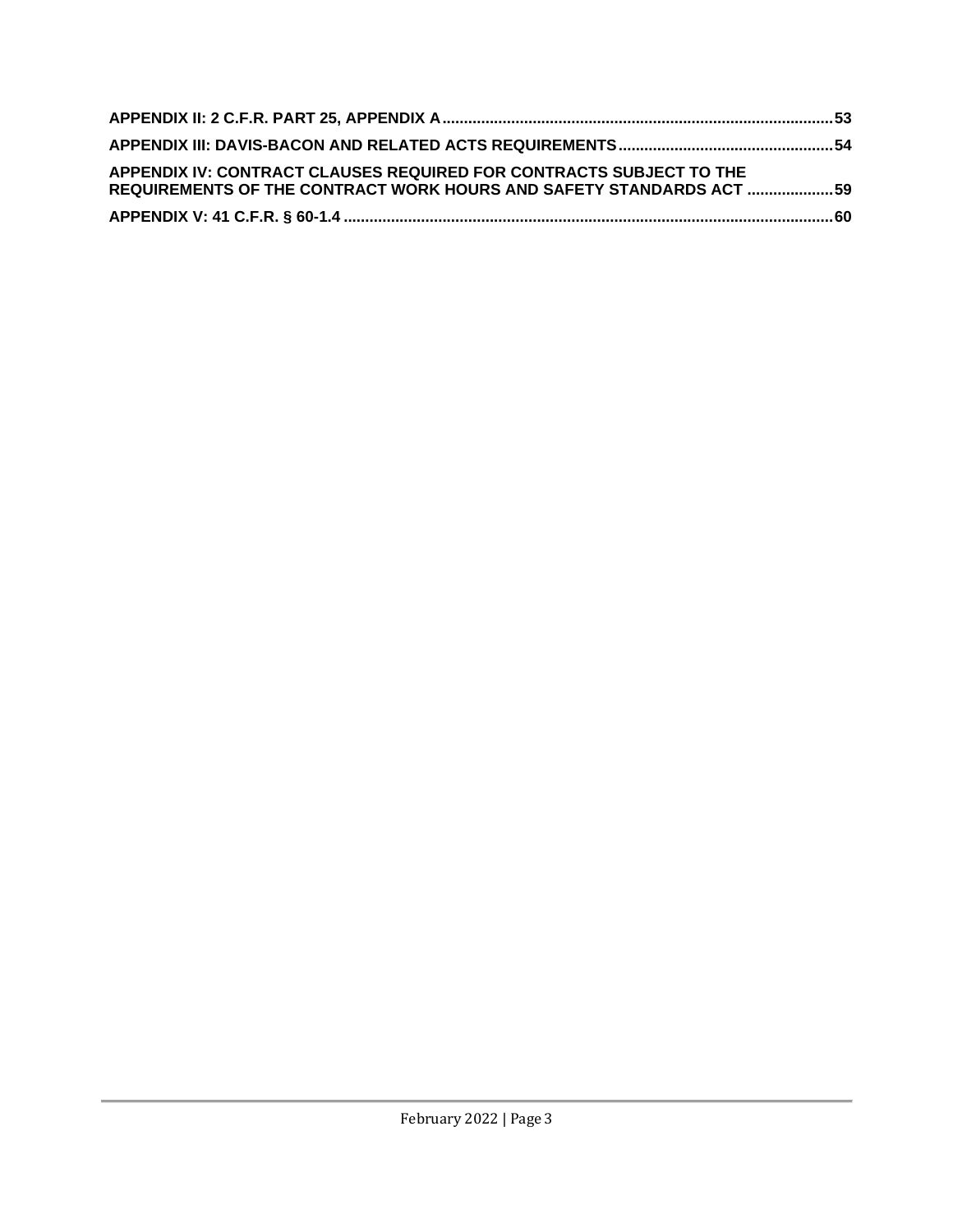**APPENDIX II: 2 C.F.R. PART 25, APPENDIX A** .......... 53

**APPENDIX III: DAVIS-BACON AND RELATED ACTS REQUIREMENTS** .......... 54

**APPENDIX IV: CONTRACT CLAUSES REQUIRED FOR CONTRACTS SUBJECT TO THE REQUIREMENTS OF THE CONTRACT WORK HOURS AND SAFETY STANDARDS ACT** .......... 59

**APPENDIX V: 41 C.F.R. § 60-1.4** .......... 60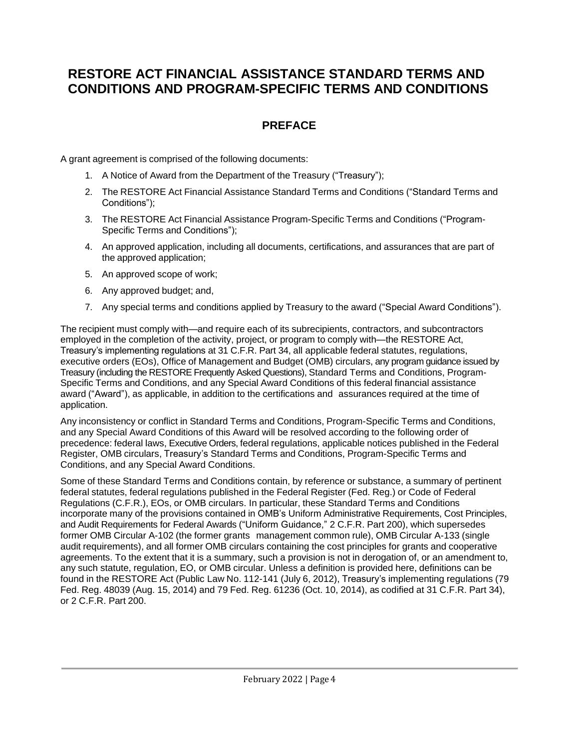# RESTORE ACT FINANCIAL ASSISTANCE STANDARD TERMS AND CONDITIONS AND PROGRAM-SPECIFIC TERMS AND CONDITIONS

## PREFACE

A grant agreement is comprised of the following documents:

1. A Notice of Award from the Department of the Treasury ("Treasury");
2. The RESTORE Act Financial Assistance Standard Terms and Conditions ("Standard Terms and Conditions");
3. The RESTORE Act Financial Assistance Program-Specific Terms and Conditions ("Program-Specific Terms and Conditions");
4. An approved application, including all documents, certifications, and assurances that are part of the approved application;
5. An approved scope of work;
6. Any approved budget; and,
7. Any special terms and conditions applied by Treasury to the award ("Special Award Conditions").

The recipient must comply with—and require each of its subrecipients, contractors, and subcontractors employed in the completion of the activity, project, or program to comply with—the RESTORE Act, Treasury's implementing regulations at 31 C.F.R. Part 34, all applicable federal statutes, regulations, executive orders (EOs), Office of Management and Budget (OMB) circulars, any program guidance issued by Treasury (including the RESTORE Frequently Asked Questions), Standard Terms and Conditions, Program-Specific Terms and Conditions, and any Special Award Conditions of this federal financial assistance award ("Award"), as applicable, in addition to the certifications and assurances required at the time of application.

Any inconsistency or conflict in Standard Terms and Conditions, Program-Specific Terms and Conditions, and any Special Award Conditions of this Award will be resolved according to the following order of precedence: federal laws, Executive Orders, federal regulations, applicable notices published in the Federal Register, OMB circulars, Treasury's Standard Terms and Conditions, Program-Specific Terms and Conditions, and any Special Award Conditions.

Some of these Standard Terms and Conditions contain, by reference or substance, a summary of pertinent federal statutes, federal regulations published in the Federal Register (Fed. Reg.) or Code of Federal Regulations (C.F.R.), EOs, or OMB circulars. In particular, these Standard Terms and Conditions incorporate many of the provisions contained in OMB's Uniform Administrative Requirements, Cost Principles, and Audit Requirements for Federal Awards ("Uniform Guidance," 2 C.F.R. Part 200), which supersedes former OMB Circular A-102 (the former grants management common rule), OMB Circular A-133 (single audit requirements), and all former OMB circulars containing the cost principles for grants and cooperative agreements. To the extent that it is a summary, such a provision is not in derogation of, or an amendment to, any such statute, regulation, EO, or OMB circular. Unless a definition is provided here, definitions can be found in the RESTORE Act (Public Law No. 112-141 (July 6, 2012), Treasury's implementing regulations (79 Fed. Reg. 48039 (Aug. 15, 2014) and 79 Fed. Reg. 61236 (Oct. 10, 2014), as codified at 31 C.F.R. Part 34), or 2 C.F.R. Part 200.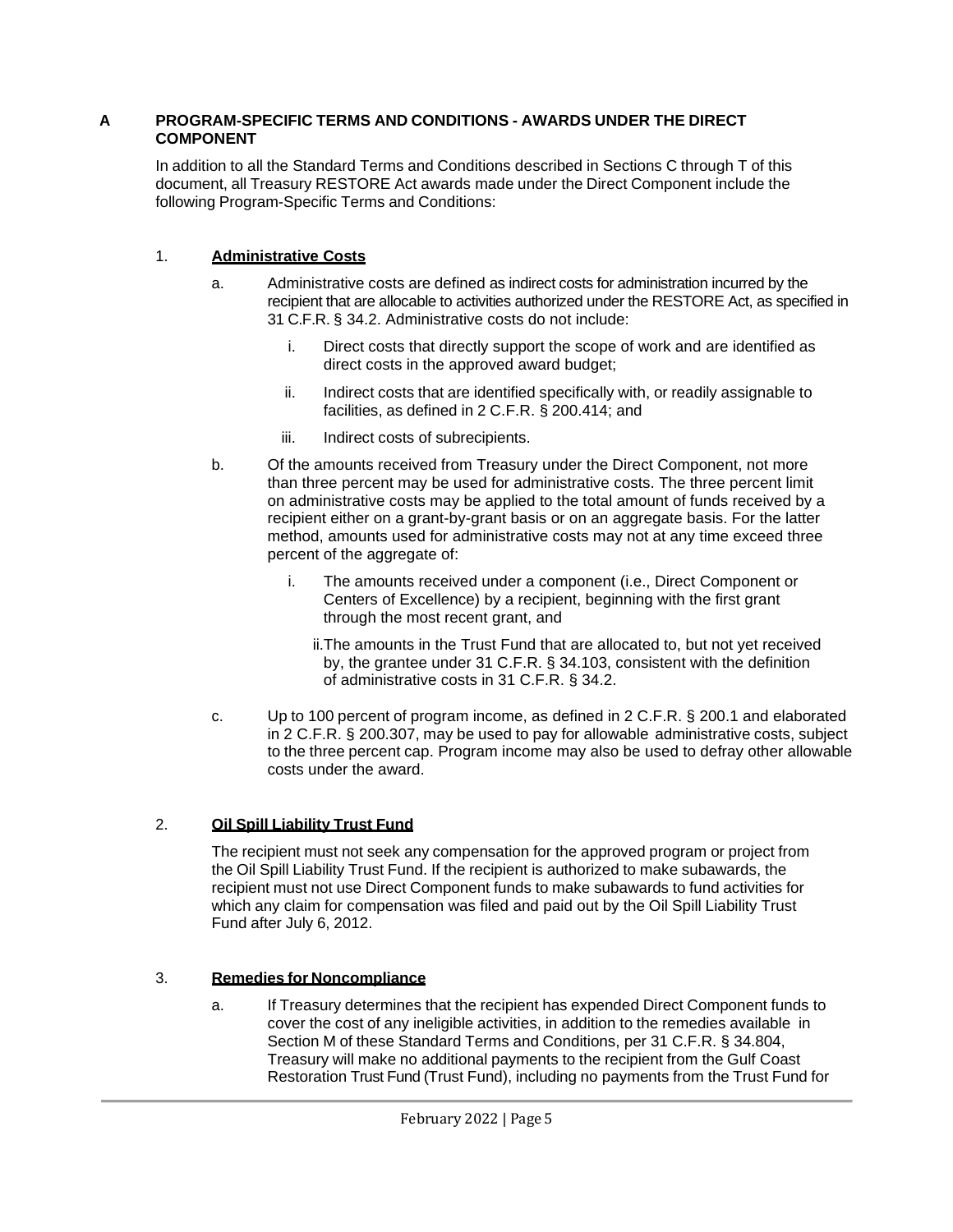## A PROGRAM-SPECIFIC TERMS AND CONDITIONS - AWARDS UNDER THE DIRECT COMPONENT

In addition to all the Standard Terms and Conditions described in Sections C through T of this document, all Treasury RESTORE Act awards made under the Direct Component include the following Program-Specific Terms and Conditions:

### 1. <u>**Administrative Costs**</u>

a. Administrative costs are defined as indirect costs for administration incurred by the recipient that are allocable to activities authorized under the RESTORE Act, as specified in 31 C.F.R. § 34.2. Administrative costs do not include:

   i. Direct costs that directly support the scope of work and are identified as direct costs in the approved award budget;

   ii. Indirect costs that are identified specifically with, or readily assignable to facilities, as defined in 2 C.F.R. § 200.414; and

   iii. Indirect costs of subrecipients.

b. Of the amounts received from Treasury under the Direct Component, not more than three percent may be used for administrative costs. The three percent limit on administrative costs may be applied to the total amount of funds received by a recipient either on a grant-by-grant basis or on an aggregate basis. For the latter method, amounts used for administrative costs may not at any time exceed three percent of the aggregate of:

   i. The amounts received under a component (i.e., Direct Component or Centers of Excellence) by a recipient, beginning with the first grant through the most recent grant, and

   ii. The amounts in the Trust Fund that are allocated to, but not yet received by, the grantee under 31 C.F.R. § 34.103, consistent with the definition of administrative costs in 31 C.F.R. § 34.2.

c. Up to 100 percent of program income, as defined in 2 C.F.R. § 200.1 and elaborated in 2 C.F.R. § 200.307, may be used to pay for allowable administrative costs, subject to the three percent cap. Program income may also be used to defray other allowable costs under the award.

### 2. <u>**Oil Spill Liability Trust Fund**</u>

The recipient must not seek any compensation for the approved program or project from the Oil Spill Liability Trust Fund. If the recipient is authorized to make subawards, the recipient must not use Direct Component funds to make subawards to fund activities for which any claim for compensation was filed and paid out by the Oil Spill Liability Trust Fund after July 6, 2012.

### 3. <u>**Remedies for Noncompliance**</u>

a. If Treasury determines that the recipient has expended Direct Component funds to cover the cost of any ineligible activities, in addition to the remedies available in Section M of these Standard Terms and Conditions, per 31 C.F.R. § 34.804, Treasury will make no additional payments to the recipient from the Gulf Coast Restoration Trust Fund (Trust Fund), including no payments from the Trust Fund for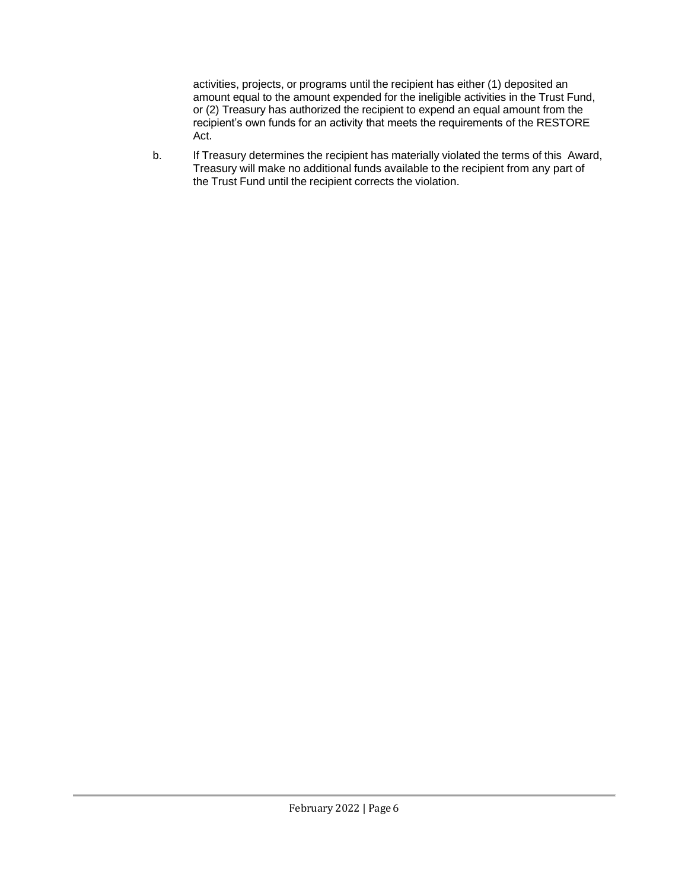activities, projects, or programs until the recipient has either (1) deposited an amount equal to the amount expended for the ineligible activities in the Trust Fund, or (2) Treasury has authorized the recipient to expend an equal amount from the recipient's own funds for an activity that meets the requirements of the RESTORE Act.

b. If Treasury determines the recipient has materially violated the terms of this Award, Treasury will make no additional funds available to the recipient from any part of the Trust Fund until the recipient corrects the violation.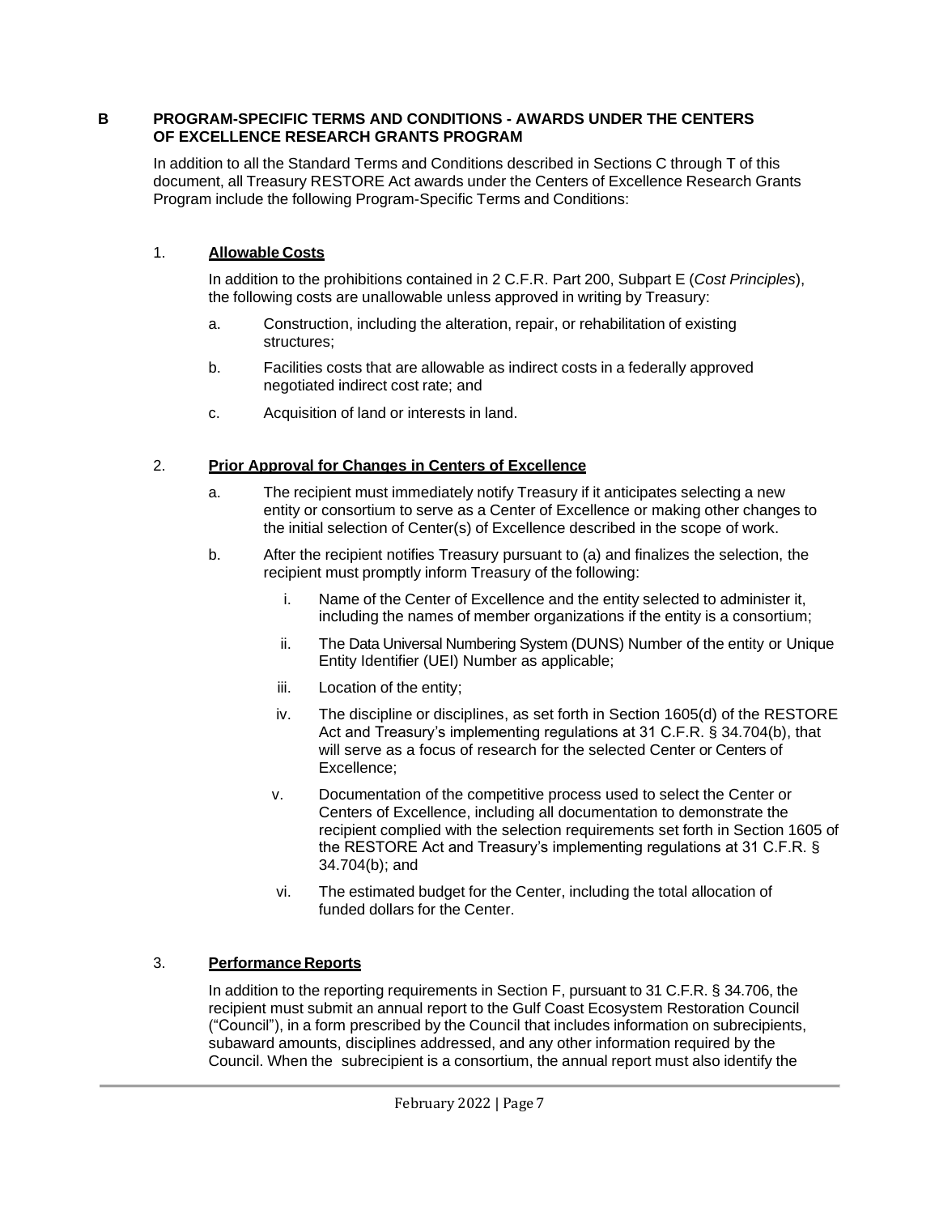## B PROGRAM-SPECIFIC TERMS AND CONDITIONS - AWARDS UNDER THE CENTERS OF EXCELLENCE RESEARCH GRANTS PROGRAM

In addition to all the Standard Terms and Conditions described in Sections C through T of this document, all Treasury RESTORE Act awards under the Centers of Excellence Research Grants Program include the following Program-Specific Terms and Conditions:

### 1. Allowable Costs

In addition to the prohibitions contained in 2 C.F.R. Part 200, Subpart E (*Cost Principles*), the following costs are unallowable unless approved in writing by Treasury:

a. Construction, including the alteration, repair, or rehabilitation of existing structures;

b. Facilities costs that are allowable as indirect costs in a federally approved negotiated indirect cost rate; and

c. Acquisition of land or interests in land.

### 2. Prior Approval for Changes in Centers of Excellence

a. The recipient must immediately notify Treasury if it anticipates selecting a new entity or consortium to serve as a Center of Excellence or making other changes to the initial selection of Center(s) of Excellence described in the scope of work.

b. After the recipient notifies Treasury pursuant to (a) and finalizes the selection, the recipient must promptly inform Treasury of the following:

   i. Name of the Center of Excellence and the entity selected to administer it, including the names of member organizations if the entity is a consortium;

   ii. The Data Universal Numbering System (DUNS) Number of the entity or Unique Entity Identifier (UEI) Number as applicable;

   iii. Location of the entity;

   iv. The discipline or disciplines, as set forth in Section 1605(d) of the RESTORE Act and Treasury's implementing regulations at 31 C.F.R. § 34.704(b), that will serve as a focus of research for the selected Center or Centers of Excellence;

   v. Documentation of the competitive process used to select the Center or Centers of Excellence, including all documentation to demonstrate the recipient complied with the selection requirements set forth in Section 1605 of the RESTORE Act and Treasury's implementing regulations at 31 C.F.R. § 34.704(b); and

   vi. The estimated budget for the Center, including the total allocation of funded dollars for the Center.

### 3. Performance Reports

In addition to the reporting requirements in Section F, pursuant to 31 C.F.R. § 34.706, the recipient must submit an annual report to the Gulf Coast Ecosystem Restoration Council ("Council"), in a form prescribed by the Council that includes information on subrecipients, subaward amounts, disciplines addressed, and any other information required by the Council. When the subrecipient is a consortium, the annual report must also identify the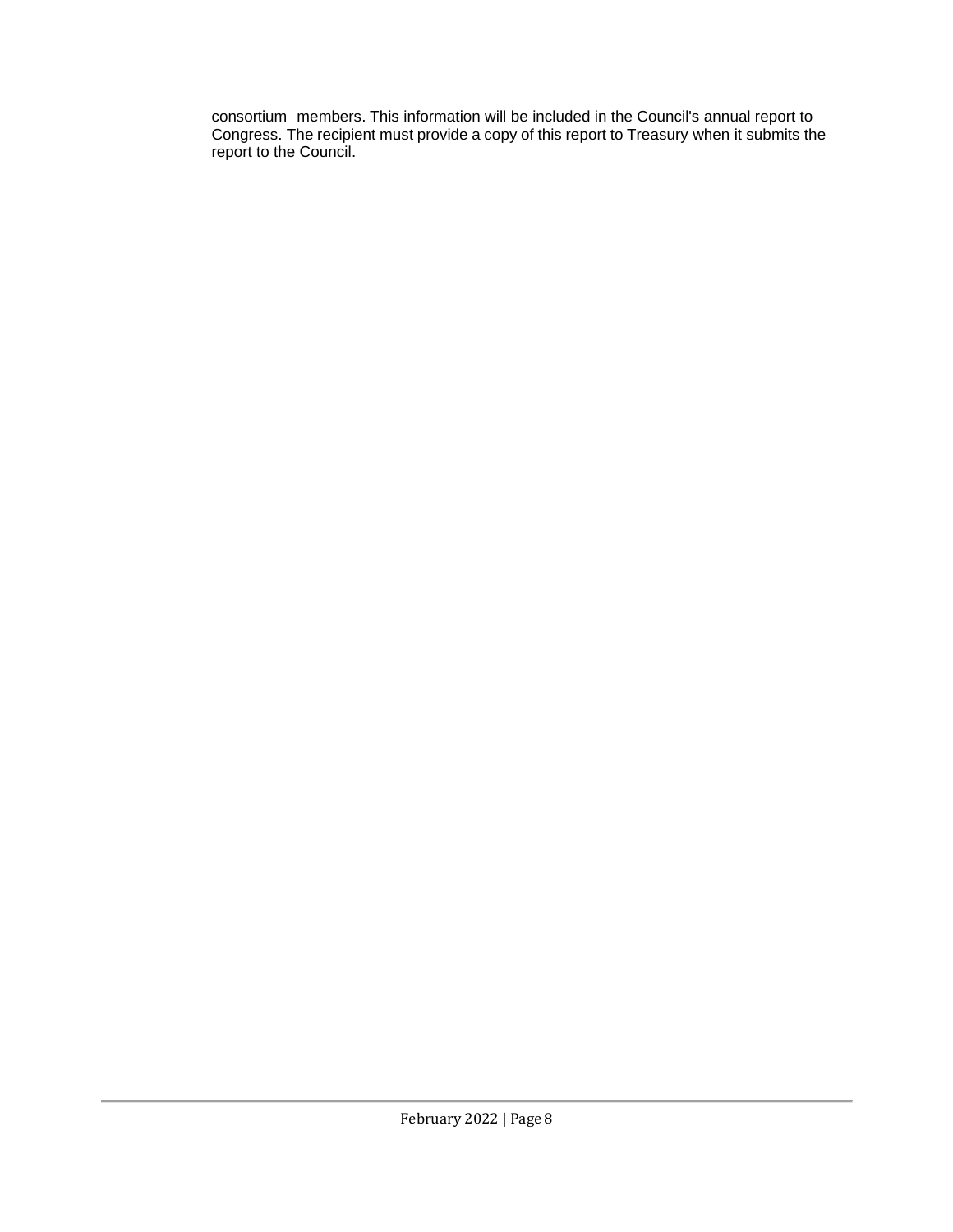consortium members. This information will be included in the Council's annual report to Congress. The recipient must provide a copy of this report to Treasury when it submits the report to the Council.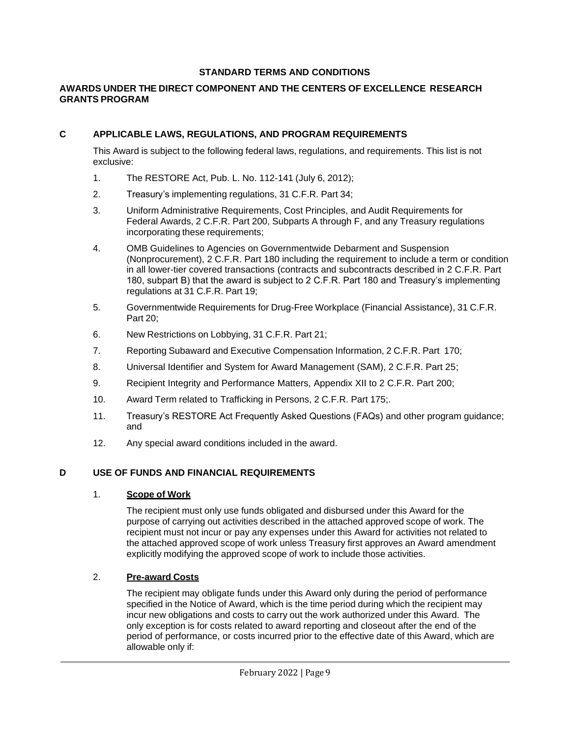**STANDARD TERMS AND CONDITIONS**

**AWARDS UNDER THE DIRECT COMPONENT AND THE CENTERS OF EXCELLENCE RESEARCH GRANTS PROGRAM**

## C APPLICABLE LAWS, REGULATIONS, AND PROGRAM REQUIREMENTS

This Award is subject to the following federal laws, regulations, and requirements. This list is not exclusive:

1. The RESTORE Act, Pub. L. No. 112-141 (July 6, 2012);
2. Treasury's implementing regulations, 31 C.F.R. Part 34;
3. Uniform Administrative Requirements, Cost Principles, and Audit Requirements for Federal Awards, 2 C.F.R. Part 200, Subparts A through F, and any Treasury regulations incorporating these requirements;
4. OMB Guidelines to Agencies on Governmentwide Debarment and Suspension (Nonprocurement), 2 C.F.R. Part 180 including the requirement to include a term or condition in all lower-tier covered transactions (contracts and subcontracts described in 2 C.F.R. Part 180, subpart B) that the award is subject to 2 C.F.R. Part 180 and Treasury's implementing regulations at 31 C.F.R. Part 19;
5. Governmentwide Requirements for Drug-Free Workplace (Financial Assistance), 31 C.F.R. Part 20;
6. New Restrictions on Lobbying, 31 C.F.R. Part 21;
7. Reporting Subaward and Executive Compensation Information, 2 C.F.R. Part 170;
8. Universal Identifier and System for Award Management (SAM), 2 C.F.R. Part 25;
9. Recipient Integrity and Performance Matters, Appendix XII to 2 C.F.R. Part 200;
10. Award Term related to Trafficking in Persons, 2 C.F.R. Part 175;.
11. Treasury's RESTORE Act Frequently Asked Questions (FAQs) and other program guidance; and
12. Any special award conditions included in the award.

## D USE OF FUNDS AND FINANCIAL REQUIREMENTS

### 1. Scope of Work

The recipient must only use funds obligated and disbursed under this Award for the purpose of carrying out activities described in the attached approved scope of work. The recipient must not incur or pay any expenses under this Award for activities not related to the attached approved scope of work unless Treasury first approves an Award amendment explicitly modifying the approved scope of work to include those activities.

### 2. Pre-award Costs

The recipient may obligate funds under this Award only during the period of performance specified in the Notice of Award, which is the time period during which the recipient may incur new obligations and costs to carry out the work authorized under this Award. The only exception is for costs related to award reporting and closeout after the end of the period of performance, or costs incurred prior to the effective date of this Award, which are allowable only if: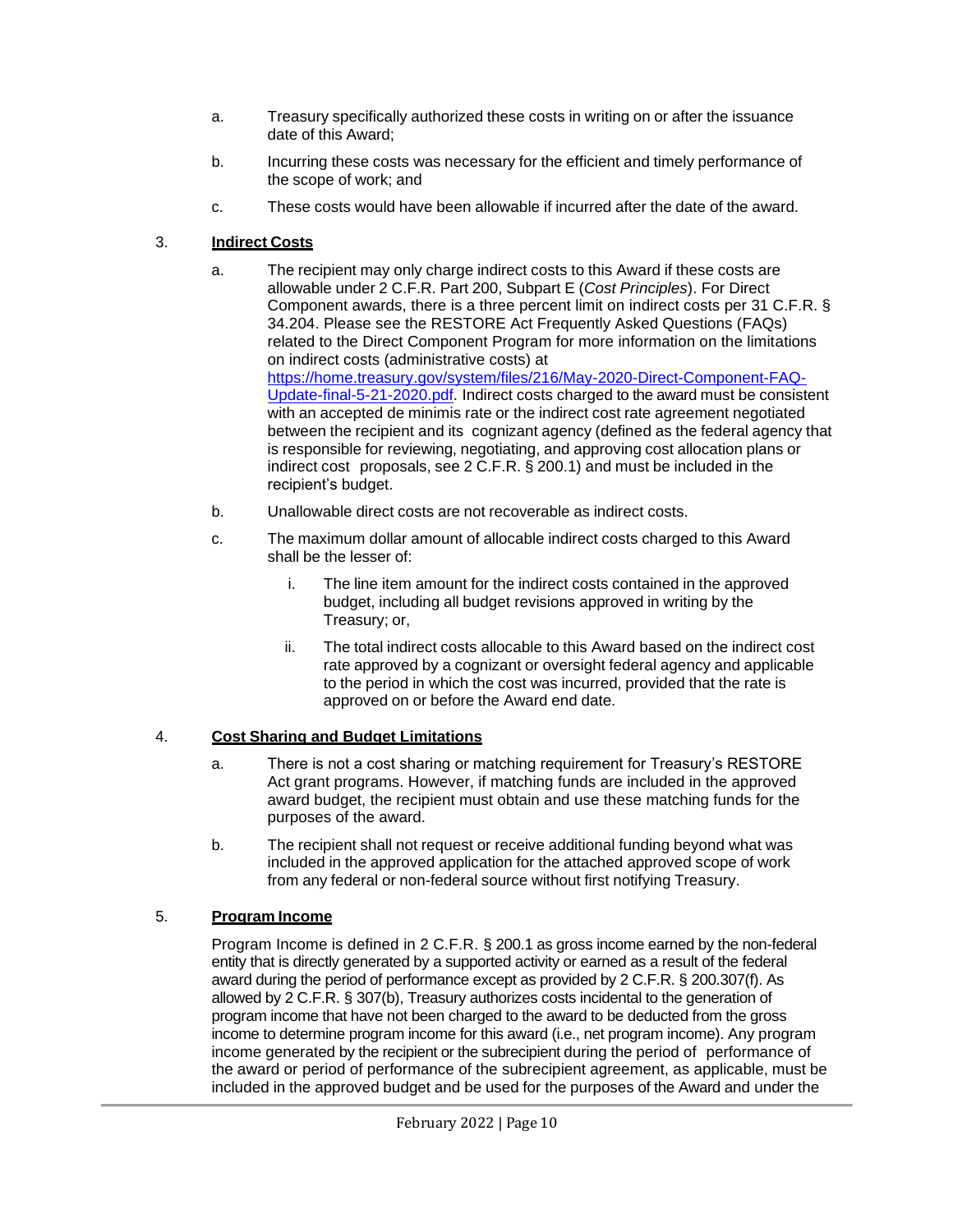a. Treasury specifically authorized these costs in writing on or after the issuance date of this Award;

b. Incurring these costs was necessary for the efficient and timely performance of the scope of work; and

c. These costs would have been allowable if incurred after the date of the award.

3. **Indirect Costs**

a. The recipient may only charge indirect costs to this Award if these costs are allowable under 2 C.F.R. Part 200, Subpart E (*Cost Principles*). For Direct Component awards, there is a three percent limit on indirect costs per 31 C.F.R. § 34.204. Please see the RESTORE Act Frequently Asked Questions (FAQs) related to the Direct Component Program for more information on the limitations on indirect costs (administrative costs) at [https://home.treasury.gov/system/files/216/May-2020-Direct-Component-FAQ-Update-final-5-21-2020.pdf](https://home.treasury.gov/system/files/216/May-2020-Direct-Component-FAQ-Update-final-5-21-2020.pdf). Indirect costs charged to the award must be consistent with an accepted de minimis rate or the indirect cost rate agreement negotiated between the recipient and its cognizant agency (defined as the federal agency that is responsible for reviewing, negotiating, and approving cost allocation plans or indirect cost proposals, see 2 C.F.R. § 200.1) and must be included in the recipient's budget.

b. Unallowable direct costs are not recoverable as indirect costs.

c. The maximum dollar amount of allocable indirect costs charged to this Award shall be the lesser of:

   i. The line item amount for the indirect costs contained in the approved budget, including all budget revisions approved in writing by the Treasury; or,

   ii. The total indirect costs allocable to this Award based on the indirect cost rate approved by a cognizant or oversight federal agency and applicable to the period in which the cost was incurred, provided that the rate is approved on or before the Award end date.

4. **Cost Sharing and Budget Limitations**

a. There is not a cost sharing or matching requirement for Treasury's RESTORE Act grant programs. However, if matching funds are included in the approved award budget, the recipient must obtain and use these matching funds for the purposes of the award.

b. The recipient shall not request or receive additional funding beyond what was included in the approved application for the attached approved scope of work from any federal or non-federal source without first notifying Treasury.

5. **Program Income**

Program Income is defined in 2 C.F.R. § 200.1 as gross income earned by the non-federal entity that is directly generated by a supported activity or earned as a result of the federal award during the period of performance except as provided by 2 C.F.R. § 200.307(f). As allowed by 2 C.F.R. § 307(b), Treasury authorizes costs incidental to the generation of program income that have not been charged to the award to be deducted from the gross income to determine program income for this award (i.e., net program income). Any program income generated by the recipient or the subrecipient during the period of performance of the award or period of performance of the subrecipient agreement, as applicable, must be included in the approved budget and be used for the purposes of the Award and under the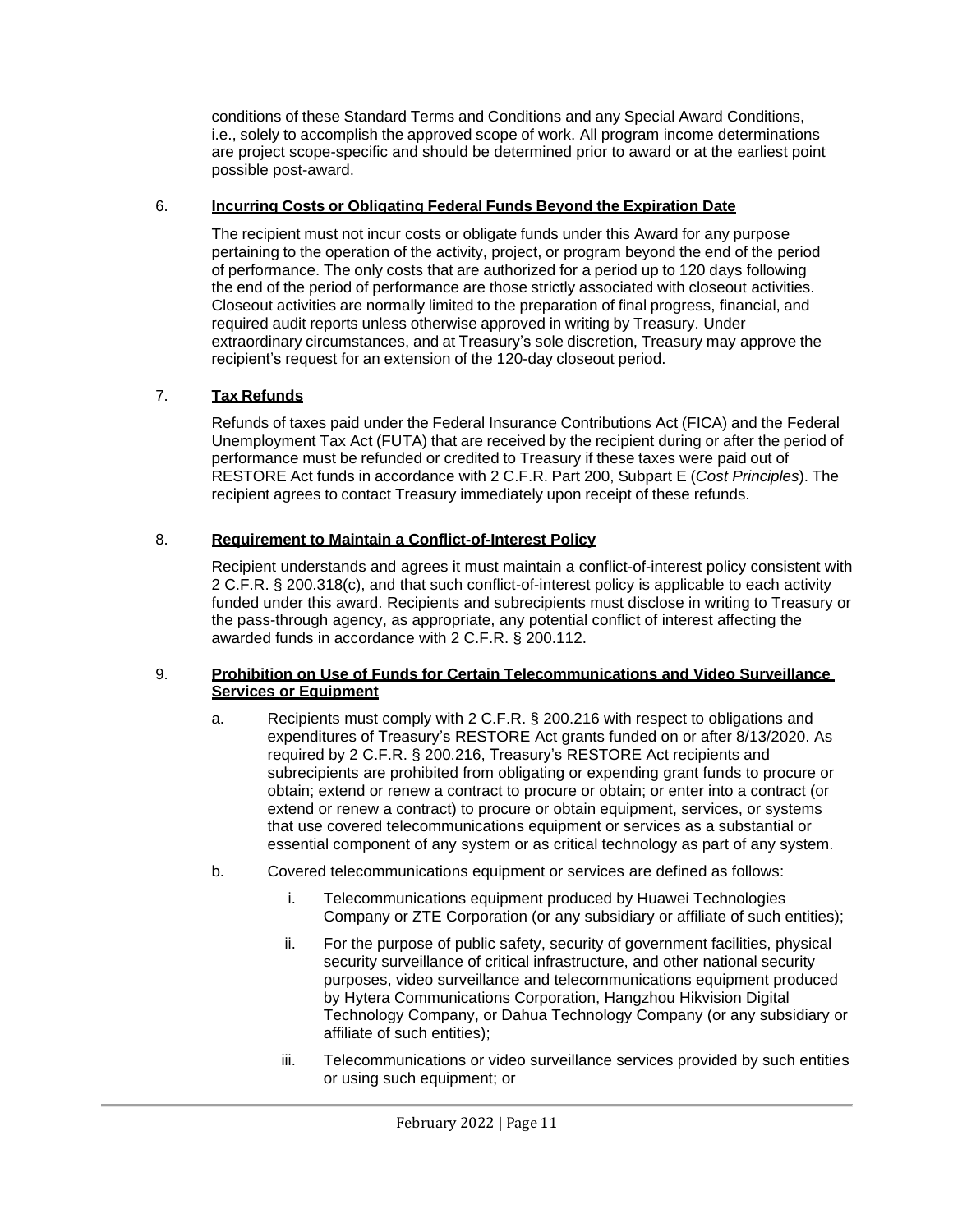conditions of these Standard Terms and Conditions and any Special Award Conditions, i.e., solely to accomplish the approved scope of work. All program income determinations are project scope-specific and should be determined prior to award or at the earliest point possible post-award.

6. **Incurring Costs or Obligating Federal Funds Beyond the Expiration Date**

The recipient must not incur costs or obligate funds under this Award for any purpose pertaining to the operation of the activity, project, or program beyond the end of the period of performance. The only costs that are authorized for a period up to 120 days following the end of the period of performance are those strictly associated with closeout activities. Closeout activities are normally limited to the preparation of final progress, financial, and required audit reports unless otherwise approved in writing by Treasury. Under extraordinary circumstances, and at Treasury's sole discretion, Treasury may approve the recipient's request for an extension of the 120-day closeout period.

7. **Tax Refunds**

Refunds of taxes paid under the Federal Insurance Contributions Act (FICA) and the Federal Unemployment Tax Act (FUTA) that are received by the recipient during or after the period of performance must be refunded or credited to Treasury if these taxes were paid out of RESTORE Act funds in accordance with 2 C.F.R. Part 200, Subpart E (*Cost Principles*). The recipient agrees to contact Treasury immediately upon receipt of these refunds.

8. **Requirement to Maintain a Conflict-of-Interest Policy**

Recipient understands and agrees it must maintain a conflict-of-interest policy consistent with 2 C.F.R. § 200.318(c), and that such conflict-of-interest policy is applicable to each activity funded under this award. Recipients and subrecipients must disclose in writing to Treasury or the pass-through agency, as appropriate, any potential conflict of interest affecting the awarded funds in accordance with 2 C.F.R. § 200.112.

9. **Prohibition on Use of Funds for Certain Telecommunications and Video Surveillance Services or Equipment**

   a. Recipients must comply with 2 C.F.R. § 200.216 with respect to obligations and expenditures of Treasury's RESTORE Act grants funded on or after 8/13/2020. As required by 2 C.F.R. § 200.216, Treasury's RESTORE Act recipients and subrecipients are prohibited from obligating or expending grant funds to procure or obtain; extend or renew a contract to procure or obtain; or enter into a contract (or extend or renew a contract) to procure or obtain equipment, services, or systems that use covered telecommunications equipment or services as a substantial or essential component of any system or as critical technology as part of any system.

   b. Covered telecommunications equipment or services are defined as follows:

      i. Telecommunications equipment produced by Huawei Technologies Company or ZTE Corporation (or any subsidiary or affiliate of such entities);

      ii. For the purpose of public safety, security of government facilities, physical security surveillance of critical infrastructure, and other national security purposes, video surveillance and telecommunications equipment produced by Hytera Communications Corporation, Hangzhou Hikvision Digital Technology Company, or Dahua Technology Company (or any subsidiary or affiliate of such entities);

      iii. Telecommunications or video surveillance services provided by such entities or using such equipment; or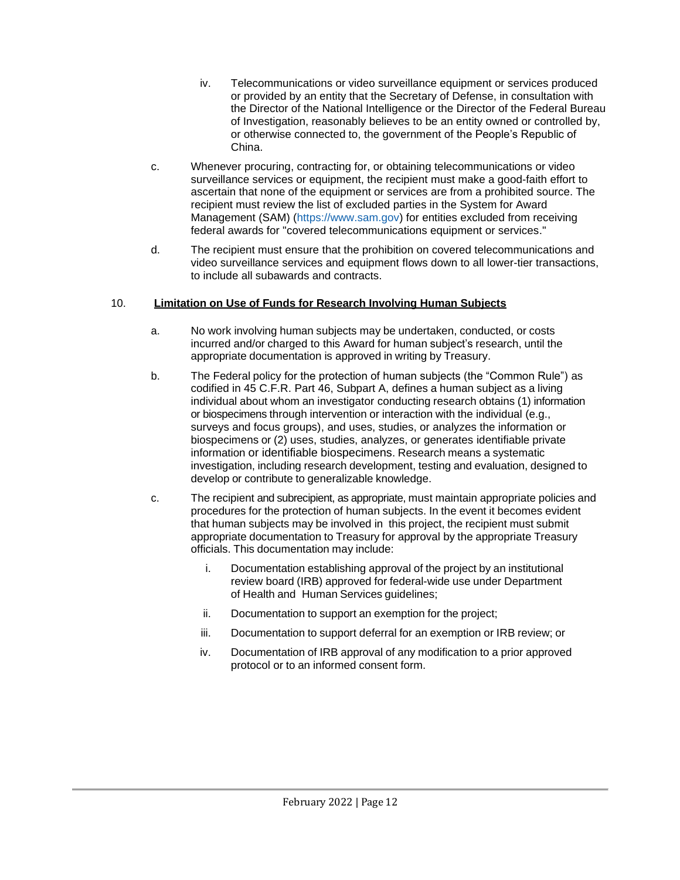iv. Telecommunications or video surveillance equipment or services produced or provided by an entity that the Secretary of Defense, in consultation with the Director of the National Intelligence or the Director of the Federal Bureau of Investigation, reasonably believes to be an entity owned or controlled by, or otherwise connected to, the government of the People's Republic of China.

c. Whenever procuring, contracting for, or obtaining telecommunications or video surveillance services or equipment, the recipient must make a good-faith effort to ascertain that none of the equipment or services are from a prohibited source. The recipient must review the list of excluded parties in the System for Award Management (SAM) (https://www.sam.gov) for entities excluded from receiving federal awards for "covered telecommunications equipment or services."

d. The recipient must ensure that the prohibition on covered telecommunications and video surveillance services and equipment flows down to all lower-tier transactions, to include all subawards and contracts.

## 10. <u>Limitation on Use of Funds for Research Involving Human Subjects</u>

a. No work involving human subjects may be undertaken, conducted, or costs incurred and/or charged to this Award for human subject's research, until the appropriate documentation is approved in writing by Treasury.

b. The Federal policy for the protection of human subjects (the "Common Rule") as codified in 45 C.F.R. Part 46, Subpart A, defines a human subject as a living individual about whom an investigator conducting research obtains (1) information or biospecimens through intervention or interaction with the individual (e.g., surveys and focus groups), and uses, studies, or analyzes the information or biospecimens or (2) uses, studies, analyzes, or generates identifiable private information or identifiable biospecimens. Research means a systematic investigation, including research development, testing and evaluation, designed to develop or contribute to generalizable knowledge.

c. The recipient and subrecipient, as appropriate, must maintain appropriate policies and procedures for the protection of human subjects. In the event it becomes evident that human subjects may be involved in this project, the recipient must submit appropriate documentation to Treasury for approval by the appropriate Treasury officials. This documentation may include:

   i. Documentation establishing approval of the project by an institutional review board (IRB) approved for federal-wide use under Department of Health and Human Services guidelines;

   ii. Documentation to support an exemption for the project;

   iii. Documentation to support deferral for an exemption or IRB review; or

   iv. Documentation of IRB approval of any modification to a prior approved protocol or to an informed consent form.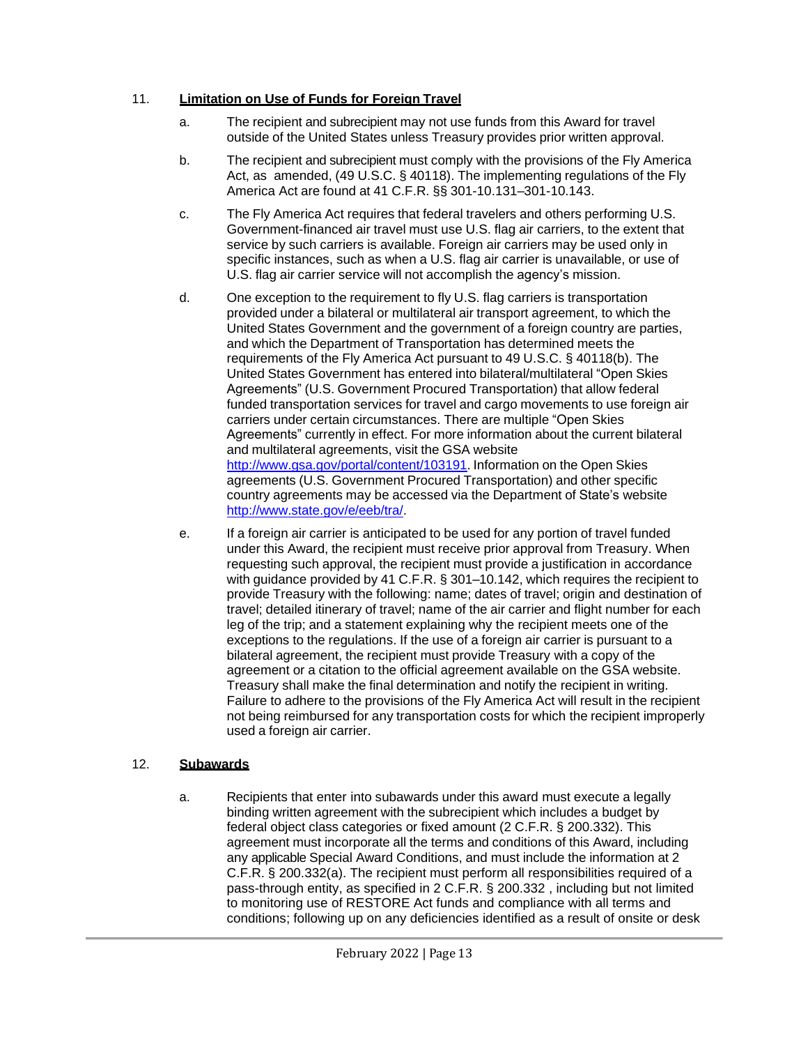11. **Limitation on Use of Funds for Foreign Travel**

   a. The recipient and subrecipient may not use funds from this Award for travel outside of the United States unless Treasury provides prior written approval.

   b. The recipient and subrecipient must comply with the provisions of the Fly America Act, as amended, (49 U.S.C. § 40118). The implementing regulations of the Fly America Act are found at 41 C.F.R. §§ 301-10.131–301-10.143.

   c. The Fly America Act requires that federal travelers and others performing U.S. Government-financed air travel must use U.S. flag air carriers, to the extent that service by such carriers is available. Foreign air carriers may be used only in specific instances, such as when a U.S. flag air carrier is unavailable, or use of U.S. flag air carrier service will not accomplish the agency's mission.

   d. One exception to the requirement to fly U.S. flag carriers is transportation provided under a bilateral or multilateral air transport agreement, to which the United States Government and the government of a foreign country are parties, and which the Department of Transportation has determined meets the requirements of the Fly America Act pursuant to 49 U.S.C. § 40118(b). The United States Government has entered into bilateral/multilateral "Open Skies Agreements" (U.S. Government Procured Transportation) that allow federal funded transportation services for travel and cargo movements to use foreign air carriers under certain circumstances. There are multiple "Open Skies Agreements" currently in effect. For more information about the current bilateral and multilateral agreements, visit the GSA website http://www.gsa.gov/portal/content/103191. Information on the Open Skies agreements (U.S. Government Procured Transportation) and other specific country agreements may be accessed via the Department of State's website http://www.state.gov/e/eeb/tra/.

   e. If a foreign air carrier is anticipated to be used for any portion of travel funded under this Award, the recipient must receive prior approval from Treasury. When requesting such approval, the recipient must provide a justification in accordance with guidance provided by 41 C.F.R. § 301–10.142, which requires the recipient to provide Treasury with the following: name; dates of travel; origin and destination of travel; detailed itinerary of travel; name of the air carrier and flight number for each leg of the trip; and a statement explaining why the recipient meets one of the exceptions to the regulations. If the use of a foreign air carrier is pursuant to a bilateral agreement, the recipient must provide Treasury with a copy of the agreement or a citation to the official agreement available on the GSA website. Treasury shall make the final determination and notify the recipient in writing. Failure to adhere to the provisions of the Fly America Act will result in the recipient not being reimbursed for any transportation costs for which the recipient improperly used a foreign air carrier.

12. **Subawards**

   a. Recipients that enter into subawards under this award must execute a legally binding written agreement with the subrecipient which includes a budget by federal object class categories or fixed amount (2 C.F.R. § 200.332). This agreement must incorporate all the terms and conditions of this Award, including any applicable Special Award Conditions, and must include the information at 2 C.F.R. § 200.332(a). The recipient must perform all responsibilities required of a pass-through entity, as specified in 2 C.F.R. § 200.332 , including but not limited to monitoring use of RESTORE Act funds and compliance with all terms and conditions; following up on any deficiencies identified as a result of onsite or desk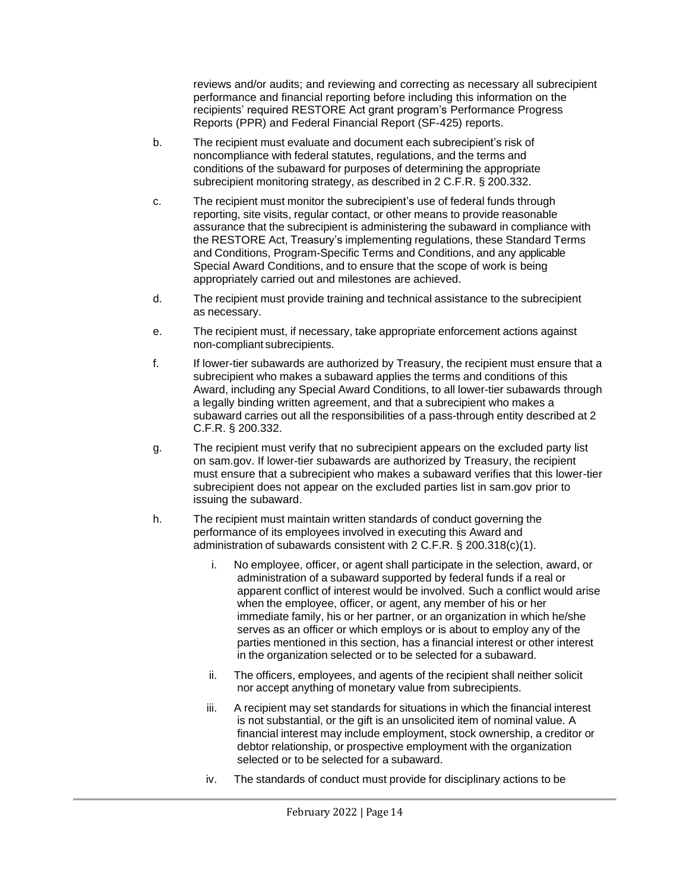reviews and/or audits; and reviewing and correcting as necessary all subrecipient performance and financial reporting before including this information on the recipients' required RESTORE Act grant program's Performance Progress Reports (PPR) and Federal Financial Report (SF-425) reports.

b. The recipient must evaluate and document each subrecipient's risk of noncompliance with federal statutes, regulations, and the terms and conditions of the subaward for purposes of determining the appropriate subrecipient monitoring strategy, as described in 2 C.F.R. § 200.332.

c. The recipient must monitor the subrecipient's use of federal funds through reporting, site visits, regular contact, or other means to provide reasonable assurance that the subrecipient is administering the subaward in compliance with the RESTORE Act, Treasury's implementing regulations, these Standard Terms and Conditions, Program-Specific Terms and Conditions, and any applicable Special Award Conditions, and to ensure that the scope of work is being appropriately carried out and milestones are achieved.

d. The recipient must provide training and technical assistance to the subrecipient as necessary.

e. The recipient must, if necessary, take appropriate enforcement actions against non-compliant subrecipients.

f. If lower-tier subawards are authorized by Treasury, the recipient must ensure that a subrecipient who makes a subaward applies the terms and conditions of this Award, including any Special Award Conditions, to all lower-tier subawards through a legally binding written agreement, and that a subrecipient who makes a subaward carries out all the responsibilities of a pass-through entity described at 2 C.F.R. § 200.332.

g. The recipient must verify that no subrecipient appears on the excluded party list on sam.gov. If lower-tier subawards are authorized by Treasury, the recipient must ensure that a subrecipient who makes a subaward verifies that this lower-tier subrecipient does not appear on the excluded parties list in sam.gov prior to issuing the subaward.

h. The recipient must maintain written standards of conduct governing the performance of its employees involved in executing this Award and administration of subawards consistent with 2 C.F.R. § 200.318(c)(1).

   i. No employee, officer, or agent shall participate in the selection, award, or administration of a subaward supported by federal funds if a real or apparent conflict of interest would be involved. Such a conflict would arise when the employee, officer, or agent, any member of his or her immediate family, his or her partner, or an organization in which he/she serves as an officer or which employs or is about to employ any of the parties mentioned in this section, has a financial interest or other interest in the organization selected or to be selected for a subaward.

   ii. The officers, employees, and agents of the recipient shall neither solicit nor accept anything of monetary value from subrecipients.

   iii. A recipient may set standards for situations in which the financial interest is not substantial, or the gift is an unsolicited item of nominal value. A financial interest may include employment, stock ownership, a creditor or debtor relationship, or prospective employment with the organization selected or to be selected for a subaward.

   iv. The standards of conduct must provide for disciplinary actions to be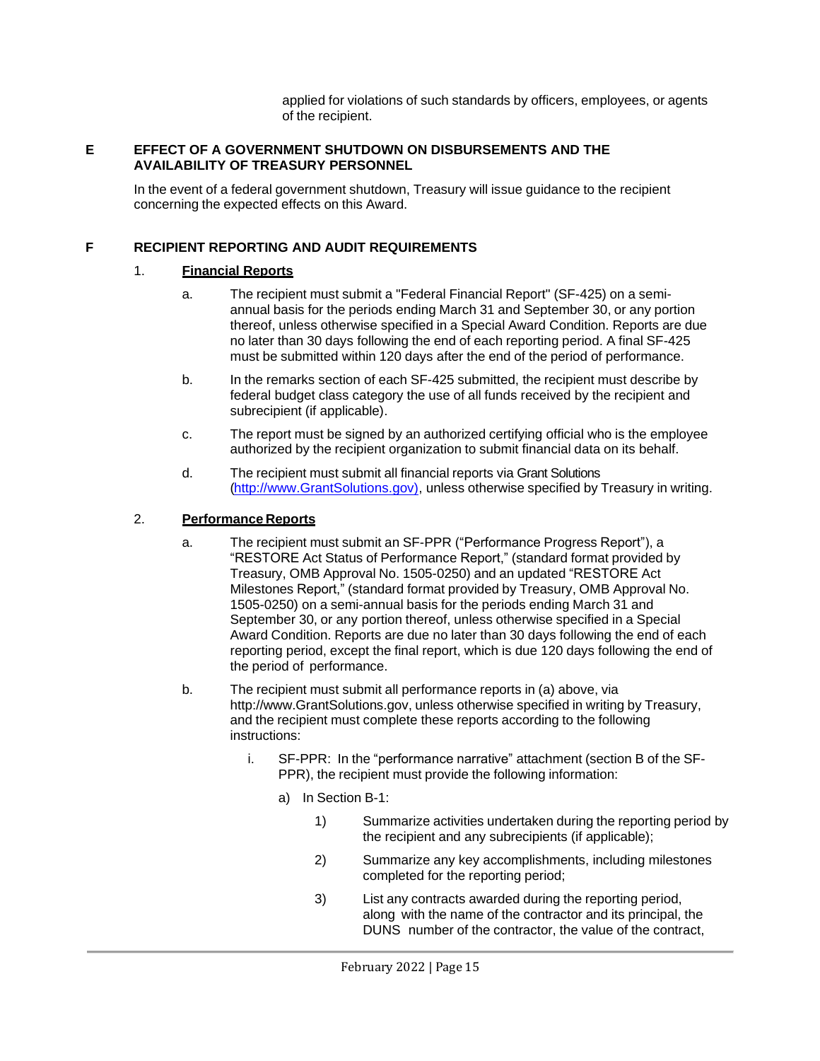applied for violations of such standards by officers, employees, or agents of the recipient.

## E EFFECT OF A GOVERNMENT SHUTDOWN ON DISBURSEMENTS AND THE AVAILABILITY OF TREASURY PERSONNEL

In the event of a federal government shutdown, Treasury will issue guidance to the recipient concerning the expected effects on this Award.

## F RECIPIENT REPORTING AND AUDIT REQUIREMENTS

### 1. Financial Reports

a. The recipient must submit a "Federal Financial Report" (SF-425) on a semi-annual basis for the periods ending March 31 and September 30, or any portion thereof, unless otherwise specified in a Special Award Condition. Reports are due no later than 30 days following the end of each reporting period. A final SF-425 must be submitted within 120 days after the end of the period of performance.

b. In the remarks section of each SF-425 submitted, the recipient must describe by federal budget class category the use of all funds received by the recipient and subrecipient (if applicable).

c. The report must be signed by an authorized certifying official who is the employee authorized by the recipient organization to submit financial data on its behalf.

d. The recipient must submit all financial reports via Grant Solutions (http://www.GrantSolutions.gov), unless otherwise specified by Treasury in writing.

### 2. Performance Reports

a. The recipient must submit an SF-PPR ("Performance Progress Report"), a "RESTORE Act Status of Performance Report," (standard format provided by Treasury, OMB Approval No. 1505-0250) and an updated "RESTORE Act Milestones Report," (standard format provided by Treasury, OMB Approval No. 1505-0250) on a semi-annual basis for the periods ending March 31 and September 30, or any portion thereof, unless otherwise specified in a Special Award Condition. Reports are due no later than 30 days following the end of each reporting period, except the final report, which is due 120 days following the end of the period of performance.

b. The recipient must submit all performance reports in (a) above, via http://www.GrantSolutions.gov, unless otherwise specified in writing by Treasury, and the recipient must complete these reports according to the following instructions:

   i. SF-PPR: In the "performance narrative" attachment (section B of the SF-PPR), the recipient must provide the following information:

      a) In Section B-1:

         1) Summarize activities undertaken during the reporting period by the recipient and any subrecipients (if applicable);

         2) Summarize any key accomplishments, including milestones completed for the reporting period;

         3) List any contracts awarded during the reporting period, along with the name of the contractor and its principal, the DUNS number of the contractor, the value of the contract,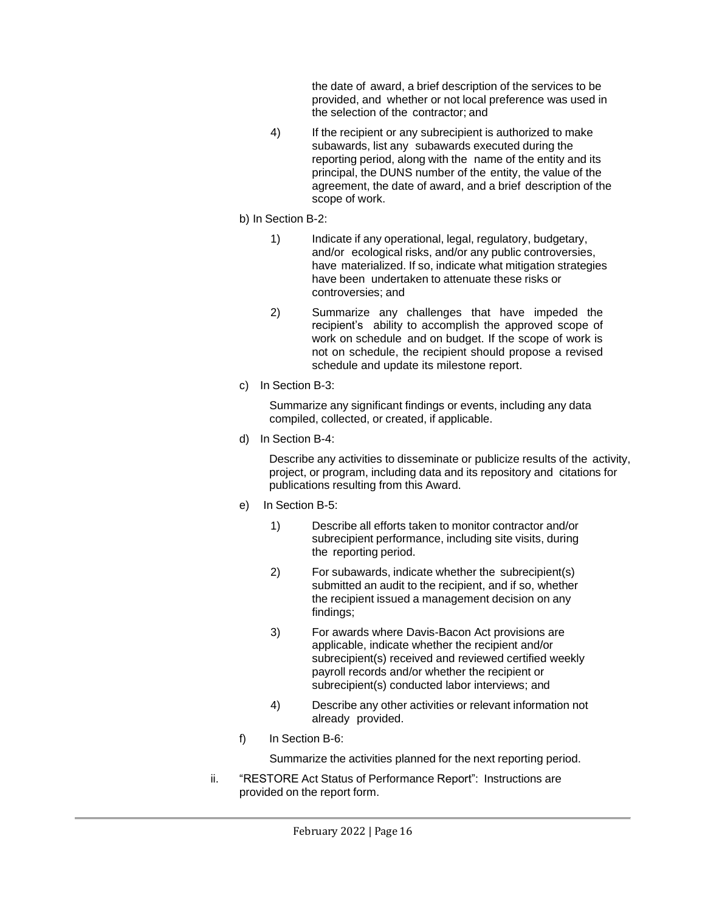the date of award, a brief description of the services to be provided, and whether or not local preference was used in the selection of the contractor; and

4) If the recipient or any subrecipient is authorized to make subawards, list any subawards executed during the reporting period, along with the name of the entity and its principal, the DUNS number of the entity, the value of the agreement, the date of award, and a brief description of the scope of work.

b) In Section B-2:

1) Indicate if any operational, legal, regulatory, budgetary, and/or ecological risks, and/or any public controversies, have materialized. If so, indicate what mitigation strategies have been undertaken to attenuate these risks or controversies; and

2) Summarize any challenges that have impeded the recipient's ability to accomplish the approved scope of work on schedule and on budget. If the scope of work is not on schedule, the recipient should propose a revised schedule and update its milestone report.

c) In Section B-3:

Summarize any significant findings or events, including any data compiled, collected, or created, if applicable.

d) In Section B-4:

Describe any activities to disseminate or publicize results of the activity, project, or program, including data and its repository and citations for publications resulting from this Award.

e) In Section B-5:

1) Describe all efforts taken to monitor contractor and/or subrecipient performance, including site visits, during the reporting period.

2) For subawards, indicate whether the subrecipient(s) submitted an audit to the recipient, and if so, whether the recipient issued a management decision on any findings;

3) For awards where Davis-Bacon Act provisions are applicable, indicate whether the recipient and/or subrecipient(s) received and reviewed certified weekly payroll records and/or whether the recipient or subrecipient(s) conducted labor interviews; and

4) Describe any other activities or relevant information not already provided.

f) In Section B-6:

Summarize the activities planned for the next reporting period.

ii. "RESTORE Act Status of Performance Report": Instructions are provided on the report form.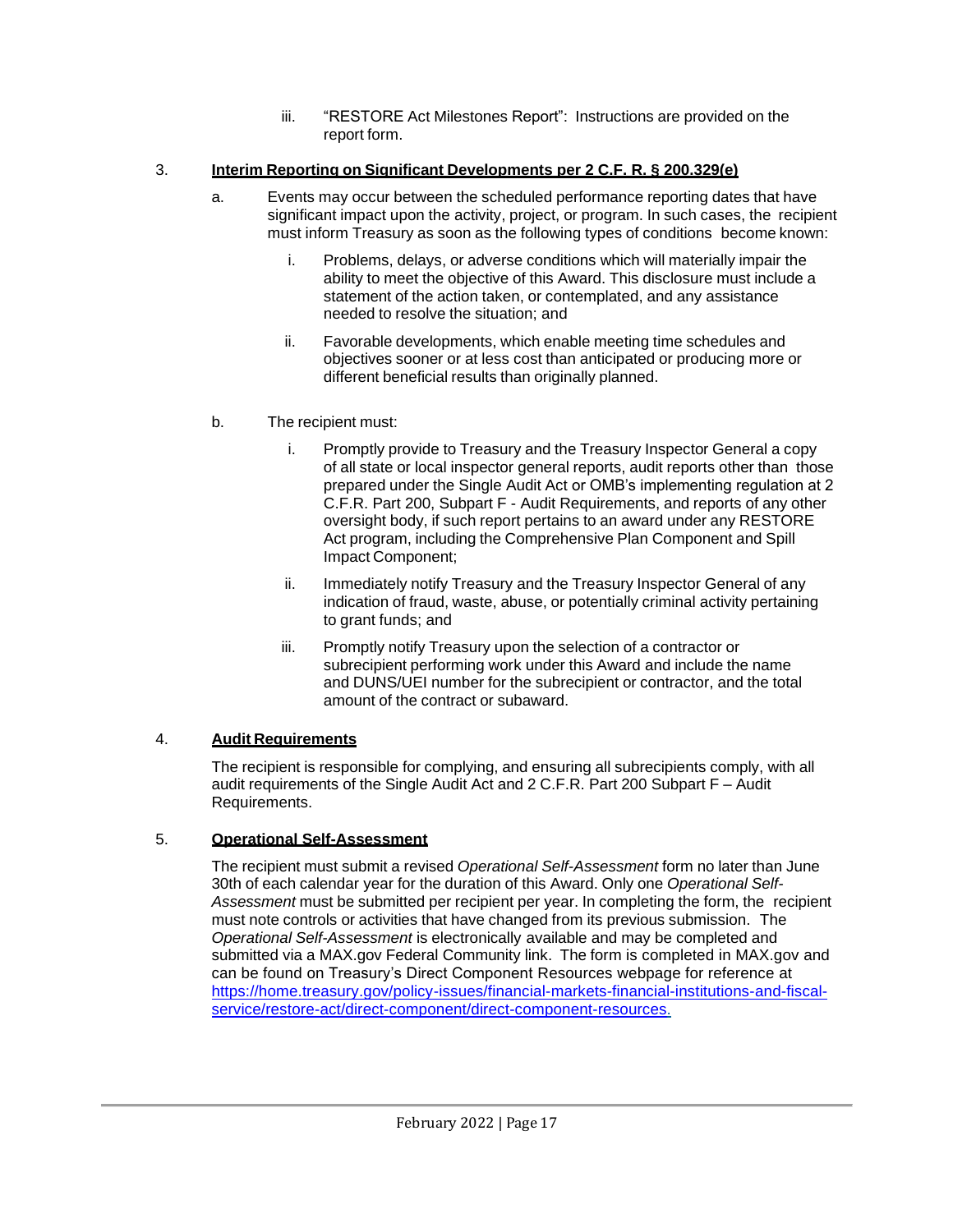iii. "RESTORE Act Milestones Report": Instructions are provided on the report form.

3. **Interim Reporting on Significant Developments per 2 C.F.R. § 200.329(e)**

   a. Events may occur between the scheduled performance reporting dates that have significant impact upon the activity, project, or program. In such cases, the recipient must inform Treasury as soon as the following types of conditions become known:

      i. Problems, delays, or adverse conditions which will materially impair the ability to meet the objective of this Award. This disclosure must include a statement of the action taken, or contemplated, and any assistance needed to resolve the situation; and

      ii. Favorable developments, which enable meeting time schedules and objectives sooner or at less cost than anticipated or producing more or different beneficial results than originally planned.

   b. The recipient must:

      i. Promptly provide to Treasury and the Treasury Inspector General a copy of all state or local inspector general reports, audit reports other than those prepared under the Single Audit Act or OMB's implementing regulation at 2 C.F.R. Part 200, Subpart F - Audit Requirements, and reports of any other oversight body, if such report pertains to an award under any RESTORE Act program, including the Comprehensive Plan Component and Spill Impact Component;

      ii. Immediately notify Treasury and the Treasury Inspector General of any indication of fraud, waste, abuse, or potentially criminal activity pertaining to grant funds; and

      iii. Promptly notify Treasury upon the selection of a contractor or subrecipient performing work under this Award and include the name and DUNS/UEI number for the subrecipient or contractor, and the total amount of the contract or subaward.

4. **Audit Requirements**

   The recipient is responsible for complying, and ensuring all subrecipients comply, with all audit requirements of the Single Audit Act and 2 C.F.R. Part 200 Subpart F – Audit Requirements.

5. **Operational Self-Assessment**

   The recipient must submit a revised *Operational Self-Assessment* form no later than June 30th of each calendar year for the duration of this Award. Only one *Operational Self-Assessment* must be submitted per recipient per year. In completing the form, the recipient must note controls or activities that have changed from its previous submission. The *Operational Self-Assessment* is electronically available and may be completed and submitted via a MAX.gov Federal Community link. The form is completed in MAX.gov and can be found on Treasury's Direct Component Resources webpage for reference at https://home.treasury.gov/policy-issues/financial-markets-financial-institutions-and-fiscal-service/restore-act/direct-component/direct-component-resources.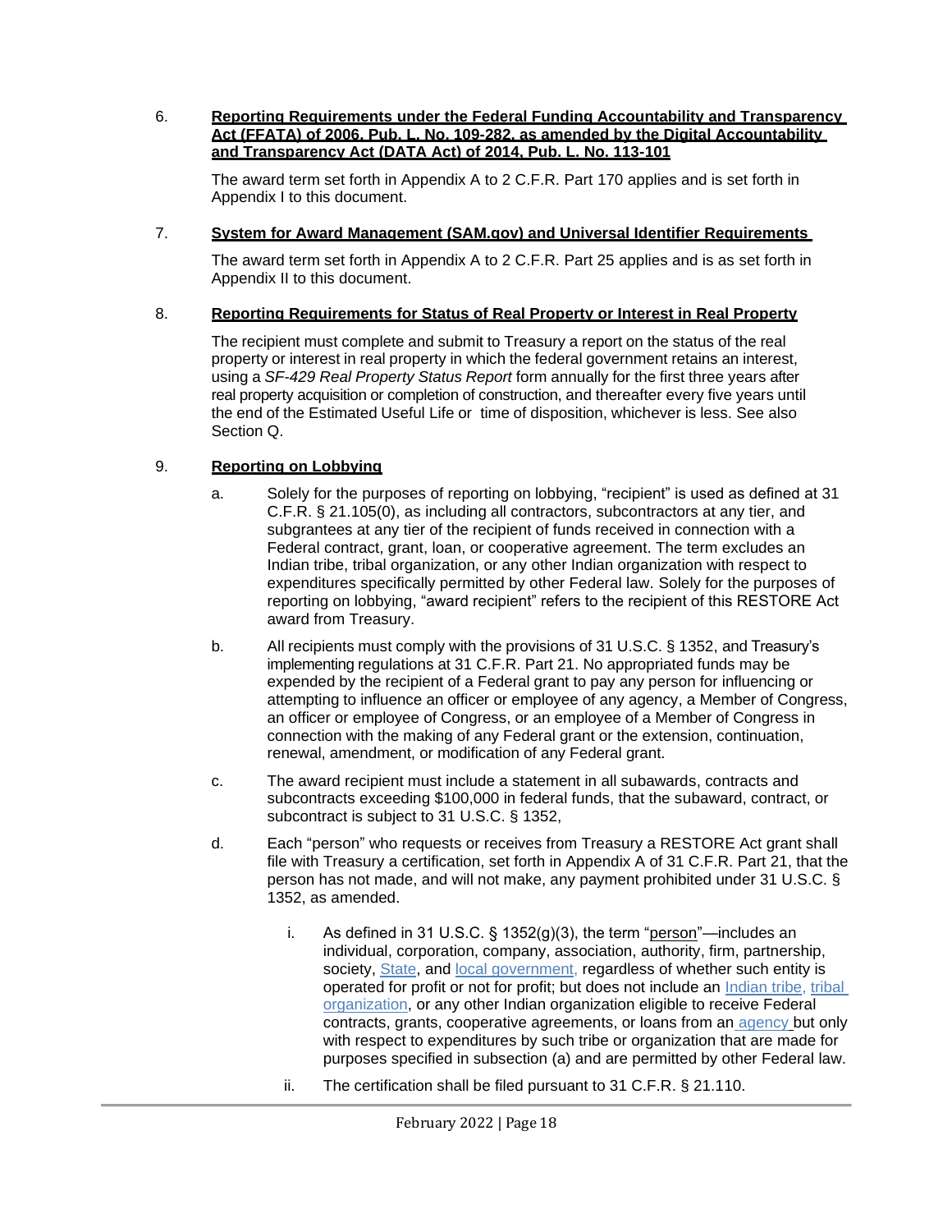6. **Reporting Requirements under the Federal Funding Accountability and Transparency Act (FFATA) of 2006, Pub. L. No. 109-282, as amended by the Digital Accountability and Transparency Act (DATA Act) of 2014, Pub. L. No. 113-101**

   The award term set forth in Appendix A to 2 C.F.R. Part 170 applies and is set forth in Appendix I to this document.

7. **System for Award Management (SAM.gov) and Universal Identifier Requirements**

   The award term set forth in Appendix A to 2 C.F.R. Part 25 applies and is as set forth in Appendix II to this document.

8. **Reporting Requirements for Status of Real Property or Interest in Real Property**

   The recipient must complete and submit to Treasury a report on the status of the real property or interest in real property in which the federal government retains an interest, using a *SF-429 Real Property Status Report* form annually for the first three years after real property acquisition or completion of construction, and thereafter every five years until the end of the Estimated Useful Life or time of disposition, whichever is less. See also Section Q.

9. **Reporting on Lobbying**

   a. Solely for the purposes of reporting on lobbying, "recipient" is used as defined at 31 C.F.R. § 21.105(0), as including all contractors, subcontractors at any tier, and subgrantees at any tier of the recipient of funds received in connection with a Federal contract, grant, loan, or cooperative agreement. The term excludes an Indian tribe, tribal organization, or any other Indian organization with respect to expenditures specifically permitted by other Federal law. Solely for the purposes of reporting on lobbying, "award recipient" refers to the recipient of this RESTORE Act award from Treasury.

   b. All recipients must comply with the provisions of 31 U.S.C. § 1352, and Treasury's implementing regulations at 31 C.F.R. Part 21. No appropriated funds may be expended by the recipient of a Federal grant to pay any person for influencing or attempting to influence an officer or employee of any agency, a Member of Congress, an officer or employee of Congress, or an employee of a Member of Congress in connection with the making of any Federal grant or the extension, continuation, renewal, amendment, or modification of any Federal grant.

   c. The award recipient must include a statement in all subawards, contracts and subcontracts exceeding $100,000 in federal funds, that the subaward, contract, or subcontract is subject to 31 U.S.C. § 1352,

   d. Each "person" who requests or receives from Treasury a RESTORE Act grant shall file with Treasury a certification, set forth in Appendix A of 31 C.F.R. Part 21, that the person has not made, and will not make, any payment prohibited under 31 U.S.C. § 1352, as amended.

      i. As defined in 31 U.S.C. § 1352(g)(3), the term "person"—includes an individual, corporation, company, association, authority, firm, partnership, society, State, and local government, regardless of whether such entity is operated for profit or not for profit; but does not include an Indian tribe, tribal organization, or any other Indian organization eligible to receive Federal contracts, grants, cooperative agreements, or loans from an agency but only with respect to expenditures by such tribe or organization that are made for purposes specified in subsection (a) and are permitted by other Federal law.

      ii. The certification shall be filed pursuant to 31 C.F.R. § 21.110.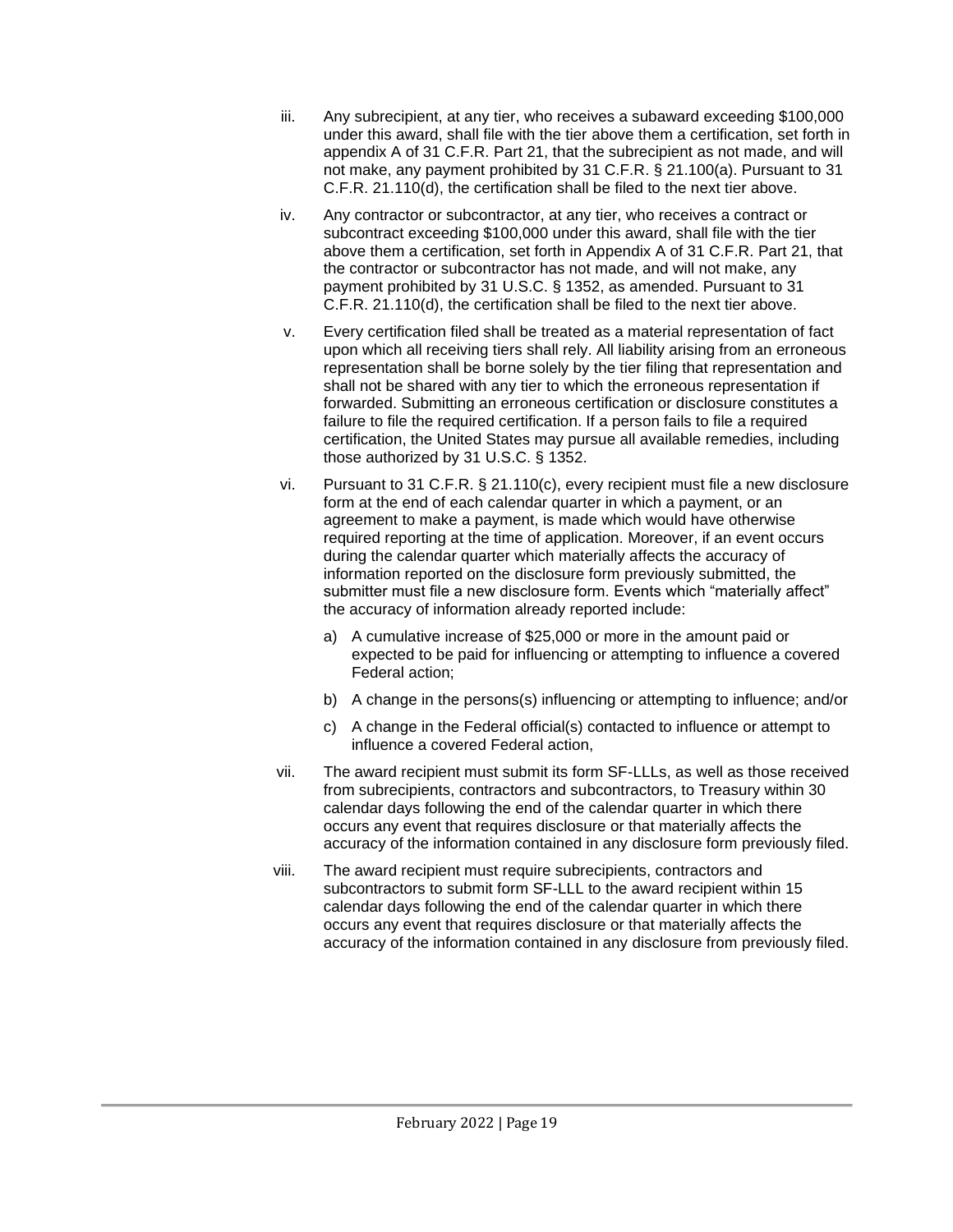iii. Any subrecipient, at any tier, who receives a subaward exceeding $100,000 under this award, shall file with the tier above them a certification, set forth in appendix A of 31 C.F.R. Part 21, that the subrecipient as not made, and will not make, any payment prohibited by 31 C.F.R. § 21.100(a). Pursuant to 31 C.F.R. 21.110(d), the certification shall be filed to the next tier above.

iv. Any contractor or subcontractor, at any tier, who receives a contract or subcontract exceeding $100,000 under this award, shall file with the tier above them a certification, set forth in Appendix A of 31 C.F.R. Part 21, that the contractor or subcontractor has not made, and will not make, any payment prohibited by 31 U.S.C. § 1352, as amended. Pursuant to 31 C.F.R. 21.110(d), the certification shall be filed to the next tier above.

v. Every certification filed shall be treated as a material representation of fact upon which all receiving tiers shall rely. All liability arising from an erroneous representation shall be borne solely by the tier filing that representation and shall not be shared with any tier to which the erroneous representation if forwarded. Submitting an erroneous certification or disclosure constitutes a failure to file the required certification. If a person fails to file a required certification, the United States may pursue all available remedies, including those authorized by 31 U.S.C. § 1352.

vi. Pursuant to 31 C.F.R. § 21.110(c), every recipient must file a new disclosure form at the end of each calendar quarter in which a payment, or an agreement to make a payment, is made which would have otherwise required reporting at the time of application. Moreover, if an event occurs during the calendar quarter which materially affects the accuracy of information reported on the disclosure form previously submitted, the submitter must file a new disclosure form. Events which "materially affect" the accuracy of information already reported include:

   a) A cumulative increase of $25,000 or more in the amount paid or expected to be paid for influencing or attempting to influence a covered Federal action;

   b) A change in the persons(s) influencing or attempting to influence; and/or

   c) A change in the Federal official(s) contacted to influence or attempt to influence a covered Federal action,

vii. The award recipient must submit its form SF-LLLs, as well as those received from subrecipients, contractors and subcontractors, to Treasury within 30 calendar days following the end of the calendar quarter in which there occurs any event that requires disclosure or that materially affects the accuracy of the information contained in any disclosure form previously filed.

viii. The award recipient must require subrecipients, contractors and subcontractors to submit form SF-LLL to the award recipient within 15 calendar days following the end of the calendar quarter in which there occurs any event that requires disclosure or that materially affects the accuracy of the information contained in any disclosure from previously filed.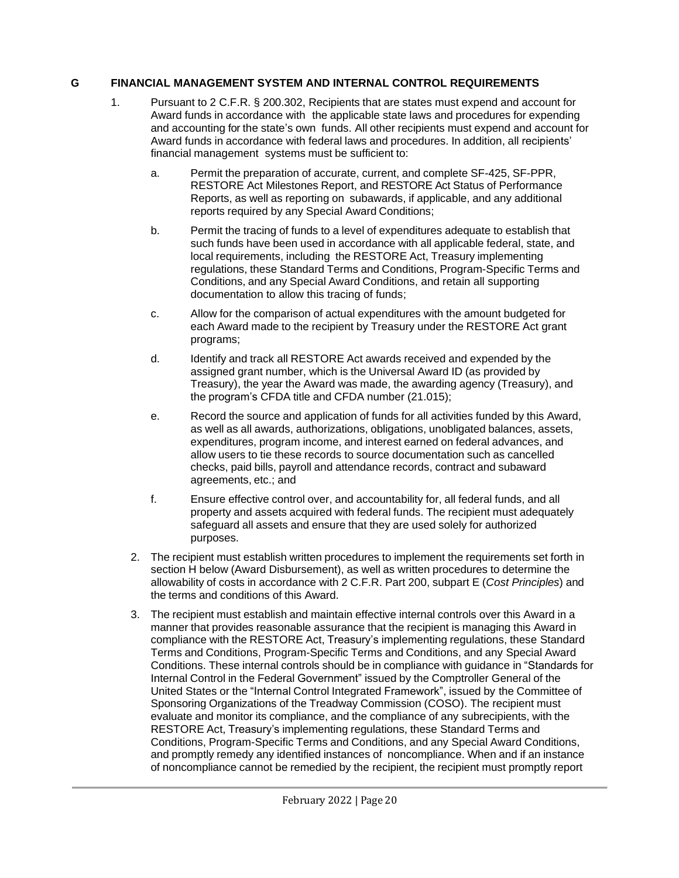## G FINANCIAL MANAGEMENT SYSTEM AND INTERNAL CONTROL REQUIREMENTS

1. Pursuant to 2 C.F.R. § 200.302, Recipients that are states must expend and account for Award funds in accordance with the applicable state laws and procedures for expending and accounting for the state's own funds. All other recipients must expend and account for Award funds in accordance with federal laws and procedures. In addition, all recipients' financial management systems must be sufficient to:

   a. Permit the preparation of accurate, current, and complete SF-425, SF-PPR, RESTORE Act Milestones Report, and RESTORE Act Status of Performance Reports, as well as reporting on subawards, if applicable, and any additional reports required by any Special Award Conditions;

   b. Permit the tracing of funds to a level of expenditures adequate to establish that such funds have been used in accordance with all applicable federal, state, and local requirements, including the RESTORE Act, Treasury implementing regulations, these Standard Terms and Conditions, Program-Specific Terms and Conditions, and any Special Award Conditions, and retain all supporting documentation to allow this tracing of funds;

   c. Allow for the comparison of actual expenditures with the amount budgeted for each Award made to the recipient by Treasury under the RESTORE Act grant programs;

   d. Identify and track all RESTORE Act awards received and expended by the assigned grant number, which is the Universal Award ID (as provided by Treasury), the year the Award was made, the awarding agency (Treasury), and the program's CFDA title and CFDA number (21.015);

   e. Record the source and application of funds for all activities funded by this Award, as well as all awards, authorizations, obligations, unobligated balances, assets, expenditures, program income, and interest earned on federal advances, and allow users to tie these records to source documentation such as cancelled checks, paid bills, payroll and attendance records, contract and subaward agreements, etc.; and

   f. Ensure effective control over, and accountability for, all federal funds, and all property and assets acquired with federal funds. The recipient must adequately safeguard all assets and ensure that they are used solely for authorized purposes.

2. The recipient must establish written procedures to implement the requirements set forth in section H below (Award Disbursement), as well as written procedures to determine the allowability of costs in accordance with 2 C.F.R. Part 200, subpart E (*Cost Principles*) and the terms and conditions of this Award.

3. The recipient must establish and maintain effective internal controls over this Award in a manner that provides reasonable assurance that the recipient is managing this Award in compliance with the RESTORE Act, Treasury's implementing regulations, these Standard Terms and Conditions, Program-Specific Terms and Conditions, and any Special Award Conditions. These internal controls should be in compliance with guidance in "Standards for Internal Control in the Federal Government" issued by the Comptroller General of the United States or the "Internal Control Integrated Framework", issued by the Committee of Sponsoring Organizations of the Treadway Commission (COSO). The recipient must evaluate and monitor its compliance, and the compliance of any subrecipients, with the RESTORE Act, Treasury's implementing regulations, these Standard Terms and Conditions, Program-Specific Terms and Conditions, and any Special Award Conditions, and promptly remedy any identified instances of noncompliance. When and if an instance of noncompliance cannot be remedied by the recipient, the recipient must promptly report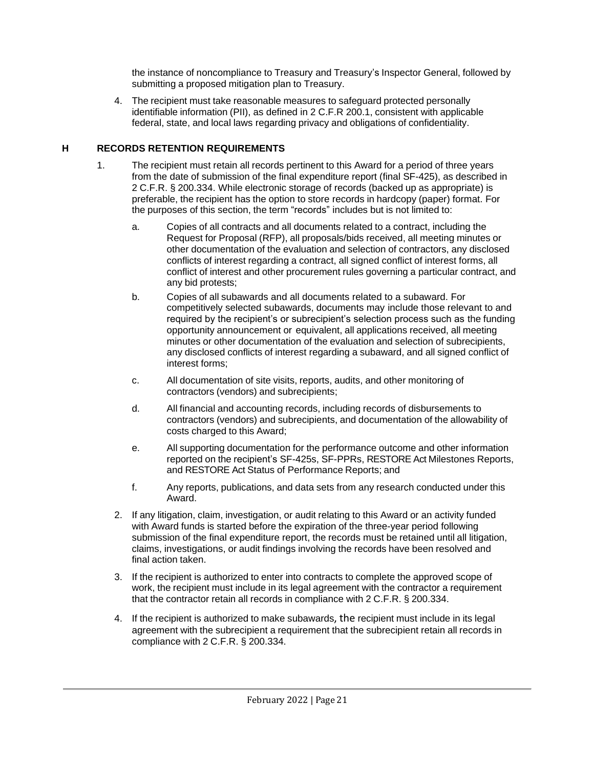the instance of noncompliance to Treasury and Treasury's Inspector General, followed by submitting a proposed mitigation plan to Treasury.

4. The recipient must take reasonable measures to safeguard protected personally identifiable information (PII), as defined in 2 C.F.R 200.1, consistent with applicable federal, state, and local laws regarding privacy and obligations of confidentiality.

## H RECORDS RETENTION REQUIREMENTS

1. The recipient must retain all records pertinent to this Award for a period of three years from the date of submission of the final expenditure report (final SF-425), as described in 2 C.F.R. § 200.334. While electronic storage of records (backed up as appropriate) is preferable, the recipient has the option to store records in hardcopy (paper) format. For the purposes of this section, the term "records" includes but is not limited to:

   a. Copies of all contracts and all documents related to a contract, including the Request for Proposal (RFP), all proposals/bids received, all meeting minutes or other documentation of the evaluation and selection of contractors, any disclosed conflicts of interest regarding a contract, all signed conflict of interest forms, all conflict of interest and other procurement rules governing a particular contract, and any bid protests;

   b. Copies of all subawards and all documents related to a subaward. For competitively selected subawards, documents may include those relevant to and required by the recipient's or subrecipient's selection process such as the funding opportunity announcement or equivalent, all applications received, all meeting minutes or other documentation of the evaluation and selection of subrecipients, any disclosed conflicts of interest regarding a subaward, and all signed conflict of interest forms;

   c. All documentation of site visits, reports, audits, and other monitoring of contractors (vendors) and subrecipients;

   d. All financial and accounting records, including records of disbursements to contractors (vendors) and subrecipients, and documentation of the allowability of costs charged to this Award;

   e. All supporting documentation for the performance outcome and other information reported on the recipient's SF-425s, SF-PPRs, RESTORE Act Milestones Reports, and RESTORE Act Status of Performance Reports; and

   f. Any reports, publications, and data sets from any research conducted under this Award.

2. If any litigation, claim, investigation, or audit relating to this Award or an activity funded with Award funds is started before the expiration of the three-year period following submission of the final expenditure report, the records must be retained until all litigation, claims, investigations, or audit findings involving the records have been resolved and final action taken.

3. If the recipient is authorized to enter into contracts to complete the approved scope of work, the recipient must include in its legal agreement with the contractor a requirement that the contractor retain all records in compliance with 2 C.F.R. § 200.334.

4. If the recipient is authorized to make subawards, the recipient must include in its legal agreement with the subrecipient a requirement that the subrecipient retain all records in compliance with 2 C.F.R. § 200.334.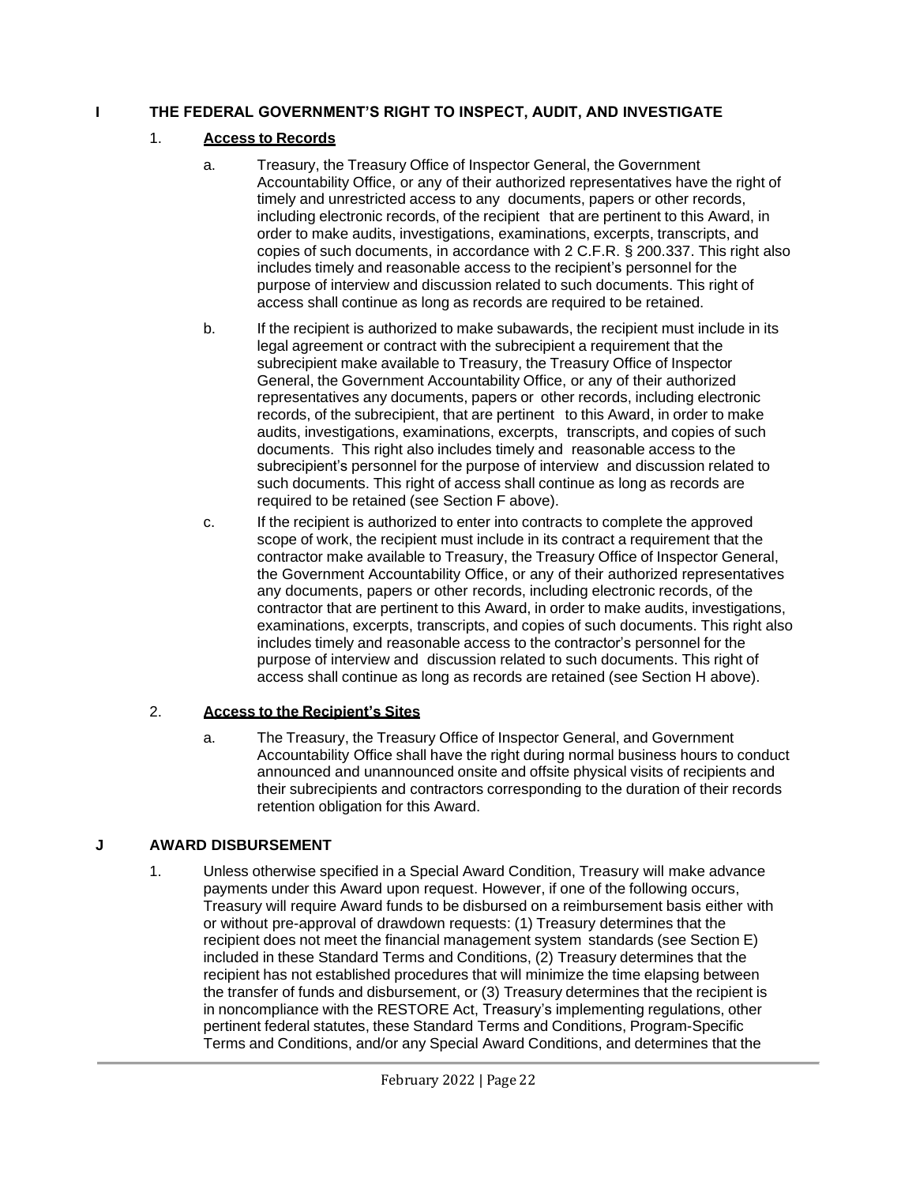## I THE FEDERAL GOVERNMENT'S RIGHT TO INSPECT, AUDIT, AND INVESTIGATE

### 1. **Access to Records**

a. Treasury, the Treasury Office of Inspector General, the Government Accountability Office, or any of their authorized representatives have the right of timely and unrestricted access to any documents, papers or other records, including electronic records, of the recipient that are pertinent to this Award, in order to make audits, investigations, examinations, excerpts, transcripts, and copies of such documents, in accordance with 2 C.F.R. § 200.337. This right also includes timely and reasonable access to the recipient's personnel for the purpose of interview and discussion related to such documents. This right of access shall continue as long as records are required to be retained.

b. If the recipient is authorized to make subawards, the recipient must include in its legal agreement or contract with the subrecipient a requirement that the subrecipient make available to Treasury, the Treasury Office of Inspector General, the Government Accountability Office, or any of their authorized representatives any documents, papers or other records, including electronic records, of the subrecipient, that are pertinent to this Award, in order to make audits, investigations, examinations, excerpts, transcripts, and copies of such documents. This right also includes timely and reasonable access to the subrecipient's personnel for the purpose of interview and discussion related to such documents. This right of access shall continue as long as records are required to be retained (see Section F above).

c. If the recipient is authorized to enter into contracts to complete the approved scope of work, the recipient must include in its contract a requirement that the contractor make available to Treasury, the Treasury Office of Inspector General, the Government Accountability Office, or any of their authorized representatives any documents, papers or other records, including electronic records, of the contractor that are pertinent to this Award, in order to make audits, investigations, examinations, excerpts, transcripts, and copies of such documents. This right also includes timely and reasonable access to the contractor's personnel for the purpose of interview and discussion related to such documents. This right of access shall continue as long as records are retained (see Section H above).

### 2. **Access to the Recipient's Sites**

a. The Treasury, the Treasury Office of Inspector General, and Government Accountability Office shall have the right during normal business hours to conduct announced and unannounced onsite and offsite physical visits of recipients and their subrecipients and contractors corresponding to the duration of their records retention obligation for this Award.

## J AWARD DISBURSEMENT

1. Unless otherwise specified in a Special Award Condition, Treasury will make advance payments under this Award upon request. However, if one of the following occurs, Treasury will require Award funds to be disbursed on a reimbursement basis either with or without pre-approval of drawdown requests: (1) Treasury determines that the recipient does not meet the financial management system standards (see Section E) included in these Standard Terms and Conditions, (2) Treasury determines that the recipient has not established procedures that will minimize the time elapsing between the transfer of funds and disbursement, or (3) Treasury determines that the recipient is in noncompliance with the RESTORE Act, Treasury's implementing regulations, other pertinent federal statutes, these Standard Terms and Conditions, Program-Specific Terms and Conditions, and/or any Special Award Conditions, and determines that the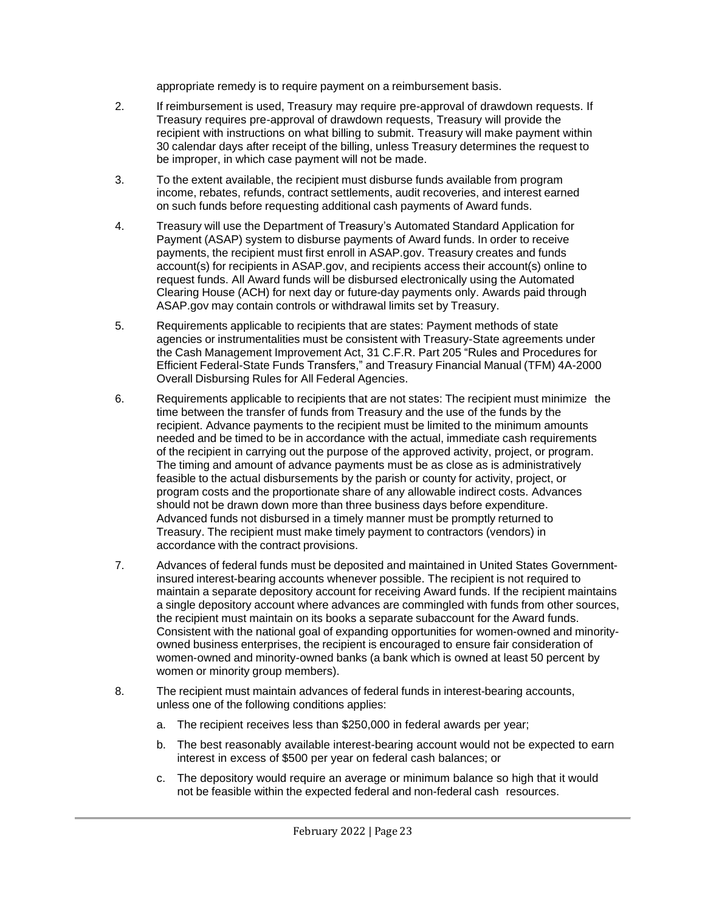appropriate remedy is to require payment on a reimbursement basis.

2. If reimbursement is used, Treasury may require pre-approval of drawdown requests. If Treasury requires pre-approval of drawdown requests, Treasury will provide the recipient with instructions on what billing to submit. Treasury will make payment within 30 calendar days after receipt of the billing, unless Treasury determines the request to be improper, in which case payment will not be made.

3. To the extent available, the recipient must disburse funds available from program income, rebates, refunds, contract settlements, audit recoveries, and interest earned on such funds before requesting additional cash payments of Award funds.

4. Treasury will use the Department of Treasury's Automated Standard Application for Payment (ASAP) system to disburse payments of Award funds. In order to receive payments, the recipient must first enroll in ASAP.gov. Treasury creates and funds account(s) for recipients in ASAP.gov, and recipients access their account(s) online to request funds. All Award funds will be disbursed electronically using the Automated Clearing House (ACH) for next day or future-day payments only. Awards paid through ASAP.gov may contain controls or withdrawal limits set by Treasury.

5. Requirements applicable to recipients that are states: Payment methods of state agencies or instrumentalities must be consistent with Treasury-State agreements under the Cash Management Improvement Act, 31 C.F.R. Part 205 "Rules and Procedures for Efficient Federal-State Funds Transfers," and Treasury Financial Manual (TFM) 4A-2000 Overall Disbursing Rules for All Federal Agencies.

6. Requirements applicable to recipients that are not states: The recipient must minimize the time between the transfer of funds from Treasury and the use of the funds by the recipient. Advance payments to the recipient must be limited to the minimum amounts needed and be timed to be in accordance with the actual, immediate cash requirements of the recipient in carrying out the purpose of the approved activity, project, or program. The timing and amount of advance payments must be as close as is administratively feasible to the actual disbursements by the parish or county for activity, project, or program costs and the proportionate share of any allowable indirect costs. Advances should not be drawn down more than three business days before expenditure. Advanced funds not disbursed in a timely manner must be promptly returned to Treasury. The recipient must make timely payment to contractors (vendors) in accordance with the contract provisions.

7. Advances of federal funds must be deposited and maintained in United States Government-insured interest-bearing accounts whenever possible. The recipient is not required to maintain a separate depository account for receiving Award funds. If the recipient maintains a single depository account where advances are commingled with funds from other sources, the recipient must maintain on its books a separate subaccount for the Award funds. Consistent with the national goal of expanding opportunities for women-owned and minority-owned business enterprises, the recipient is encouraged to ensure fair consideration of women-owned and minority-owned banks (a bank which is owned at least 50 percent by women or minority group members).

8. The recipient must maintain advances of federal funds in interest-bearing accounts, unless one of the following conditions applies:

   a. The recipient receives less than $250,000 in federal awards per year;

   b. The best reasonably available interest-bearing account would not be expected to earn interest in excess of $500 per year on federal cash balances; or

   c. The depository would require an average or minimum balance so high that it would not be feasible within the expected federal and non-federal cash resources.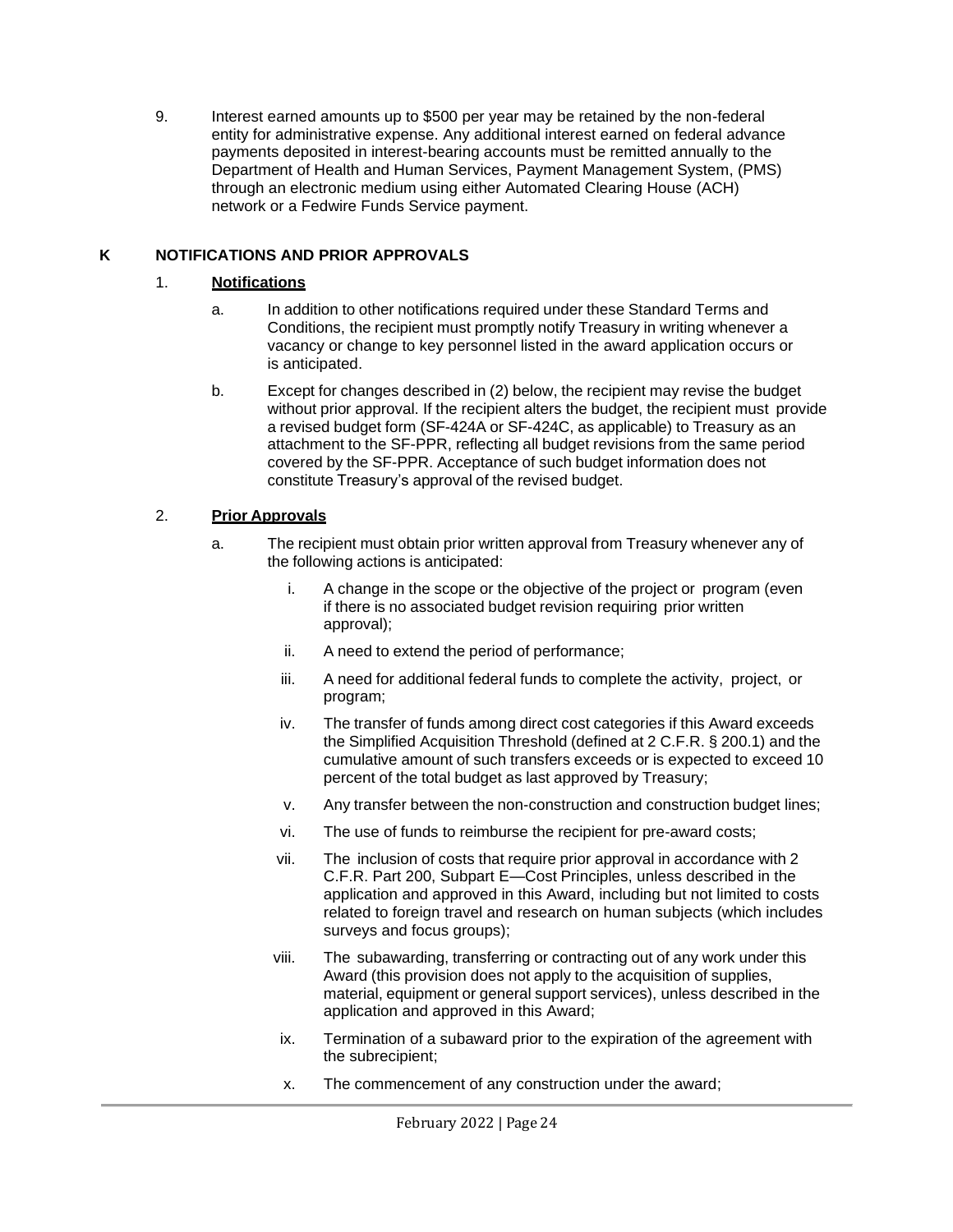9. Interest earned amounts up to $500 per year may be retained by the non-federal entity for administrative expense. Any additional interest earned on federal advance payments deposited in interest-bearing accounts must be remitted annually to the Department of Health and Human Services, Payment Management System, (PMS) through an electronic medium using either Automated Clearing House (ACH) network or a Fedwire Funds Service payment.

## K NOTIFICATIONS AND PRIOR APPROVALS

1. **Notifications**

   a. In addition to other notifications required under these Standard Terms and Conditions, the recipient must promptly notify Treasury in writing whenever a vacancy or change to key personnel listed in the award application occurs or is anticipated.

   b. Except for changes described in (2) below, the recipient may revise the budget without prior approval. If the recipient alters the budget, the recipient must provide a revised budget form (SF-424A or SF-424C, as applicable) to Treasury as an attachment to the SF-PPR, reflecting all budget revisions from the same period covered by the SF-PPR. Acceptance of such budget information does not constitute Treasury's approval of the revised budget.

2. **Prior Approvals**

   a. The recipient must obtain prior written approval from Treasury whenever any of the following actions is anticipated:

      i. A change in the scope or the objective of the project or program (even if there is no associated budget revision requiring prior written approval);

      ii. A need to extend the period of performance;

      iii. A need for additional federal funds to complete the activity, project, or program;

      iv. The transfer of funds among direct cost categories if this Award exceeds the Simplified Acquisition Threshold (defined at 2 C.F.R. § 200.1) and the cumulative amount of such transfers exceeds or is expected to exceed 10 percent of the total budget as last approved by Treasury;

      v. Any transfer between the non-construction and construction budget lines;

      vi. The use of funds to reimburse the recipient for pre-award costs;

      vii. The inclusion of costs that require prior approval in accordance with 2 C.F.R. Part 200, Subpart E—Cost Principles, unless described in the application and approved in this Award, including but not limited to costs related to foreign travel and research on human subjects (which includes surveys and focus groups);

      viii. The subawarding, transferring or contracting out of any work under this Award (this provision does not apply to the acquisition of supplies, material, equipment or general support services), unless described in the application and approved in this Award;

      ix. Termination of a subaward prior to the expiration of the agreement with the subrecipient;

      x. The commencement of any construction under the award;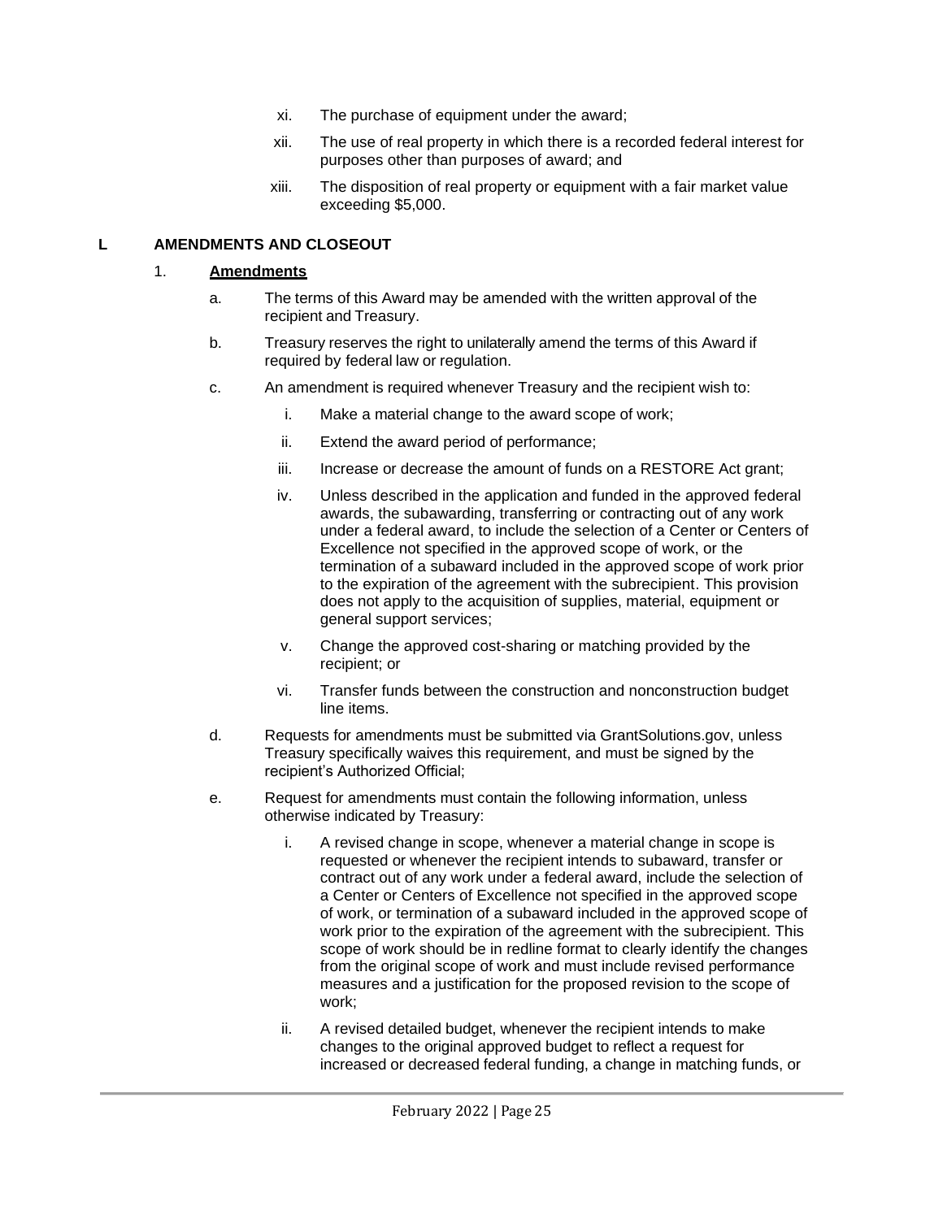xi. The purchase of equipment under the award;

xii. The use of real property in which there is a recorded federal interest for purposes other than purposes of award; and

xiii. The disposition of real property or equipment with a fair market value exceeding $5,000.

## L AMENDMENTS AND CLOSEOUT

### 1. **Amendments**

a. The terms of this Award may be amended with the written approval of the recipient and Treasury.

b. Treasury reserves the right to unilaterally amend the terms of this Award if required by federal law or regulation.

c. An amendment is required whenever Treasury and the recipient wish to:

  i. Make a material change to the award scope of work;

  ii. Extend the award period of performance;

  iii. Increase or decrease the amount of funds on a RESTORE Act grant;

  iv. Unless described in the application and funded in the approved federal awards, the subawarding, transferring or contracting out of any work under a federal award, to include the selection of a Center or Centers of Excellence not specified in the approved scope of work, or the termination of a subaward included in the approved scope of work prior to the expiration of the agreement with the subrecipient. This provision does not apply to the acquisition of supplies, material, equipment or general support services;

  v. Change the approved cost-sharing or matching provided by the recipient; or

  vi. Transfer funds between the construction and nonconstruction budget line items.

d. Requests for amendments must be submitted via GrantSolutions.gov, unless Treasury specifically waives this requirement, and must be signed by the recipient's Authorized Official;

e. Request for amendments must contain the following information, unless otherwise indicated by Treasury:

  i. A revised change in scope, whenever a material change in scope is requested or whenever the recipient intends to subaward, transfer or contract out of any work under a federal award, include the selection of a Center or Centers of Excellence not specified in the approved scope of work, or termination of a subaward included in the approved scope of work prior to the expiration of the agreement with the subrecipient. This scope of work should be in redline format to clearly identify the changes from the original scope of work and must include revised performance measures and a justification for the proposed revision to the scope of work;

  ii. A revised detailed budget, whenever the recipient intends to make changes to the original approved budget to reflect a request for increased or decreased federal funding, a change in matching funds, or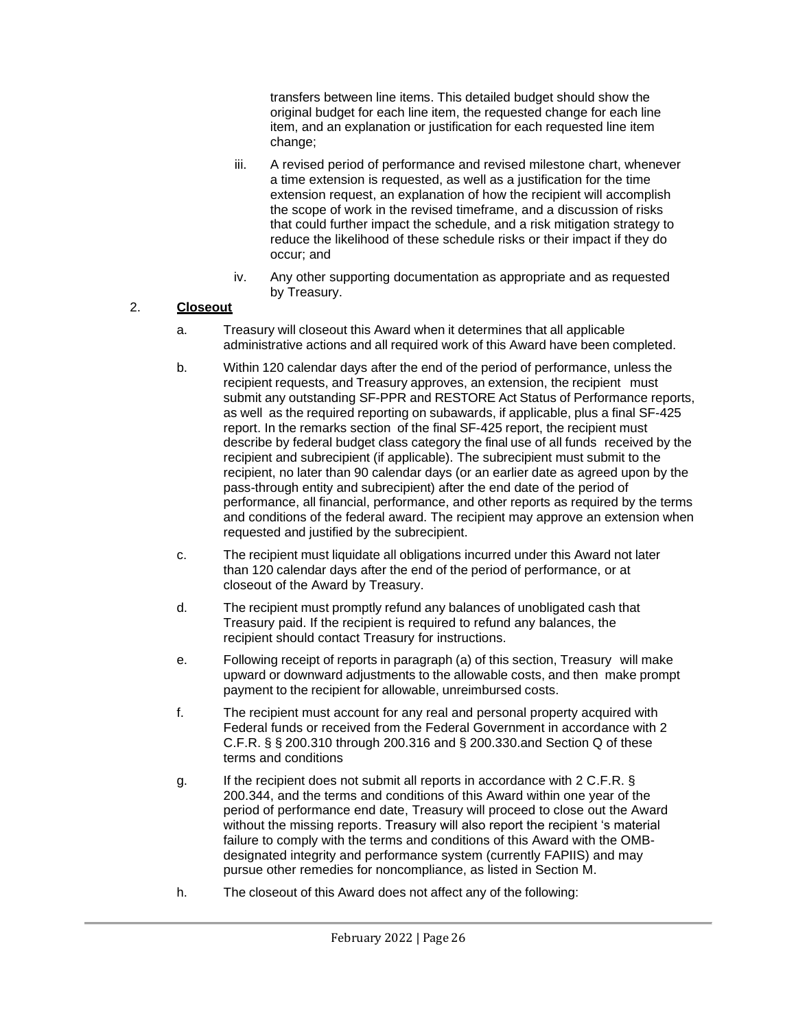transfers between line items. This detailed budget should show the original budget for each line item, the requested change for each line item, and an explanation or justification for each requested line item change;

iii. A revised period of performance and revised milestone chart, whenever a time extension is requested, as well as a justification for the time extension request, an explanation of how the recipient will accomplish the scope of work in the revised timeframe, and a discussion of risks that could further impact the schedule, and a risk mitigation strategy to reduce the likelihood of these schedule risks or their impact if they do occur; and

iv. Any other supporting documentation as appropriate and as requested by Treasury.

2. **Closeout**

a. Treasury will closeout this Award when it determines that all applicable administrative actions and all required work of this Award have been completed.

b. Within 120 calendar days after the end of the period of performance, unless the recipient requests, and Treasury approves, an extension, the recipient must submit any outstanding SF-PPR and RESTORE Act Status of Performance reports, as well as the required reporting on subawards, if applicable, plus a final SF-425 report. In the remarks section of the final SF-425 report, the recipient must describe by federal budget class category the final use of all funds received by the recipient and subrecipient (if applicable). The subrecipient must submit to the recipient, no later than 90 calendar days (or an earlier date as agreed upon by the pass-through entity and subrecipient) after the end date of the period of performance, all financial, performance, and other reports as required by the terms and conditions of the federal award. The recipient may approve an extension when requested and justified by the subrecipient.

c. The recipient must liquidate all obligations incurred under this Award not later than 120 calendar days after the end of the period of performance, or at closeout of the Award by Treasury.

d. The recipient must promptly refund any balances of unobligated cash that Treasury paid. If the recipient is required to refund any balances, the recipient should contact Treasury for instructions.

e. Following receipt of reports in paragraph (a) of this section, Treasury will make upward or downward adjustments to the allowable costs, and then make prompt payment to the recipient for allowable, unreimbursed costs.

f. The recipient must account for any real and personal property acquired with Federal funds or received from the Federal Government in accordance with 2 C.F.R. § § 200.310 through 200.316 and § 200.330.and Section Q of these terms and conditions

g. If the recipient does not submit all reports in accordance with 2 C.F.R. § 200.344, and the terms and conditions of this Award within one year of the period of performance end date, Treasury will proceed to close out the Award without the missing reports. Treasury will also report the recipient 's material failure to comply with the terms and conditions of this Award with the OMB-designated integrity and performance system (currently FAPIIS) and may pursue other remedies for noncompliance, as listed in Section M.

h. The closeout of this Award does not affect any of the following: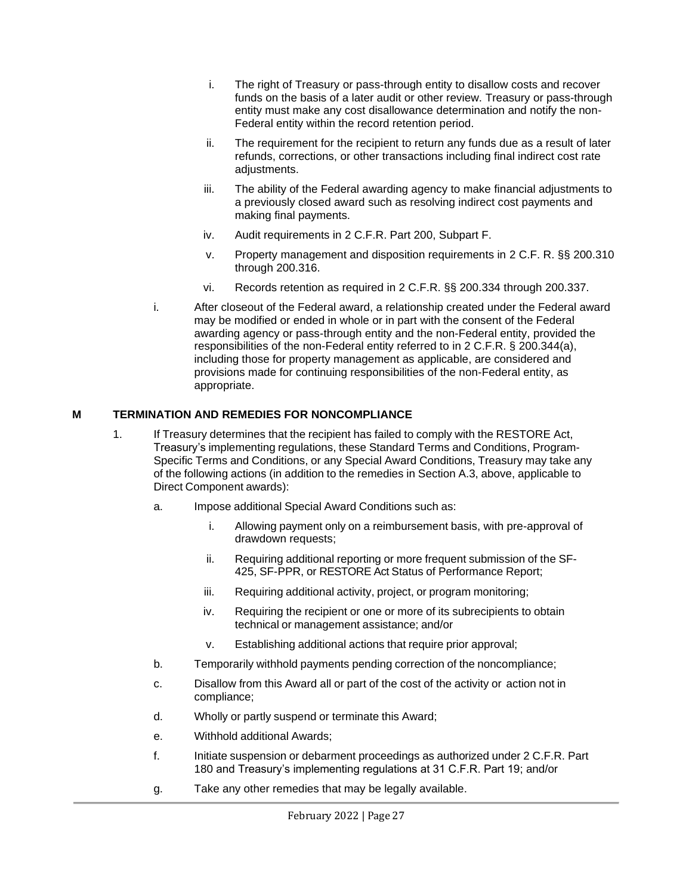i. The right of Treasury or pass-through entity to disallow costs and recover funds on the basis of a later audit or other review. Treasury or pass-through entity must make any cost disallowance determination and notify the non-Federal entity within the record retention period.

ii. The requirement for the recipient to return any funds due as a result of later refunds, corrections, or other transactions including final indirect cost rate adjustments.

iii. The ability of the Federal awarding agency to make financial adjustments to a previously closed award such as resolving indirect cost payments and making final payments.

iv. Audit requirements in 2 C.F.R. Part 200, Subpart F.

v. Property management and disposition requirements in 2 C.F. R. §§ 200.310 through 200.316.

vi. Records retention as required in 2 C.F.R. §§ 200.334 through 200.337.

i. After closeout of the Federal award, a relationship created under the Federal award may be modified or ended in whole or in part with the consent of the Federal awarding agency or pass-through entity and the non-Federal entity, provided the responsibilities of the non-Federal entity referred to in 2 C.F.R. § 200.344(a), including those for property management as applicable, are considered and provisions made for continuing responsibilities of the non-Federal entity, as appropriate.

## M TERMINATION AND REMEDIES FOR NONCOMPLIANCE

1. If Treasury determines that the recipient has failed to comply with the RESTORE Act, Treasury's implementing regulations, these Standard Terms and Conditions, Program-Specific Terms and Conditions, or any Special Award Conditions, Treasury may take any of the following actions (in addition to the remedies in Section A.3, above, applicable to Direct Component awards):

   a. Impose additional Special Award Conditions such as:

      i. Allowing payment only on a reimbursement basis, with pre-approval of drawdown requests;

      ii. Requiring additional reporting or more frequent submission of the SF-425, SF-PPR, or RESTORE Act Status of Performance Report;

      iii. Requiring additional activity, project, or program monitoring;

      iv. Requiring the recipient or one or more of its subrecipients to obtain technical or management assistance; and/or

      v. Establishing additional actions that require prior approval;

   b. Temporarily withhold payments pending correction of the noncompliance;

   c. Disallow from this Award all or part of the cost of the activity or action not in compliance;

   d. Wholly or partly suspend or terminate this Award;

   e. Withhold additional Awards;

   f. Initiate suspension or debarment proceedings as authorized under 2 C.F.R. Part 180 and Treasury's implementing regulations at 31 C.F.R. Part 19; and/or

   g. Take any other remedies that may be legally available.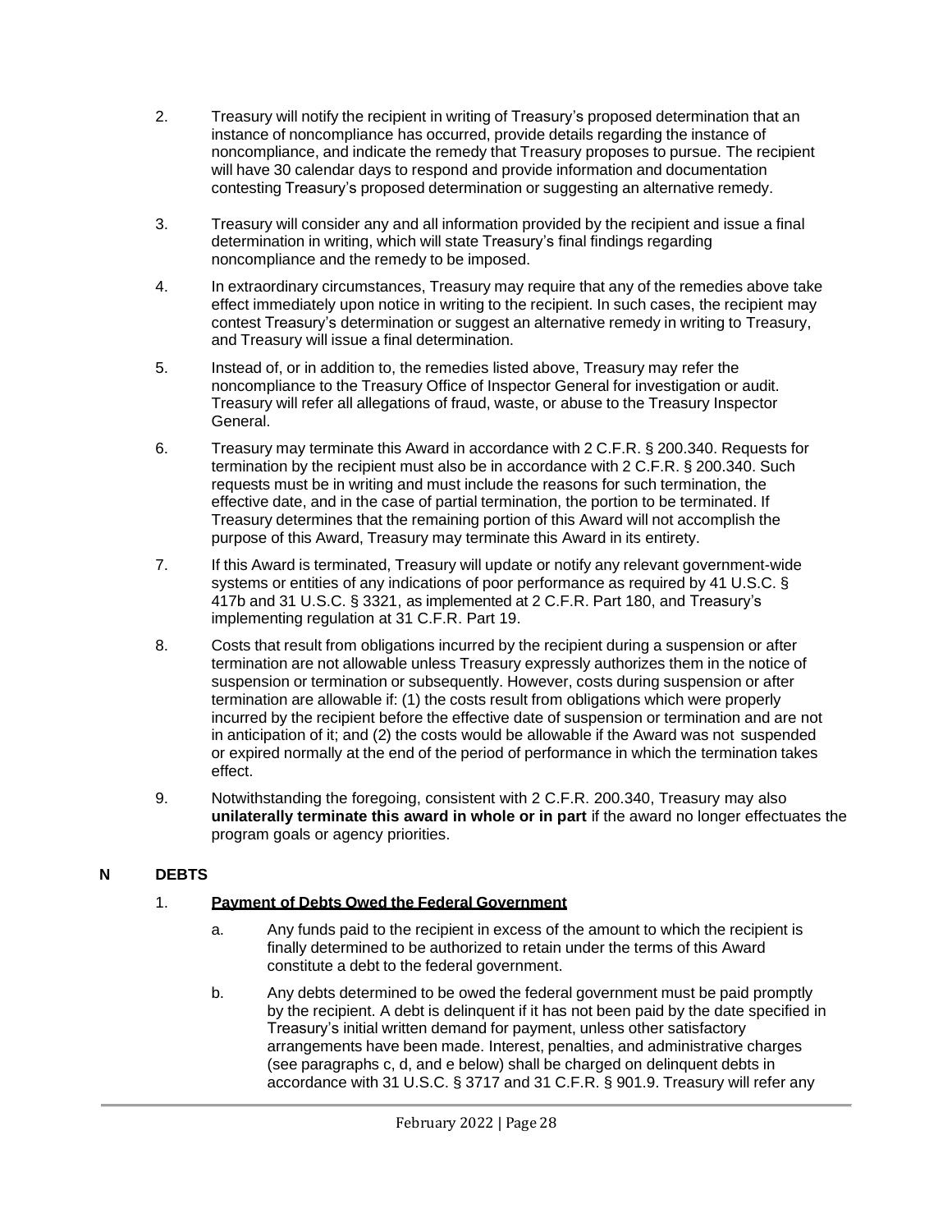2. Treasury will notify the recipient in writing of Treasury's proposed determination that an instance of noncompliance has occurred, provide details regarding the instance of noncompliance, and indicate the remedy that Treasury proposes to pursue. The recipient will have 30 calendar days to respond and provide information and documentation contesting Treasury's proposed determination or suggesting an alternative remedy.

3. Treasury will consider any and all information provided by the recipient and issue a final determination in writing, which will state Treasury's final findings regarding noncompliance and the remedy to be imposed.

4. In extraordinary circumstances, Treasury may require that any of the remedies above take effect immediately upon notice in writing to the recipient. In such cases, the recipient may contest Treasury's determination or suggest an alternative remedy in writing to Treasury, and Treasury will issue a final determination.

5. Instead of, or in addition to, the remedies listed above, Treasury may refer the noncompliance to the Treasury Office of Inspector General for investigation or audit. Treasury will refer all allegations of fraud, waste, or abuse to the Treasury Inspector General.

6. Treasury may terminate this Award in accordance with 2 C.F.R. § 200.340. Requests for termination by the recipient must also be in accordance with 2 C.F.R. § 200.340. Such requests must be in writing and must include the reasons for such termination, the effective date, and in the case of partial termination, the portion to be terminated. If Treasury determines that the remaining portion of this Award will not accomplish the purpose of this Award, Treasury may terminate this Award in its entirety.

7. If this Award is terminated, Treasury will update or notify any relevant government-wide systems or entities of any indications of poor performance as required by 41 U.S.C. § 417b and 31 U.S.C. § 3321, as implemented at 2 C.F.R. Part 180, and Treasury's implementing regulation at 31 C.F.R. Part 19.

8. Costs that result from obligations incurred by the recipient during a suspension or after termination are not allowable unless Treasury expressly authorizes them in the notice of suspension or termination or subsequently. However, costs during suspension or after termination are allowable if: (1) the costs result from obligations which were properly incurred by the recipient before the effective date of suspension or termination and are not in anticipation of it; and (2) the costs would be allowable if the Award was not suspended or expired normally at the end of the period of performance in which the termination takes effect.

9. Notwithstanding the foregoing, consistent with 2 C.F.R. 200.340, Treasury may also **unilaterally terminate this award in whole or in part** if the award no longer effectuates the program goals or agency priorities.

## N DEBTS

1. **Payment of Debts Owed the Federal Government**

   a. Any funds paid to the recipient in excess of the amount to which the recipient is finally determined to be authorized to retain under the terms of this Award constitute a debt to the federal government.

   b. Any debts determined to be owed the federal government must be paid promptly by the recipient. A debt is delinquent if it has not been paid by the date specified in Treasury's initial written demand for payment, unless other satisfactory arrangements have been made. Interest, penalties, and administrative charges (see paragraphs c, d, and e below) shall be charged on delinquent debts in accordance with 31 U.S.C. § 3717 and 31 C.F.R. § 901.9. Treasury will refer any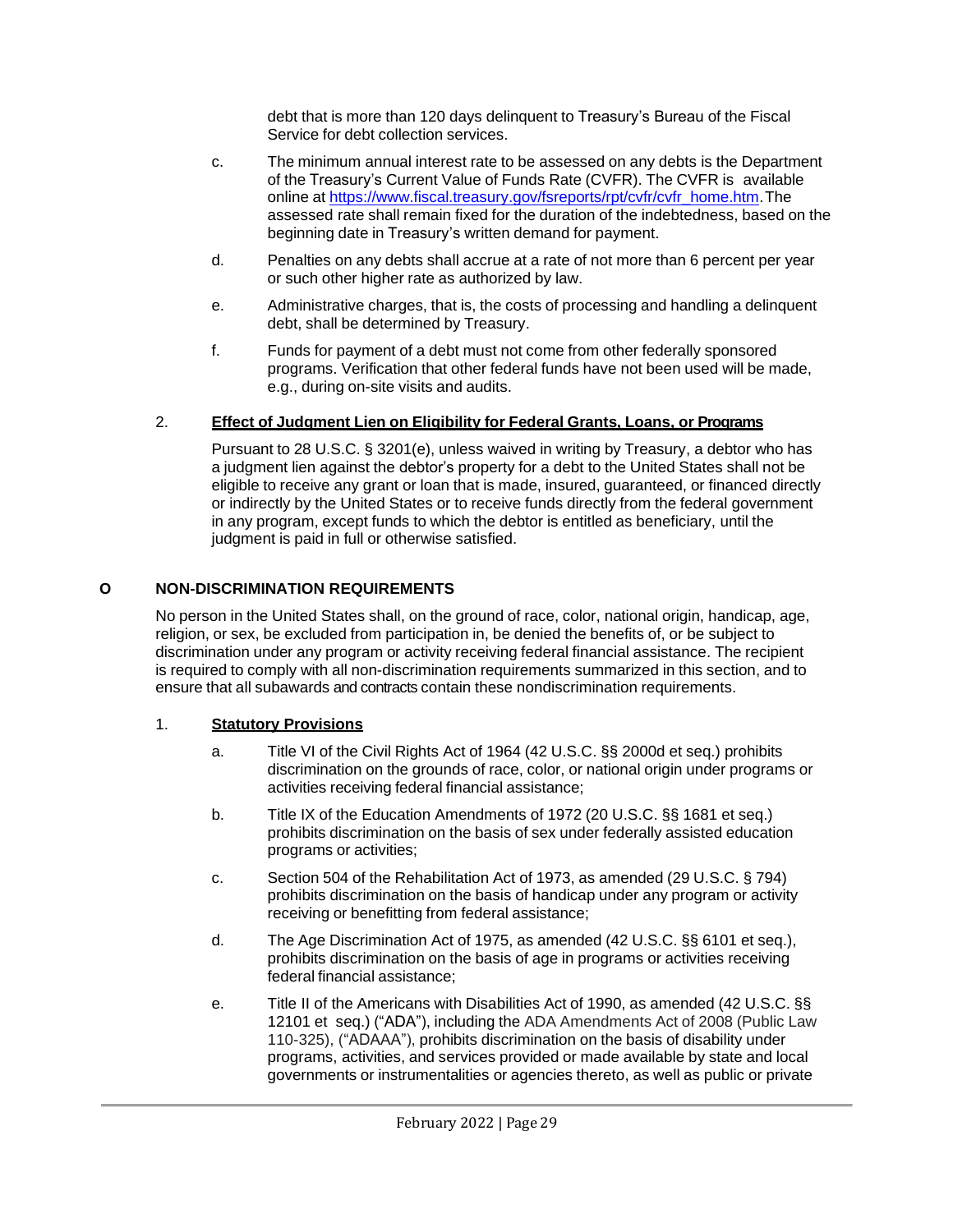debt that is more than 120 days delinquent to Treasury's Bureau of the Fiscal Service for debt collection services.

c. The minimum annual interest rate to be assessed on any debts is the Department of the Treasury's Current Value of Funds Rate (CVFR). The CVFR is available online at https://www.fiscal.treasury.gov/fsreports/rpt/cvfr/cvfr_home.htm. The assessed rate shall remain fixed for the duration of the indebtedness, based on the beginning date in Treasury's written demand for payment.

d. Penalties on any debts shall accrue at a rate of not more than 6 percent per year or such other higher rate as authorized by law.

e. Administrative charges, that is, the costs of processing and handling a delinquent debt, shall be determined by Treasury.

f. Funds for payment of a debt must not come from other federally sponsored programs. Verification that other federal funds have not been used will be made, e.g., during on-site visits and audits.

2. **Effect of Judgment Lien on Eligibility for Federal Grants, Loans, or Programs**

Pursuant to 28 U.S.C. § 3201(e), unless waived in writing by Treasury, a debtor who has a judgment lien against the debtor's property for a debt to the United States shall not be eligible to receive any grant or loan that is made, insured, guaranteed, or financed directly or indirectly by the United States or to receive funds directly from the federal government in any program, except funds to which the debtor is entitled as beneficiary, until the judgment is paid in full or otherwise satisfied.

## O NON-DISCRIMINATION REQUIREMENTS

No person in the United States shall, on the ground of race, color, national origin, handicap, age, religion, or sex, be excluded from participation in, be denied the benefits of, or be subject to discrimination under any program or activity receiving federal financial assistance. The recipient is required to comply with all non-discrimination requirements summarized in this section, and to ensure that all subawards and contracts contain these nondiscrimination requirements.

1. **Statutory Provisions**

a. Title VI of the Civil Rights Act of 1964 (42 U.S.C. §§ 2000d et seq.) prohibits discrimination on the grounds of race, color, or national origin under programs or activities receiving federal financial assistance;

b. Title IX of the Education Amendments of 1972 (20 U.S.C. §§ 1681 et seq.) prohibits discrimination on the basis of sex under federally assisted education programs or activities;

c. Section 504 of the Rehabilitation Act of 1973, as amended (29 U.S.C. § 794) prohibits discrimination on the basis of handicap under any program or activity receiving or benefitting from federal assistance;

d. The Age Discrimination Act of 1975, as amended (42 U.S.C. §§ 6101 et seq.), prohibits discrimination on the basis of age in programs or activities receiving federal financial assistance;

e. Title II of the Americans with Disabilities Act of 1990, as amended (42 U.S.C. §§ 12101 et seq.) ("ADA"), including the ADA Amendments Act of 2008 (Public Law 110-325), ("ADAAA"), prohibits discrimination on the basis of disability under programs, activities, and services provided or made available by state and local governments or instrumentalities or agencies thereto, as well as public or private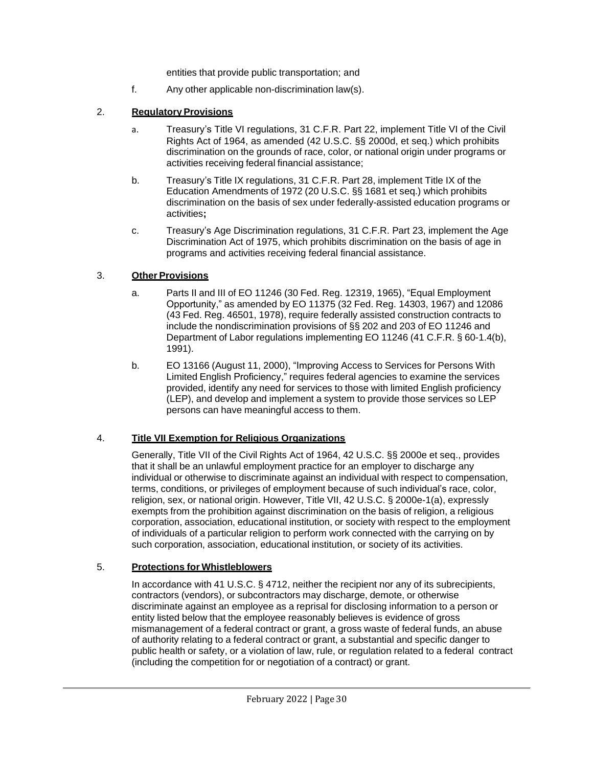entities that provide public transportation; and

f. Any other applicable non-discrimination law(s).

2. **Regulatory Provisions**

a. Treasury's Title VI regulations, 31 C.F.R. Part 22, implement Title VI of the Civil Rights Act of 1964, as amended (42 U.S.C. §§ 2000d, et seq.) which prohibits discrimination on the grounds of race, color, or national origin under programs or activities receiving federal financial assistance;

b. Treasury's Title IX regulations, 31 C.F.R. Part 28, implement Title IX of the Education Amendments of 1972 (20 U.S.C. §§ 1681 et seq.) which prohibits discrimination on the basis of sex under federally-assisted education programs or activities**;**

c. Treasury's Age Discrimination regulations, 31 C.F.R. Part 23, implement the Age Discrimination Act of 1975, which prohibits discrimination on the basis of age in programs and activities receiving federal financial assistance.

3. **Other Provisions**

a. Parts II and III of EO 11246 (30 Fed. Reg. 12319, 1965), "Equal Employment Opportunity," as amended by EO 11375 (32 Fed. Reg. 14303, 1967) and 12086 (43 Fed. Reg. 46501, 1978), require federally assisted construction contracts to include the nondiscrimination provisions of §§ 202 and 203 of EO 11246 and Department of Labor regulations implementing EO 11246 (41 C.F.R. § 60-1.4(b), 1991).

b. EO 13166 (August 11, 2000), "Improving Access to Services for Persons With Limited English Proficiency," requires federal agencies to examine the services provided, identify any need for services to those with limited English proficiency (LEP), and develop and implement a system to provide those services so LEP persons can have meaningful access to them.

4. **Title VII Exemption for Religious Organizations**

Generally, Title VII of the Civil Rights Act of 1964, 42 U.S.C. §§ 2000e et seq., provides that it shall be an unlawful employment practice for an employer to discharge any individual or otherwise to discriminate against an individual with respect to compensation, terms, conditions, or privileges of employment because of such individual's race, color, religion, sex, or national origin. However, Title VII, 42 U.S.C. § 2000e-1(a), expressly exempts from the prohibition against discrimination on the basis of religion, a religious corporation, association, educational institution, or society with respect to the employment of individuals of a particular religion to perform work connected with the carrying on by such corporation, association, educational institution, or society of its activities.

5. **Protections for Whistleblowers**

In accordance with 41 U.S.C. § 4712, neither the recipient nor any of its subrecipients, contractors (vendors), or subcontractors may discharge, demote, or otherwise discriminate against an employee as a reprisal for disclosing information to a person or entity listed below that the employee reasonably believes is evidence of gross mismanagement of a federal contract or grant, a gross waste of federal funds, an abuse of authority relating to a federal contract or grant, a substantial and specific danger to public health or safety, or a violation of law, rule, or regulation related to a federal contract (including the competition for or negotiation of a contract) or grant.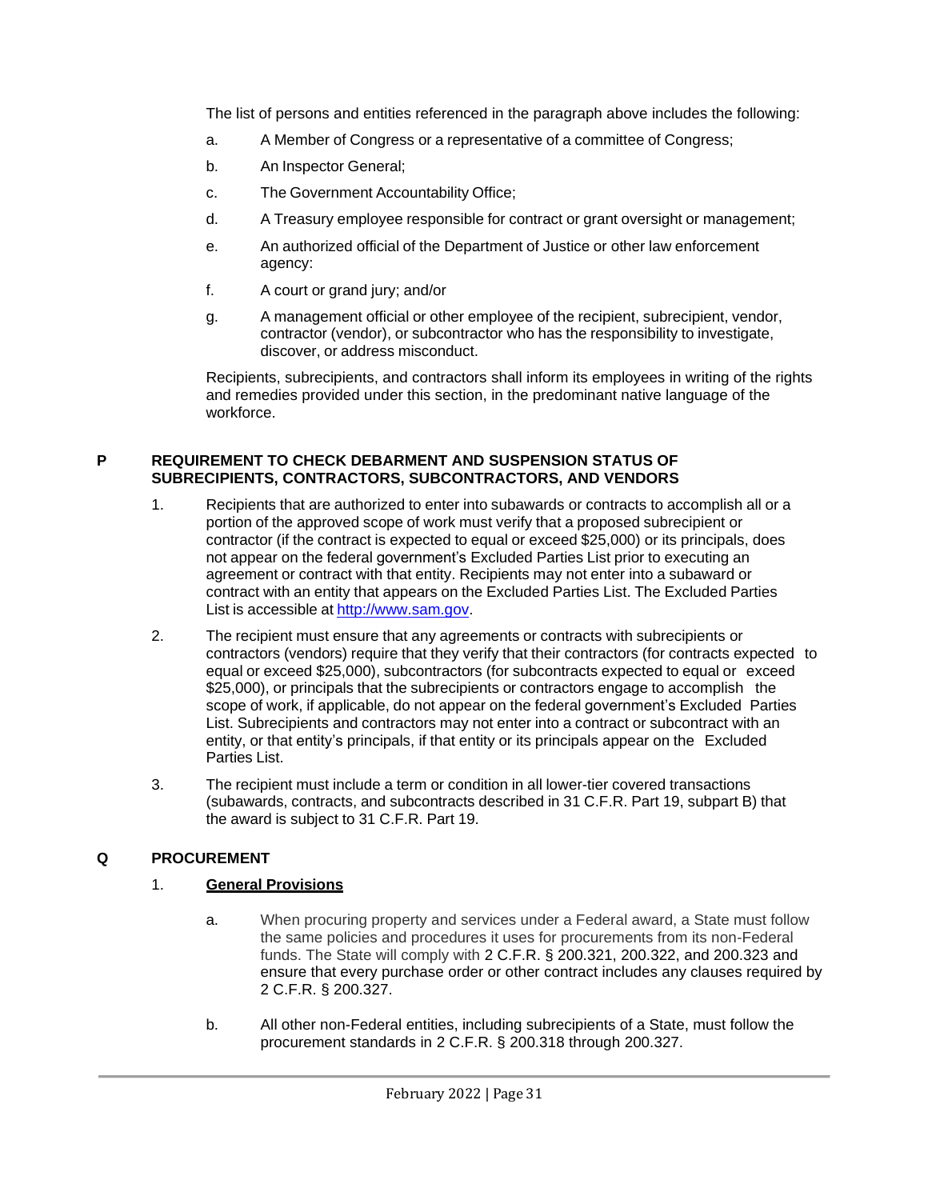The list of persons and entities referenced in the paragraph above includes the following:

a. A Member of Congress or a representative of a committee of Congress;

b. An Inspector General;

c. The Government Accountability Office;

d. A Treasury employee responsible for contract or grant oversight or management;

e. An authorized official of the Department of Justice or other law enforcement agency:

f. A court or grand jury; and/or

g. A management official or other employee of the recipient, subrecipient, vendor, contractor (vendor), or subcontractor who has the responsibility to investigate, discover, or address misconduct.

Recipients, subrecipients, and contractors shall inform its employees in writing of the rights and remedies provided under this section, in the predominant native language of the workforce.

## P REQUIREMENT TO CHECK DEBARMENT AND SUSPENSION STATUS OF SUBRECIPIENTS, CONTRACTORS, SUBCONTRACTORS, AND VENDORS

1. Recipients that are authorized to enter into subawards or contracts to accomplish all or a portion of the approved scope of work must verify that a proposed subrecipient or contractor (if the contract is expected to equal or exceed $25,000) or its principals, does not appear on the federal government's Excluded Parties List prior to executing an agreement or contract with that entity. Recipients may not enter into a subaward or contract with an entity that appears on the Excluded Parties List. The Excluded Parties List is accessible at [http://www.sam.gov](http://www.sam.gov).

2. The recipient must ensure that any agreements or contracts with subrecipients or contractors (vendors) require that they verify that their contractors (for contracts expected to equal or exceed $25,000), subcontractors (for subcontracts expected to equal or exceed $25,000), or principals that the subrecipients or contractors engage to accomplish the scope of work, if applicable, do not appear on the federal government's Excluded Parties List. Subrecipients and contractors may not enter into a contract or subcontract with an entity, or that entity's principals, if that entity or its principals appear on the Excluded Parties List.

3. The recipient must include a term or condition in all lower-tier covered transactions (subawards, contracts, and subcontracts described in 31 C.F.R. Part 19, subpart B) that the award is subject to 31 C.F.R. Part 19.

## Q PROCUREMENT

### 1. General Provisions

a. When procuring property and services under a Federal award, a State must follow the same policies and procedures it uses for procurements from its non-Federal funds. The State will comply with 2 C.F.R. § 200.321, 200.322, and 200.323 and ensure that every purchase order or other contract includes any clauses required by 2 C.F.R. § 200.327.

b. All other non-Federal entities, including subrecipients of a State, must follow the procurement standards in 2 C.F.R. § 200.318 through 200.327.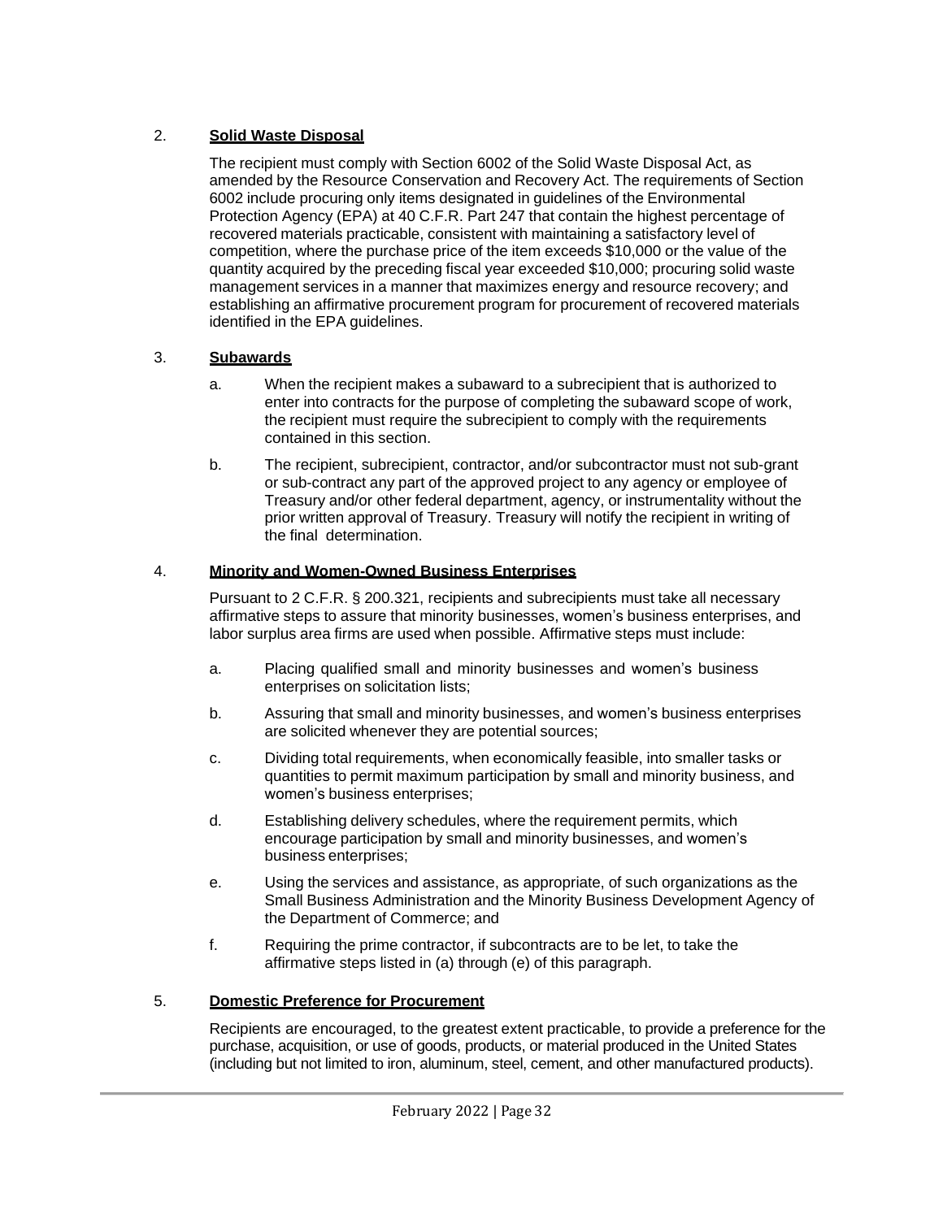2. **Solid Waste Disposal**

The recipient must comply with Section 6002 of the Solid Waste Disposal Act, as amended by the Resource Conservation and Recovery Act. The requirements of Section 6002 include procuring only items designated in guidelines of the Environmental Protection Agency (EPA) at 40 C.F.R. Part 247 that contain the highest percentage of recovered materials practicable, consistent with maintaining a satisfactory level of competition, where the purchase price of the item exceeds $10,000 or the value of the quantity acquired by the preceding fiscal year exceeded $10,000; procuring solid waste management services in a manner that maximizes energy and resource recovery; and establishing an affirmative procurement program for procurement of recovered materials identified in the EPA guidelines.

3. **Subawards**

   a. When the recipient makes a subaward to a subrecipient that is authorized to enter into contracts for the purpose of completing the subaward scope of work, the recipient must require the subrecipient to comply with the requirements contained in this section.

   b. The recipient, subrecipient, contractor, and/or subcontractor must not sub-grant or sub-contract any part of the approved project to any agency or employee of Treasury and/or other federal department, agency, or instrumentality without the prior written approval of Treasury. Treasury will notify the recipient in writing of the final determination.

4. **Minority and Women-Owned Business Enterprises**

Pursuant to 2 C.F.R. § 200.321, recipients and subrecipients must take all necessary affirmative steps to assure that minority businesses, women's business enterprises, and labor surplus area firms are used when possible. Affirmative steps must include:

   a. Placing qualified small and minority businesses and women's business enterprises on solicitation lists;

   b. Assuring that small and minority businesses, and women's business enterprises are solicited whenever they are potential sources;

   c. Dividing total requirements, when economically feasible, into smaller tasks or quantities to permit maximum participation by small and minority business, and women's business enterprises;

   d. Establishing delivery schedules, where the requirement permits, which encourage participation by small and minority businesses, and women's business enterprises;

   e. Using the services and assistance, as appropriate, of such organizations as the Small Business Administration and the Minority Business Development Agency of the Department of Commerce; and

   f. Requiring the prime contractor, if subcontracts are to be let, to take the affirmative steps listed in (a) through (e) of this paragraph.

5. **Domestic Preference for Procurement**

Recipients are encouraged, to the greatest extent practicable, to provide a preference for the purchase, acquisition, or use of goods, products, or material produced in the United States (including but not limited to iron, aluminum, steel, cement, and other manufactured products).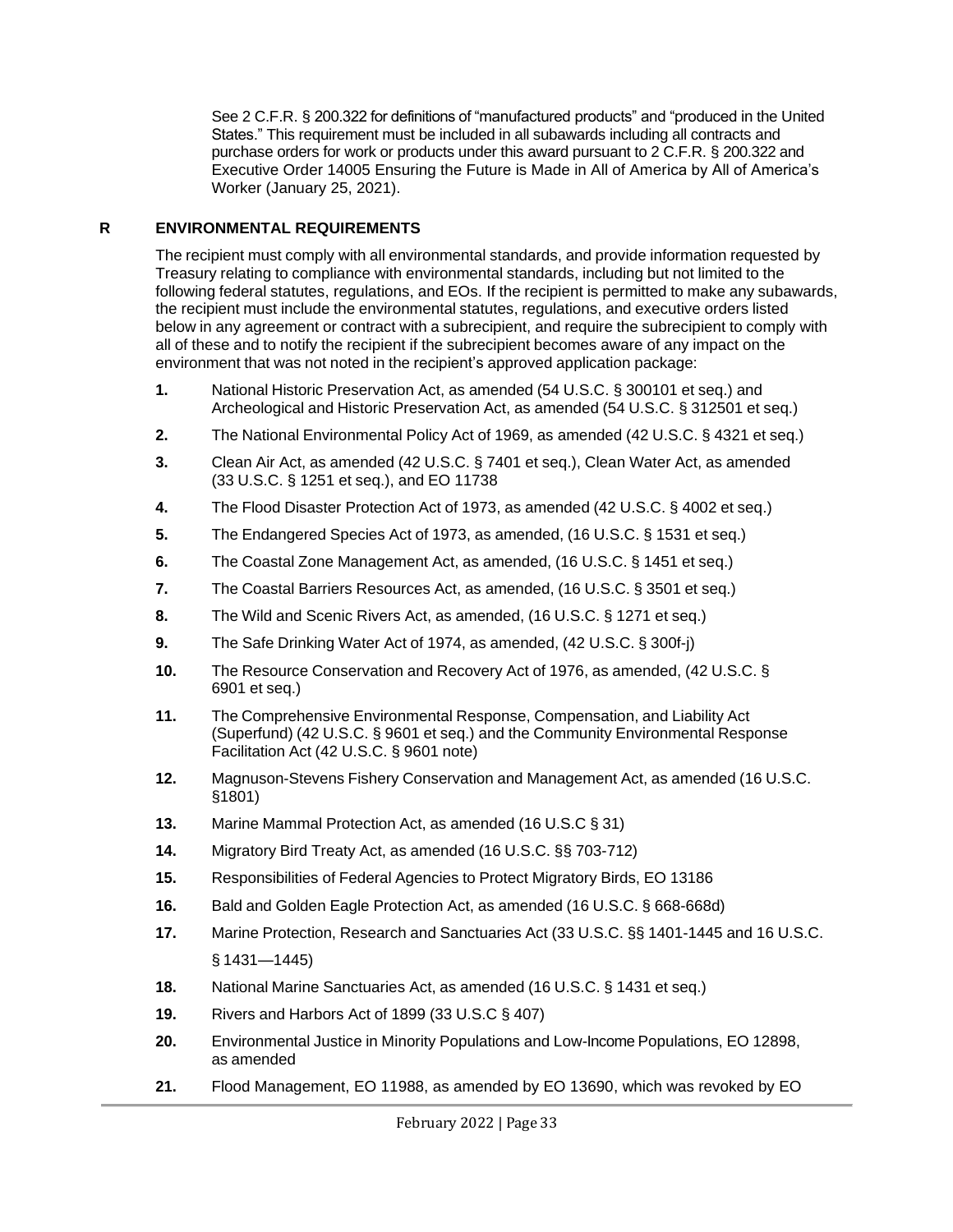See 2 C.F.R. § 200.322 for definitions of "manufactured products" and "produced in the United States." This requirement must be included in all subawards including all contracts and purchase orders for work or products under this award pursuant to 2 C.F.R. § 200.322 and Executive Order 14005 Ensuring the Future is Made in All of America by All of America's Worker (January 25, 2021).

## R ENVIRONMENTAL REQUIREMENTS

The recipient must comply with all environmental standards, and provide information requested by Treasury relating to compliance with environmental standards, including but not limited to the following federal statutes, regulations, and EOs. If the recipient is permitted to make any subawards, the recipient must include the environmental statutes, regulations, and executive orders listed below in any agreement or contract with a subrecipient, and require the subrecipient to comply with all of these and to notify the recipient if the subrecipient becomes aware of any impact on the environment that was not noted in the recipient's approved application package:

**1.** National Historic Preservation Act, as amended (54 U.S.C. § 300101 et seq.) and Archeological and Historic Preservation Act, as amended (54 U.S.C. § 312501 et seq.)

**2.** The National Environmental Policy Act of 1969, as amended (42 U.S.C. § 4321 et seq.)

**3.** Clean Air Act, as amended (42 U.S.C. § 7401 et seq.), Clean Water Act, as amended (33 U.S.C. § 1251 et seq.), and EO 11738

**4.** The Flood Disaster Protection Act of 1973, as amended (42 U.S.C. § 4002 et seq.)

**5.** The Endangered Species Act of 1973, as amended, (16 U.S.C. § 1531 et seq.)

**6.** The Coastal Zone Management Act, as amended, (16 U.S.C. § 1451 et seq.)

**7.** The Coastal Barriers Resources Act, as amended, (16 U.S.C. § 3501 et seq.)

**8.** The Wild and Scenic Rivers Act, as amended, (16 U.S.C. § 1271 et seq.)

**9.** The Safe Drinking Water Act of 1974, as amended, (42 U.S.C. § 300f-j)

**10.** The Resource Conservation and Recovery Act of 1976, as amended, (42 U.S.C. § 6901 et seq.)

**11.** The Comprehensive Environmental Response, Compensation, and Liability Act (Superfund) (42 U.S.C. § 9601 et seq.) and the Community Environmental Response Facilitation Act (42 U.S.C. § 9601 note)

**12.** Magnuson-Stevens Fishery Conservation and Management Act, as amended (16 U.S.C. §1801)

**13.** Marine Mammal Protection Act, as amended (16 U.S.C § 31)

**14.** Migratory Bird Treaty Act, as amended (16 U.S.C. §§ 703-712)

**15.** Responsibilities of Federal Agencies to Protect Migratory Birds, EO 13186

**16.** Bald and Golden Eagle Protection Act, as amended (16 U.S.C. § 668-668d)

**17.** Marine Protection, Research and Sanctuaries Act (33 U.S.C. §§ 1401-1445 and 16 U.S.C. § 1431—1445)

**18.** National Marine Sanctuaries Act, as amended (16 U.S.C. § 1431 et seq.)

**19.** Rivers and Harbors Act of 1899 (33 U.S.C § 407)

**20.** Environmental Justice in Minority Populations and Low-Income Populations, EO 12898, as amended

**21.** Flood Management, EO 11988, as amended by EO 13690, which was revoked by EO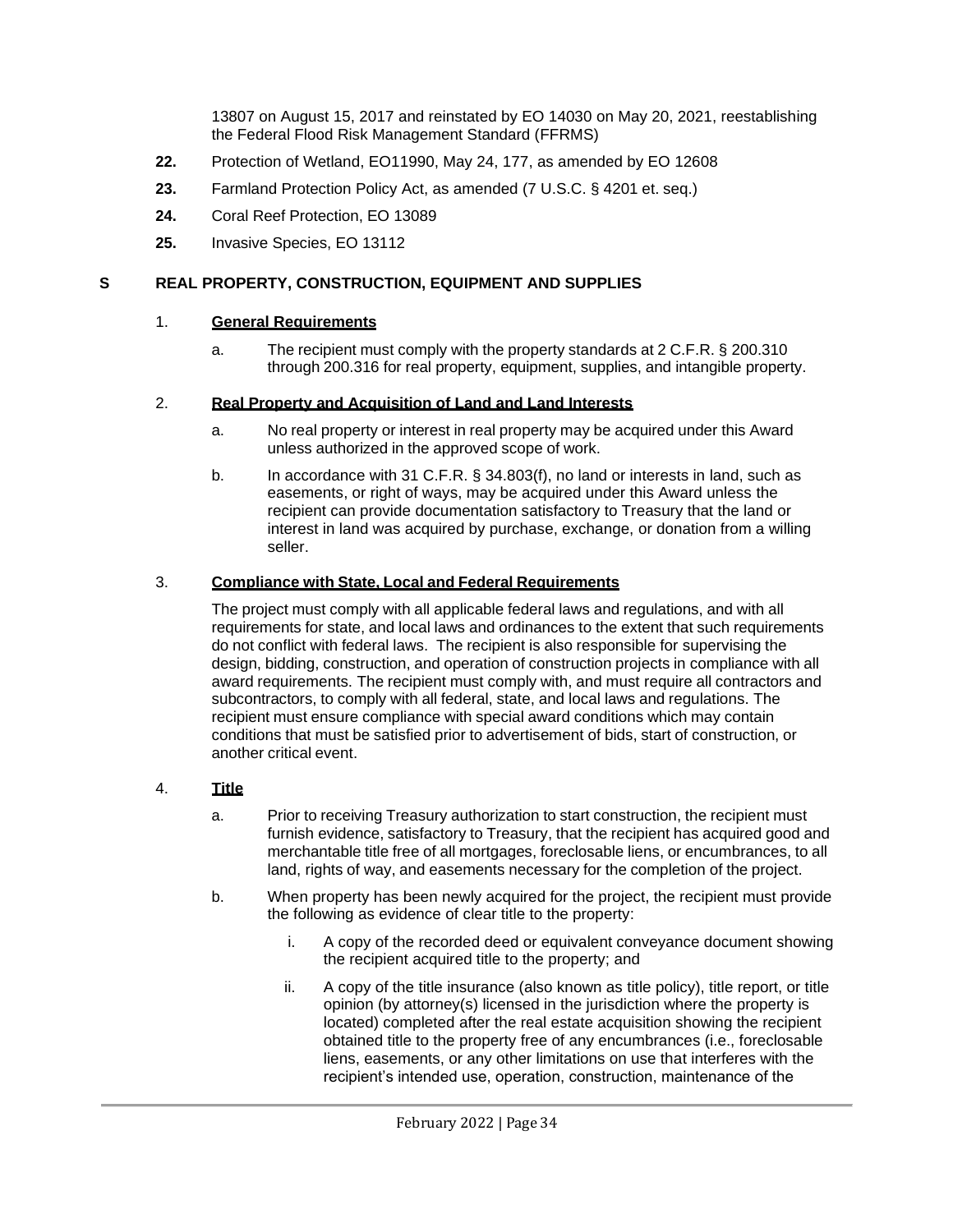13807 on August 15, 2017 and reinstated by EO 14030 on May 20, 2021, reestablishing the Federal Flood Risk Management Standard (FFRMS)

**22.** Protection of Wetland, EO11990, May 24, 177, as amended by EO 12608

**23.** Farmland Protection Policy Act, as amended (7 U.S.C. § 4201 et. seq.)

**24.** Coral Reef Protection, EO 13089

**25.** Invasive Species, EO 13112

## S REAL PROPERTY, CONSTRUCTION, EQUIPMENT AND SUPPLIES

1. **General Requirements**

   a. The recipient must comply with the property standards at 2 C.F.R. § 200.310 through 200.316 for real property, equipment, supplies, and intangible property.

2. **Real Property and Acquisition of Land and Land Interests**

   a. No real property or interest in real property may be acquired under this Award unless authorized in the approved scope of work.

   b. In accordance with 31 C.F.R. § 34.803(f), no land or interests in land, such as easements, or right of ways, may be acquired under this Award unless the recipient can provide documentation satisfactory to Treasury that the land or interest in land was acquired by purchase, exchange, or donation from a willing seller.

3. **Compliance with State, Local and Federal Requirements**

   The project must comply with all applicable federal laws and regulations, and with all requirements for state, and local laws and ordinances to the extent that such requirements do not conflict with federal laws. The recipient is also responsible for supervising the design, bidding, construction, and operation of construction projects in compliance with all award requirements. The recipient must comply with, and must require all contractors and subcontractors, to comply with all federal, state, and local laws and regulations. The recipient must ensure compliance with special award conditions which may contain conditions that must be satisfied prior to advertisement of bids, start of construction, or another critical event.

4. **Title**

   a. Prior to receiving Treasury authorization to start construction, the recipient must furnish evidence, satisfactory to Treasury, that the recipient has acquired good and merchantable title free of all mortgages, foreclosable liens, or encumbrances, to all land, rights of way, and easements necessary for the completion of the project.

   b. When property has been newly acquired for the project, the recipient must provide the following as evidence of clear title to the property:

      i. A copy of the recorded deed or equivalent conveyance document showing the recipient acquired title to the property; and

      ii. A copy of the title insurance (also known as title policy), title report, or title opinion (by attorney(s) licensed in the jurisdiction where the property is located) completed after the real estate acquisition showing the recipient obtained title to the property free of any encumbrances (i.e., foreclosable liens, easements, or any other limitations on use that interferes with the recipient's intended use, operation, construction, maintenance of the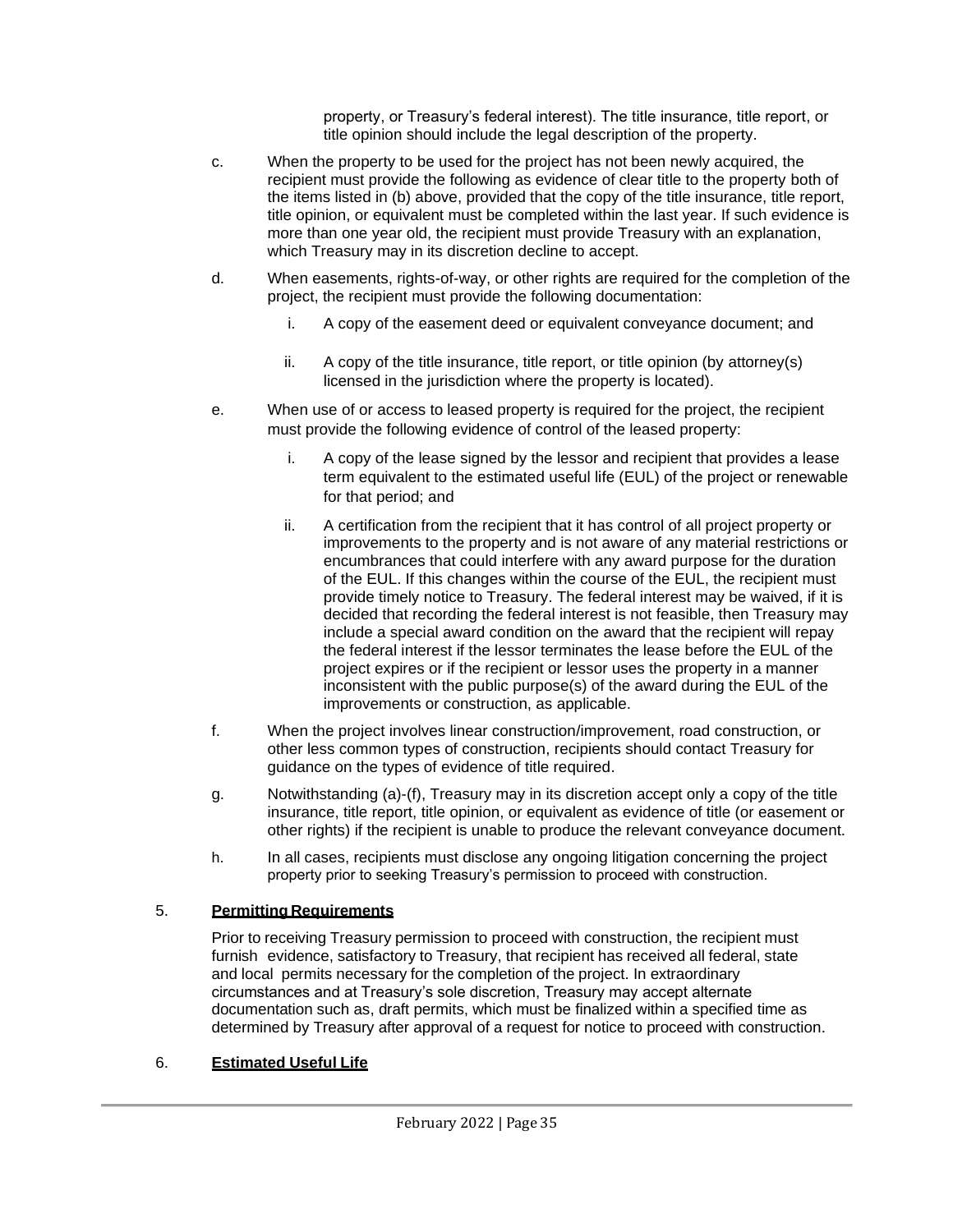property, or Treasury's federal interest). The title insurance, title report, or title opinion should include the legal description of the property.

c. When the property to be used for the project has not been newly acquired, the recipient must provide the following as evidence of clear title to the property both of the items listed in (b) above, provided that the copy of the title insurance, title report, title opinion, or equivalent must be completed within the last year. If such evidence is more than one year old, the recipient must provide Treasury with an explanation, which Treasury may in its discretion decline to accept.

d. When easements, rights-of-way, or other rights are required for the completion of the project, the recipient must provide the following documentation:

   i. A copy of the easement deed or equivalent conveyance document; and

   ii. A copy of the title insurance, title report, or title opinion (by attorney(s) licensed in the jurisdiction where the property is located).

e. When use of or access to leased property is required for the project, the recipient must provide the following evidence of control of the leased property:

   i. A copy of the lease signed by the lessor and recipient that provides a lease term equivalent to the estimated useful life (EUL) of the project or renewable for that period; and

   ii. A certification from the recipient that it has control of all project property or improvements to the property and is not aware of any material restrictions or encumbrances that could interfere with any award purpose for the duration of the EUL. If this changes within the course of the EUL, the recipient must provide timely notice to Treasury. The federal interest may be waived, if it is decided that recording the federal interest is not feasible, then Treasury may include a special award condition on the award that the recipient will repay the federal interest if the lessor terminates the lease before the EUL of the project expires or if the recipient or lessor uses the property in a manner inconsistent with the public purpose(s) of the award during the EUL of the improvements or construction, as applicable.

f. When the project involves linear construction/improvement, road construction, or other less common types of construction, recipients should contact Treasury for guidance on the types of evidence of title required.

g. Notwithstanding (a)-(f), Treasury may in its discretion accept only a copy of the title insurance, title report, title opinion, or equivalent as evidence of title (or easement or other rights) if the recipient is unable to produce the relevant conveyance document.

h. In all cases, recipients must disclose any ongoing litigation concerning the project property prior to seeking Treasury's permission to proceed with construction.

## 5. Permitting Requirements

Prior to receiving Treasury permission to proceed with construction, the recipient must furnish evidence, satisfactory to Treasury, that recipient has received all federal, state and local permits necessary for the completion of the project. In extraordinary circumstances and at Treasury's sole discretion, Treasury may accept alternate documentation such as, draft permits, which must be finalized within a specified time as determined by Treasury after approval of a request for notice to proceed with construction.

## 6. Estimated Useful Life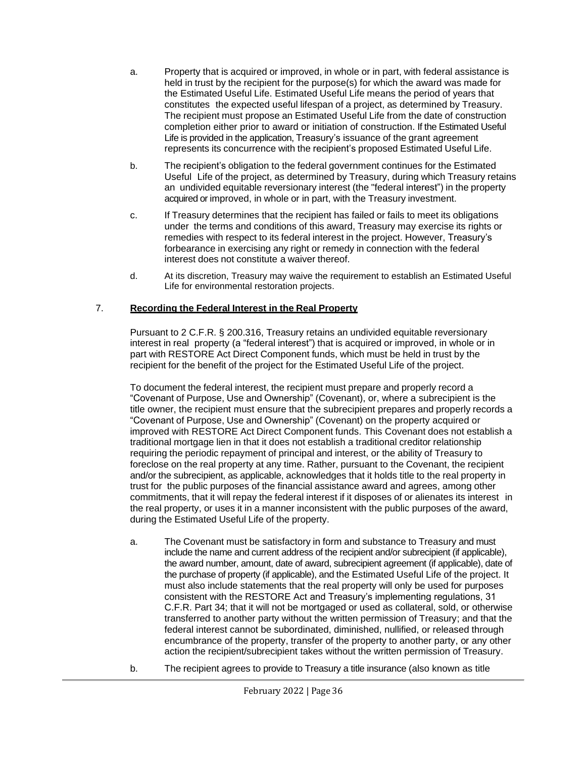a. Property that is acquired or improved, in whole or in part, with federal assistance is held in trust by the recipient for the purpose(s) for which the award was made for the Estimated Useful Life. Estimated Useful Life means the period of years that constitutes the expected useful lifespan of a project, as determined by Treasury. The recipient must propose an Estimated Useful Life from the date of construction completion either prior to award or initiation of construction. If the Estimated Useful Life is provided in the application, Treasury's issuance of the grant agreement represents its concurrence with the recipient's proposed Estimated Useful Life.

b. The recipient's obligation to the federal government continues for the Estimated Useful Life of the project, as determined by Treasury, during which Treasury retains an undivided equitable reversionary interest (the "federal interest") in the property acquired or improved, in whole or in part, with the Treasury investment.

c. If Treasury determines that the recipient has failed or fails to meet its obligations under the terms and conditions of this award, Treasury may exercise its rights or remedies with respect to its federal interest in the project. However, Treasury's forbearance in exercising any right or remedy in connection with the federal interest does not constitute a waiver thereof.

d. At its discretion, Treasury may waive the requirement to establish an Estimated Useful Life for environmental restoration projects.

## 7. **Recording the Federal Interest in the Real Property**

Pursuant to 2 C.F.R. § 200.316, Treasury retains an undivided equitable reversionary interest in real property (a "federal interest") that is acquired or improved, in whole or in part with RESTORE Act Direct Component funds, which must be held in trust by the recipient for the benefit of the project for the Estimated Useful Life of the project.

To document the federal interest, the recipient must prepare and properly record a "Covenant of Purpose, Use and Ownership" (Covenant), or, where a subrecipient is the title owner, the recipient must ensure that the subrecipient prepares and properly records a "Covenant of Purpose, Use and Ownership" (Covenant) on the property acquired or improved with RESTORE Act Direct Component funds. This Covenant does not establish a traditional mortgage lien in that it does not establish a traditional creditor relationship requiring the periodic repayment of principal and interest, or the ability of Treasury to foreclose on the real property at any time. Rather, pursuant to the Covenant, the recipient and/or the subrecipient, as applicable, acknowledges that it holds title to the real property in trust for the public purposes of the financial assistance award and agrees, among other commitments, that it will repay the federal interest if it disposes of or alienates its interest in the real property, or uses it in a manner inconsistent with the public purposes of the award, during the Estimated Useful Life of the property.

a. The Covenant must be satisfactory in form and substance to Treasury and must include the name and current address of the recipient and/or subrecipient (if applicable), the award number, amount, date of award, subrecipient agreement (if applicable), date of the purchase of property (if applicable), and the Estimated Useful Life of the project. It must also include statements that the real property will only be used for purposes consistent with the RESTORE Act and Treasury's implementing regulations, 31 C.F.R. Part 34; that it will not be mortgaged or used as collateral, sold, or otherwise transferred to another party without the written permission of Treasury; and that the federal interest cannot be subordinated, diminished, nullified, or released through encumbrance of the property, transfer of the property to another party, or any other action the recipient/subrecipient takes without the written permission of Treasury.

b. The recipient agrees to provide to Treasury a title insurance (also known as title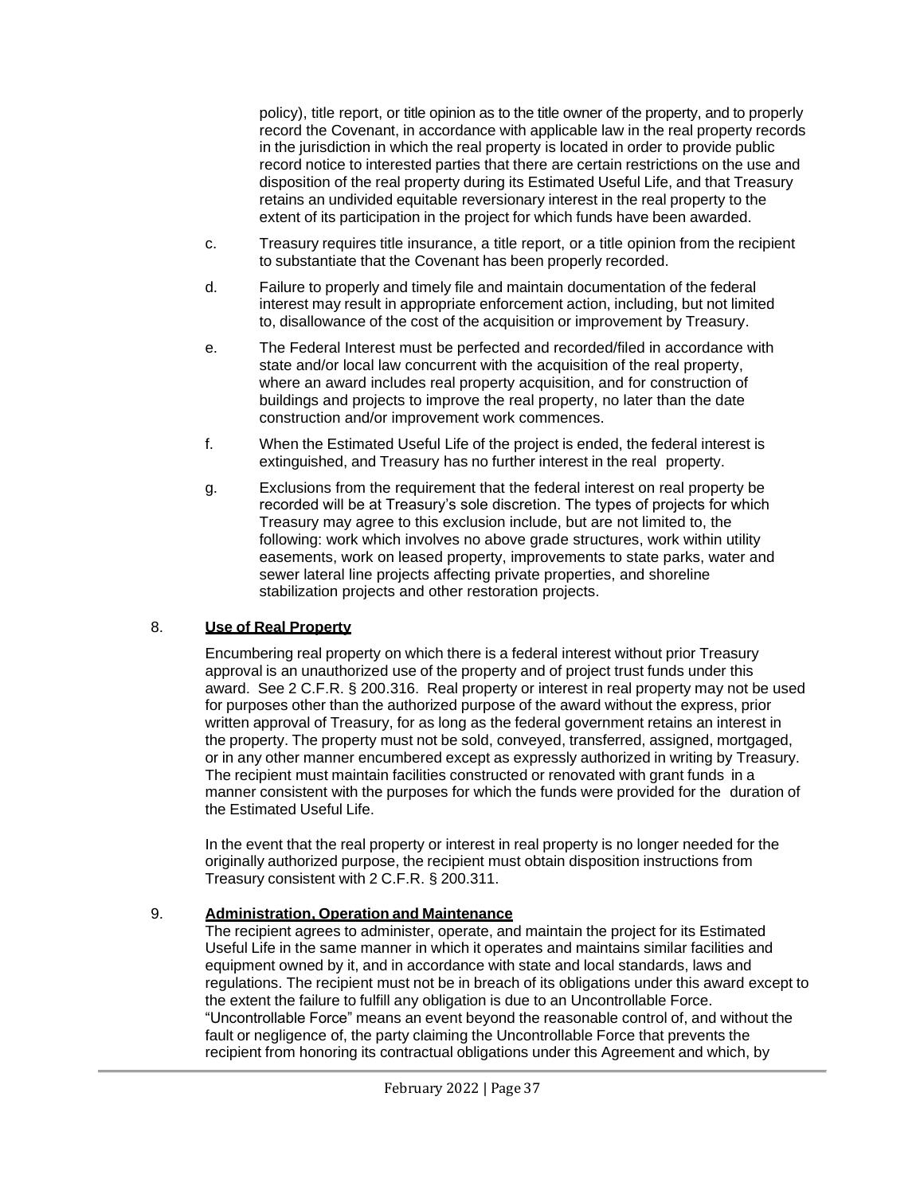policy), title report, or title opinion as to the title owner of the property, and to properly record the Covenant, in accordance with applicable law in the real property records in the jurisdiction in which the real property is located in order to provide public record notice to interested parties that there are certain restrictions on the use and disposition of the real property during its Estimated Useful Life, and that Treasury retains an undivided equitable reversionary interest in the real property to the extent of its participation in the project for which funds have been awarded.

c. Treasury requires title insurance, a title report, or a title opinion from the recipient to substantiate that the Covenant has been properly recorded.

d. Failure to properly and timely file and maintain documentation of the federal interest may result in appropriate enforcement action, including, but not limited to, disallowance of the cost of the acquisition or improvement by Treasury.

e. The Federal Interest must be perfected and recorded/filed in accordance with state and/or local law concurrent with the acquisition of the real property, where an award includes real property acquisition, and for construction of buildings and projects to improve the real property, no later than the date construction and/or improvement work commences.

f. When the Estimated Useful Life of the project is ended, the federal interest is extinguished, and Treasury has no further interest in the real property.

g. Exclusions from the requirement that the federal interest on real property be recorded will be at Treasury's sole discretion. The types of projects for which Treasury may agree to this exclusion include, but are not limited to, the following: work which involves no above grade structures, work within utility easements, work on leased property, improvements to state parks, water and sewer lateral line projects affecting private properties, and shoreline stabilization projects and other restoration projects.

8. **Use of Real Property**

Encumbering real property on which there is a federal interest without prior Treasury approval is an unauthorized use of the property and of project trust funds under this award. See 2 C.F.R. § 200.316. Real property or interest in real property may not be used for purposes other than the authorized purpose of the award without the express, prior written approval of Treasury, for as long as the federal government retains an interest in the property. The property must not be sold, conveyed, transferred, assigned, mortgaged, or in any other manner encumbered except as expressly authorized in writing by Treasury. The recipient must maintain facilities constructed or renovated with grant funds in a manner consistent with the purposes for which the funds were provided for the duration of the Estimated Useful Life.

In the event that the real property or interest in real property is no longer needed for the originally authorized purpose, the recipient must obtain disposition instructions from Treasury consistent with 2 C.F.R. § 200.311.

9. **Administration, Operation and Maintenance**

The recipient agrees to administer, operate, and maintain the project for its Estimated Useful Life in the same manner in which it operates and maintains similar facilities and equipment owned by it, and in accordance with state and local standards, laws and regulations. The recipient must not be in breach of its obligations under this award except to the extent the failure to fulfill any obligation is due to an Uncontrollable Force. "Uncontrollable Force" means an event beyond the reasonable control of, and without the fault or negligence of, the party claiming the Uncontrollable Force that prevents the recipient from honoring its contractual obligations under this Agreement and which, by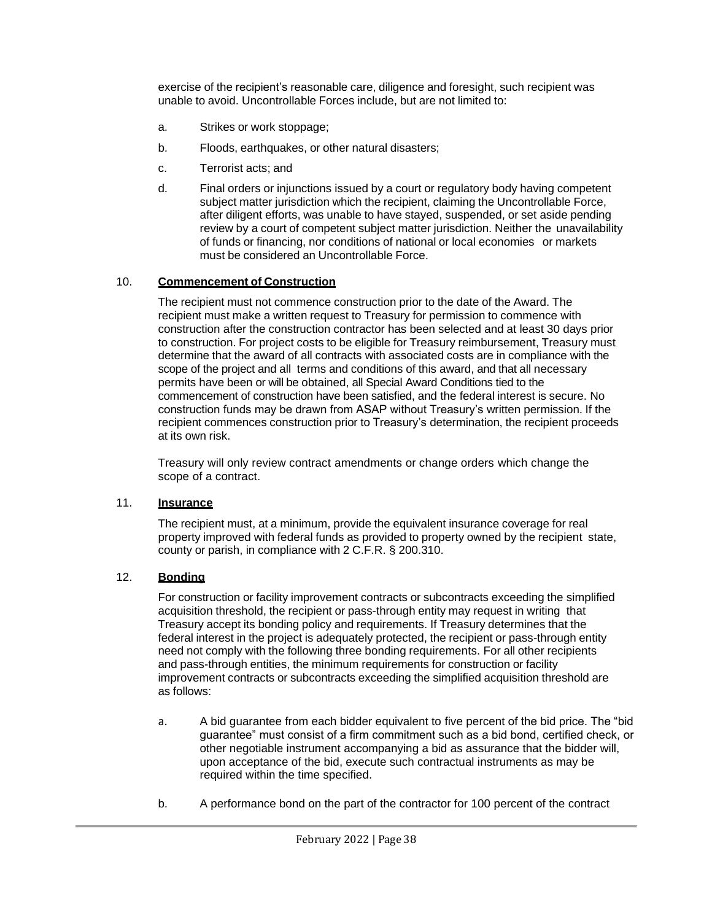exercise of the recipient's reasonable care, diligence and foresight, such recipient was unable to avoid. Uncontrollable Forces include, but are not limited to:

a. Strikes or work stoppage;

b. Floods, earthquakes, or other natural disasters;

c. Terrorist acts; and

d. Final orders or injunctions issued by a court or regulatory body having competent subject matter jurisdiction which the recipient, claiming the Uncontrollable Force, after diligent efforts, was unable to have stayed, suspended, or set aside pending review by a court of competent subject matter jurisdiction. Neither the unavailability of funds or financing, nor conditions of national or local economies or markets must be considered an Uncontrollable Force.

## 10. Commencement of Construction

The recipient must not commence construction prior to the date of the Award. The recipient must make a written request to Treasury for permission to commence with construction after the construction contractor has been selected and at least 30 days prior to construction. For project costs to be eligible for Treasury reimbursement, Treasury must determine that the award of all contracts with associated costs are in compliance with the scope of the project and all terms and conditions of this award, and that all necessary permits have been or will be obtained, all Special Award Conditions tied to the commencement of construction have been satisfied, and the federal interest is secure. No construction funds may be drawn from ASAP without Treasury's written permission. If the recipient commences construction prior to Treasury's determination, the recipient proceeds at its own risk.

Treasury will only review contract amendments or change orders which change the scope of a contract.

## 11. Insurance

The recipient must, at a minimum, provide the equivalent insurance coverage for real property improved with federal funds as provided to property owned by the recipient state, county or parish, in compliance with 2 C.F.R. § 200.310.

## 12. Bonding

For construction or facility improvement contracts or subcontracts exceeding the simplified acquisition threshold, the recipient or pass-through entity may request in writing that Treasury accept its bonding policy and requirements. If Treasury determines that the federal interest in the project is adequately protected, the recipient or pass-through entity need not comply with the following three bonding requirements. For all other recipients and pass-through entities, the minimum requirements for construction or facility improvement contracts or subcontracts exceeding the simplified acquisition threshold are as follows:

a. A bid guarantee from each bidder equivalent to five percent of the bid price. The "bid guarantee" must consist of a firm commitment such as a bid bond, certified check, or other negotiable instrument accompanying a bid as assurance that the bidder will, upon acceptance of the bid, execute such contractual instruments as may be required within the time specified.

b. A performance bond on the part of the contractor for 100 percent of the contract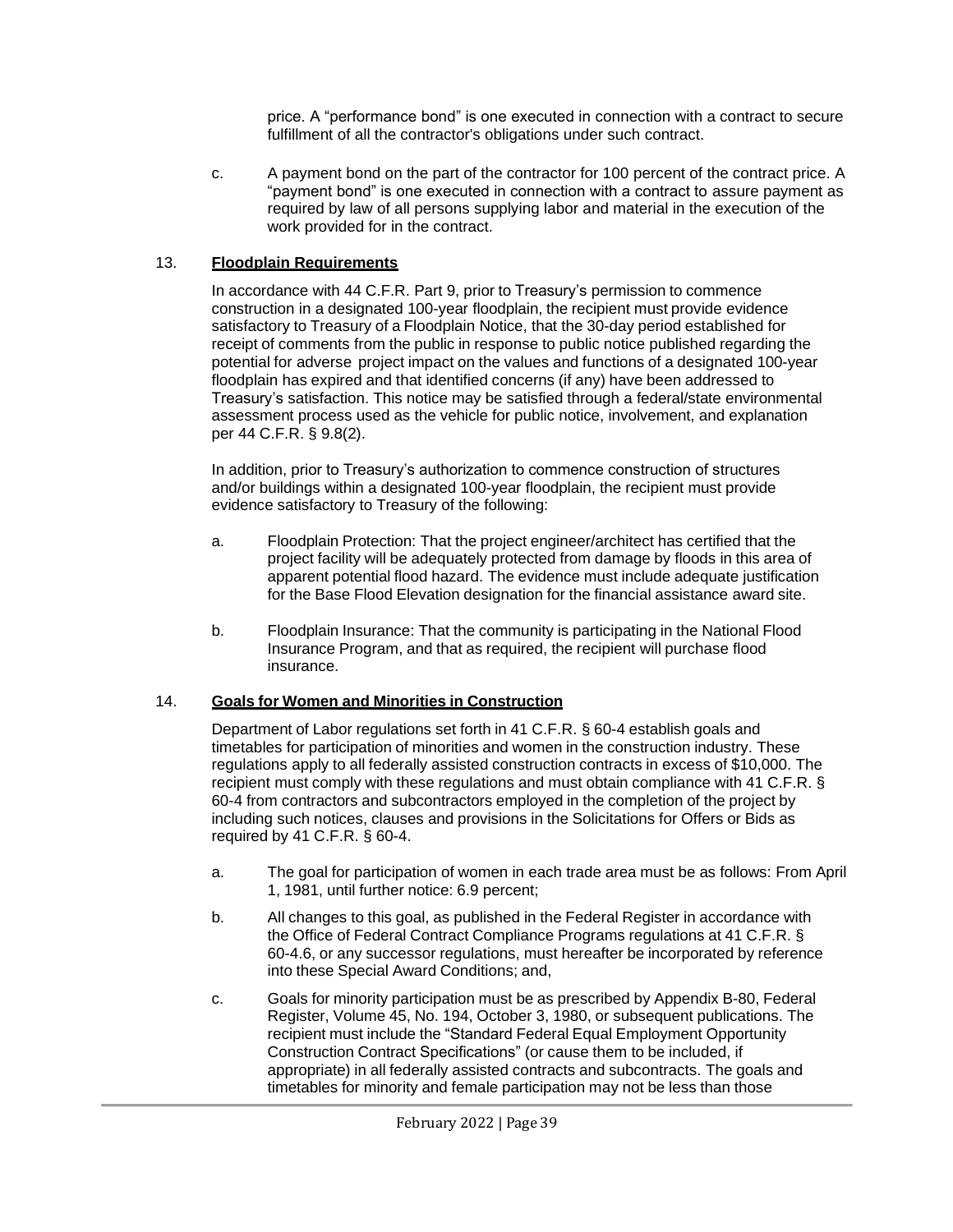price. A "performance bond" is one executed in connection with a contract to secure fulfillment of all the contractor's obligations under such contract.

c. A payment bond on the part of the contractor for 100 percent of the contract price. A "payment bond" is one executed in connection with a contract to assure payment as required by law of all persons supplying labor and material in the execution of the work provided for in the contract.

13. **Floodplain Requirements**

In accordance with 44 C.F.R. Part 9, prior to Treasury's permission to commence construction in a designated 100-year floodplain, the recipient must provide evidence satisfactory to Treasury of a Floodplain Notice, that the 30-day period established for receipt of comments from the public in response to public notice published regarding the potential for adverse project impact on the values and functions of a designated 100-year floodplain has expired and that identified concerns (if any) have been addressed to Treasury's satisfaction. This notice may be satisfied through a federal/state environmental assessment process used as the vehicle for public notice, involvement, and explanation per 44 C.F.R. § 9.8(2).

In addition, prior to Treasury's authorization to commence construction of structures and/or buildings within a designated 100-year floodplain, the recipient must provide evidence satisfactory to Treasury of the following:

a. Floodplain Protection: That the project engineer/architect has certified that the project facility will be adequately protected from damage by floods in this area of apparent potential flood hazard. The evidence must include adequate justification for the Base Flood Elevation designation for the financial assistance award site.

b. Floodplain Insurance: That the community is participating in the National Flood Insurance Program, and that as required, the recipient will purchase flood insurance.

14. **Goals for Women and Minorities in Construction**

Department of Labor regulations set forth in 41 C.F.R. § 60-4 establish goals and timetables for participation of minorities and women in the construction industry. These regulations apply to all federally assisted construction contracts in excess of $10,000. The recipient must comply with these regulations and must obtain compliance with 41 C.F.R. § 60-4 from contractors and subcontractors employed in the completion of the project by including such notices, clauses and provisions in the Solicitations for Offers or Bids as required by 41 C.F.R. § 60-4.

a. The goal for participation of women in each trade area must be as follows: From April 1, 1981, until further notice: 6.9 percent;

b. All changes to this goal, as published in the Federal Register in accordance with the Office of Federal Contract Compliance Programs regulations at 41 C.F.R. § 60-4.6, or any successor regulations, must hereafter be incorporated by reference into these Special Award Conditions; and,

c. Goals for minority participation must be as prescribed by Appendix B-80, Federal Register, Volume 45, No. 194, October 3, 1980, or subsequent publications. The recipient must include the "Standard Federal Equal Employment Opportunity Construction Contract Specifications" (or cause them to be included, if appropriate) in all federally assisted contracts and subcontracts. The goals and timetables for minority and female participation may not be less than those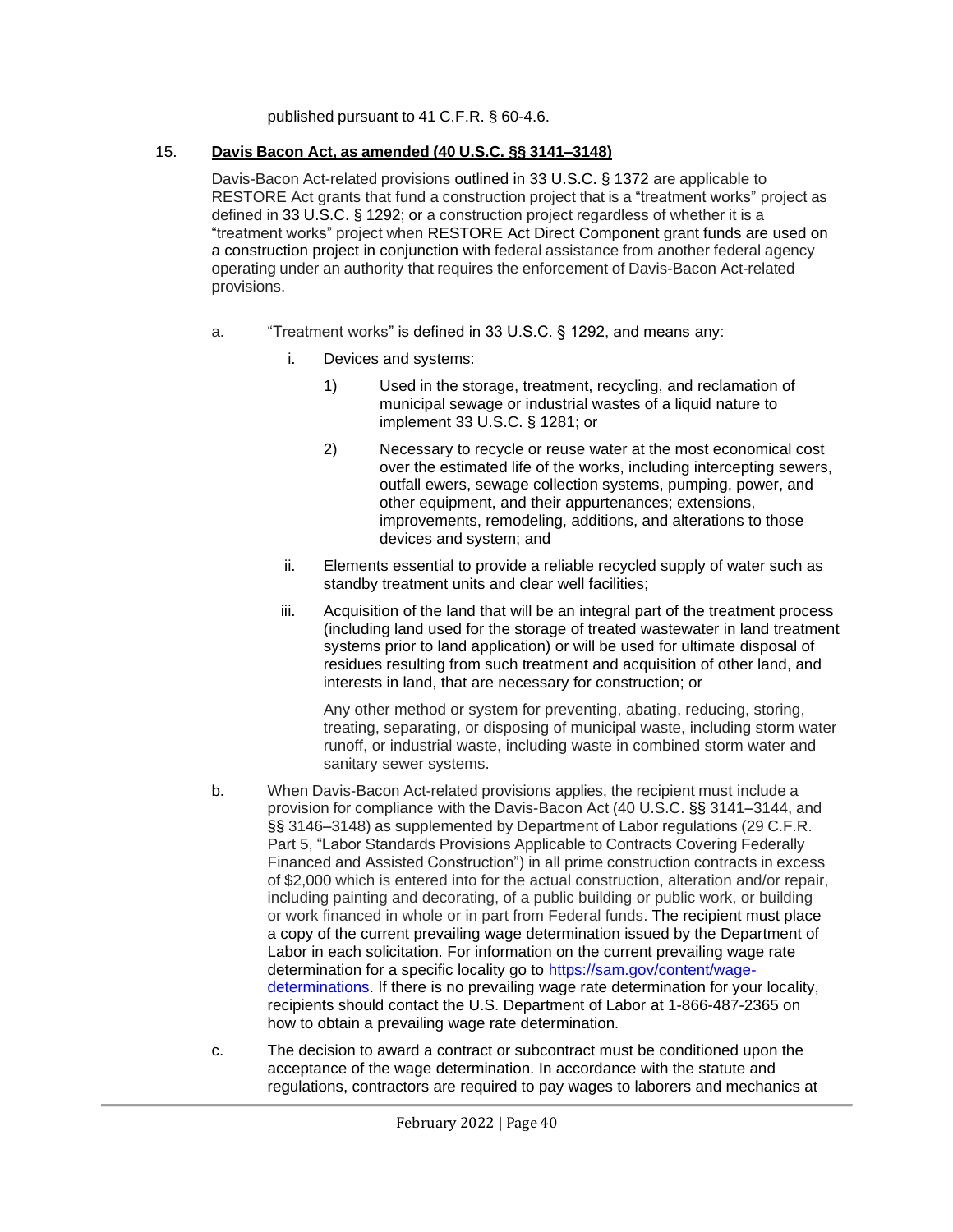published pursuant to 41 C.F.R. § 60-4.6.

15. **Davis Bacon Act, as amended (40 U.S.C. §§ 3141–3148)**

Davis-Bacon Act-related provisions outlined in 33 U.S.C. § 1372 are applicable to RESTORE Act grants that fund a construction project that is a "treatment works" project as defined in 33 U.S.C. § 1292; or a construction project regardless of whether it is a "treatment works" project when RESTORE Act Direct Component grant funds are used on a construction project in conjunction with federal assistance from another federal agency operating under an authority that requires the enforcement of Davis-Bacon Act-related provisions.

a. "Treatment works" is defined in 33 U.S.C. § 1292, and means any:

   i. Devices and systems:

      1) Used in the storage, treatment, recycling, and reclamation of municipal sewage or industrial wastes of a liquid nature to implement 33 U.S.C. § 1281; or

      2) Necessary to recycle or reuse water at the most economical cost over the estimated life of the works, including intercepting sewers, outfall ewers, sewage collection systems, pumping, power, and other equipment, and their appurtenances; extensions, improvements, remodeling, additions, and alterations to those devices and system; and

   ii. Elements essential to provide a reliable recycled supply of water such as standby treatment units and clear well facilities;

   iii. Acquisition of the land that will be an integral part of the treatment process (including land used for the storage of treated wastewater in land treatment systems prior to land application) or will be used for ultimate disposal of residues resulting from such treatment and acquisition of other land, and interests in land, that are necessary for construction; or

   Any other method or system for preventing, abating, reducing, storing, treating, separating, or disposing of municipal waste, including storm water runoff, or industrial waste, including waste in combined storm water and sanitary sewer systems.

b. When Davis-Bacon Act-related provisions applies, the recipient must include a provision for compliance with the Davis-Bacon Act (40 U.S.C. §§ 3141–3144, and §§ 3146–3148) as supplemented by Department of Labor regulations (29 C.F.R. Part 5, "Labor Standards Provisions Applicable to Contracts Covering Federally Financed and Assisted Construction") in all prime construction contracts in excess of $2,000 which is entered into for the actual construction, alteration and/or repair, including painting and decorating, of a public building or public work, or building or work financed in whole or in part from Federal funds. The recipient must place a copy of the current prevailing wage determination issued by the Department of Labor in each solicitation. For information on the current prevailing wage rate determination for a specific locality go to [https://sam.gov/content/wage-determinations](https://sam.gov/content/wage-determinations). If there is no prevailing wage rate determination for your locality, recipients should contact the U.S. Department of Labor at 1-866-487-2365 on how to obtain a prevailing wage rate determination.

c. The decision to award a contract or subcontract must be conditioned upon the acceptance of the wage determination. In accordance with the statute and regulations, contractors are required to pay wages to laborers and mechanics at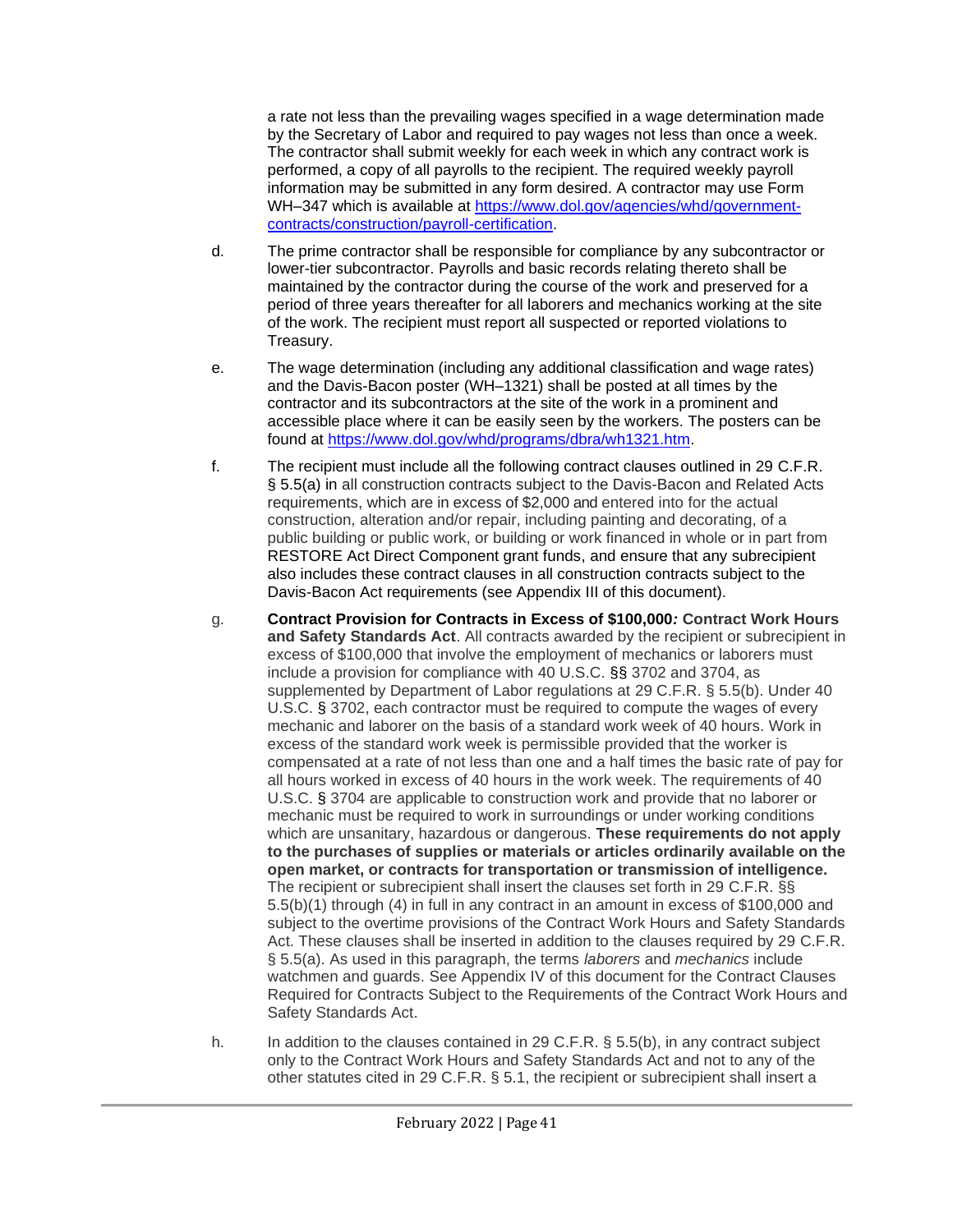a rate not less than the prevailing wages specified in a wage determination made by the Secretary of Labor and required to pay wages not less than once a week. The contractor shall submit weekly for each week in which any contract work is performed, a copy of all payrolls to the recipient. The required weekly payroll information may be submitted in any form desired. A contractor may use Form WH–347 which is available at [https://www.dol.gov/agencies/whd/government-contracts/construction/payroll-certification](https://www.dol.gov/agencies/whd/government-contracts/construction/payroll-certification).

d. The prime contractor shall be responsible for compliance by any subcontractor or lower-tier subcontractor. Payrolls and basic records relating thereto shall be maintained by the contractor during the course of the work and preserved for a period of three years thereafter for all laborers and mechanics working at the site of the work. The recipient must report all suspected or reported violations to Treasury.

e. The wage determination (including any additional classification and wage rates) and the Davis-Bacon poster (WH–1321) shall be posted at all times by the contractor and its subcontractors at the site of the work in a prominent and accessible place where it can be easily seen by the workers. The posters can be found at [https://www.dol.gov/whd/programs/dbra/wh1321.htm](https://www.dol.gov/whd/programs/dbra/wh1321.htm).

f. The recipient must include all the following contract clauses outlined in 29 C.F.R. § 5.5(a) in all construction contracts subject to the Davis-Bacon and Related Acts requirements, which are in excess of $2,000 and entered into for the actual construction, alteration and/or repair, including painting and decorating, of a public building or public work, or building or work financed in whole or in part from RESTORE Act Direct Component grant funds, and ensure that any subrecipient also includes these contract clauses in all construction contracts subject to the Davis-Bacon Act requirements (see Appendix III of this document).

g. **Contract Provision for Contracts in Excess of $100,000*:* Contract Work Hours and Safety Standards Act**. All contracts awarded by the recipient or subrecipient in excess of $100,000 that involve the employment of mechanics or laborers must include a provision for compliance with 40 U.S.C. §§ 3702 and 3704, as supplemented by Department of Labor regulations at 29 C.F.R. § 5.5(b). Under 40 U.S.C. § 3702, each contractor must be required to compute the wages of every mechanic and laborer on the basis of a standard work week of 40 hours. Work in excess of the standard work week is permissible provided that the worker is compensated at a rate of not less than one and a half times the basic rate of pay for all hours worked in excess of 40 hours in the work week. The requirements of 40 U.S.C. § 3704 are applicable to construction work and provide that no laborer or mechanic must be required to work in surroundings or under working conditions which are unsanitary, hazardous or dangerous. **These requirements do not apply to the purchases of supplies or materials or articles ordinarily available on the open market, or contracts for transportation or transmission of intelligence.** The recipient or subrecipient shall insert the clauses set forth in 29 C.F.R. §§ 5.5(b)(1) through (4) in full in any contract in an amount in excess of $100,000 and subject to the overtime provisions of the Contract Work Hours and Safety Standards Act. These clauses shall be inserted in addition to the clauses required by 29 C.F.R. § 5.5(a). As used in this paragraph, the terms *laborers* and *mechanics* include watchmen and guards. See Appendix IV of this document for the Contract Clauses Required for Contracts Subject to the Requirements of the Contract Work Hours and Safety Standards Act.

h. In addition to the clauses contained in 29 C.F.R. § 5.5(b), in any contract subject only to the Contract Work Hours and Safety Standards Act and not to any of the other statutes cited in 29 C.F.R. § 5.1, the recipient or subrecipient shall insert a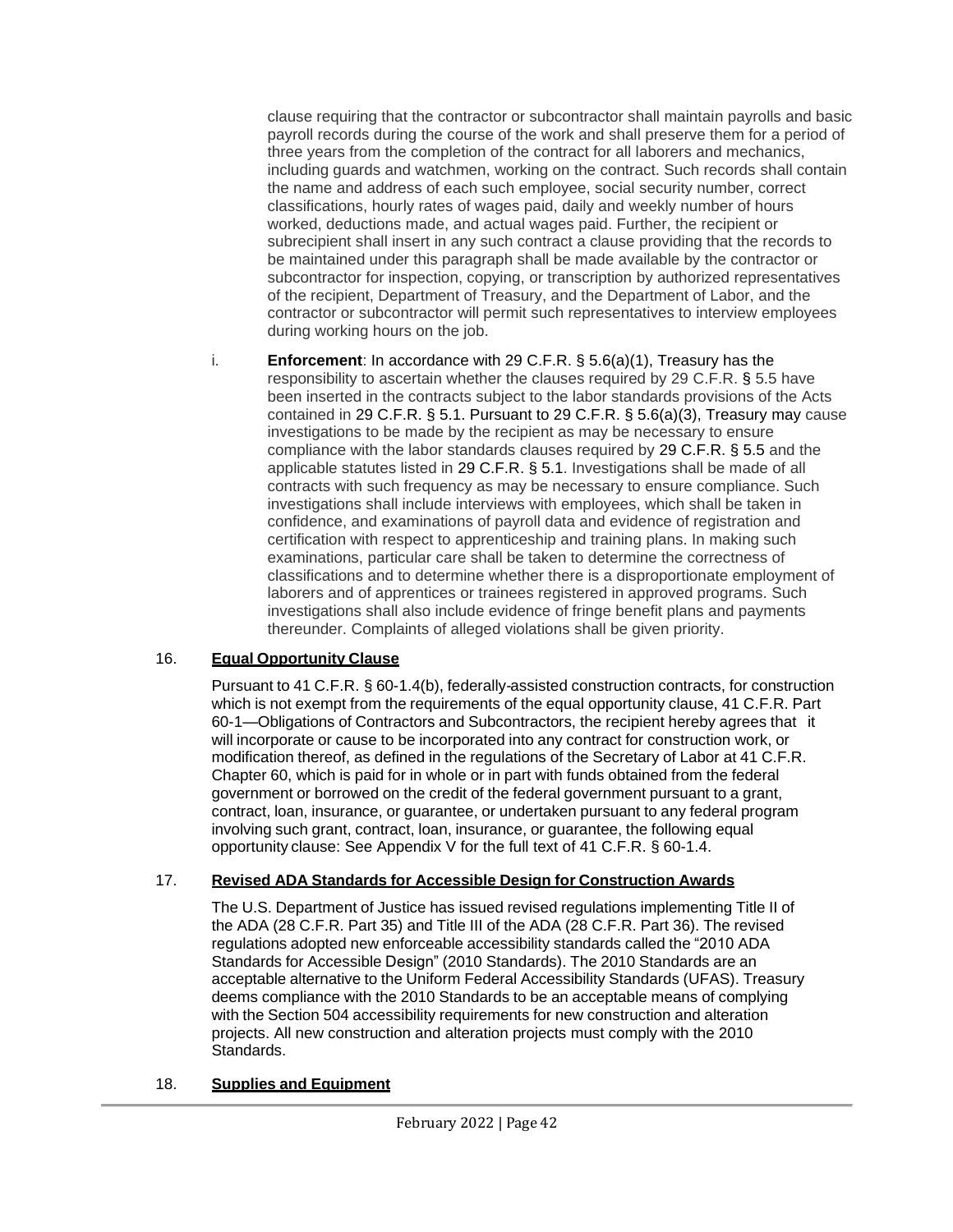clause requiring that the contractor or subcontractor shall maintain payrolls and basic payroll records during the course of the work and shall preserve them for a period of three years from the completion of the contract for all laborers and mechanics, including guards and watchmen, working on the contract. Such records shall contain the name and address of each such employee, social security number, correct classifications, hourly rates of wages paid, daily and weekly number of hours worked, deductions made, and actual wages paid. Further, the recipient or subrecipient shall insert in any such contract a clause providing that the records to be maintained under this paragraph shall be made available by the contractor or subcontractor for inspection, copying, or transcription by authorized representatives of the recipient, Department of Treasury, and the Department of Labor, and the contractor or subcontractor will permit such representatives to interview employees during working hours on the job.

i. **Enforcement**: In accordance with 29 C.F.R. § 5.6(a)(1), Treasury has the responsibility to ascertain whether the clauses required by 29 C.F.R. § 5.5 have been inserted in the contracts subject to the labor standards provisions of the Acts contained in 29 C.F.R. § 5.1. Pursuant to 29 C.F.R. § 5.6(a)(3), Treasury may cause investigations to be made by the recipient as may be necessary to ensure compliance with the labor standards clauses required by 29 C.F.R. § 5.5 and the applicable statutes listed in 29 C.F.R. § 5.1. Investigations shall be made of all contracts with such frequency as may be necessary to ensure compliance. Such investigations shall include interviews with employees, which shall be taken in confidence, and examinations of payroll data and evidence of registration and certification with respect to apprenticeship and training plans. In making such examinations, particular care shall be taken to determine the correctness of classifications and to determine whether there is a disproportionate employment of laborers and of apprentices or trainees registered in approved programs. Such investigations shall also include evidence of fringe benefit plans and payments thereunder. Complaints of alleged violations shall be given priority.

16. **Equal Opportunity Clause**

Pursuant to 41 C.F.R. § 60-1.4(b), federally-assisted construction contracts, for construction which is not exempt from the requirements of the equal opportunity clause, 41 C.F.R. Part 60-1—Obligations of Contractors and Subcontractors, the recipient hereby agrees that it will incorporate or cause to be incorporated into any contract for construction work, or modification thereof, as defined in the regulations of the Secretary of Labor at 41 C.F.R. Chapter 60, which is paid for in whole or in part with funds obtained from the federal government or borrowed on the credit of the federal government pursuant to a grant, contract, loan, insurance, or guarantee, or undertaken pursuant to any federal program involving such grant, contract, loan, insurance, or guarantee, the following equal opportunity clause: See Appendix V for the full text of 41 C.F.R. § 60-1.4.

17. **Revised ADA Standards for Accessible Design for Construction Awards**

The U.S. Department of Justice has issued revised regulations implementing Title II of the ADA (28 C.F.R. Part 35) and Title III of the ADA (28 C.F.R. Part 36). The revised regulations adopted new enforceable accessibility standards called the "2010 ADA Standards for Accessible Design" (2010 Standards). The 2010 Standards are an acceptable alternative to the Uniform Federal Accessibility Standards (UFAS). Treasury deems compliance with the 2010 Standards to be an acceptable means of complying with the Section 504 accessibility requirements for new construction and alteration projects. All new construction and alteration projects must comply with the 2010 Standards.

18. **Supplies and Equipment**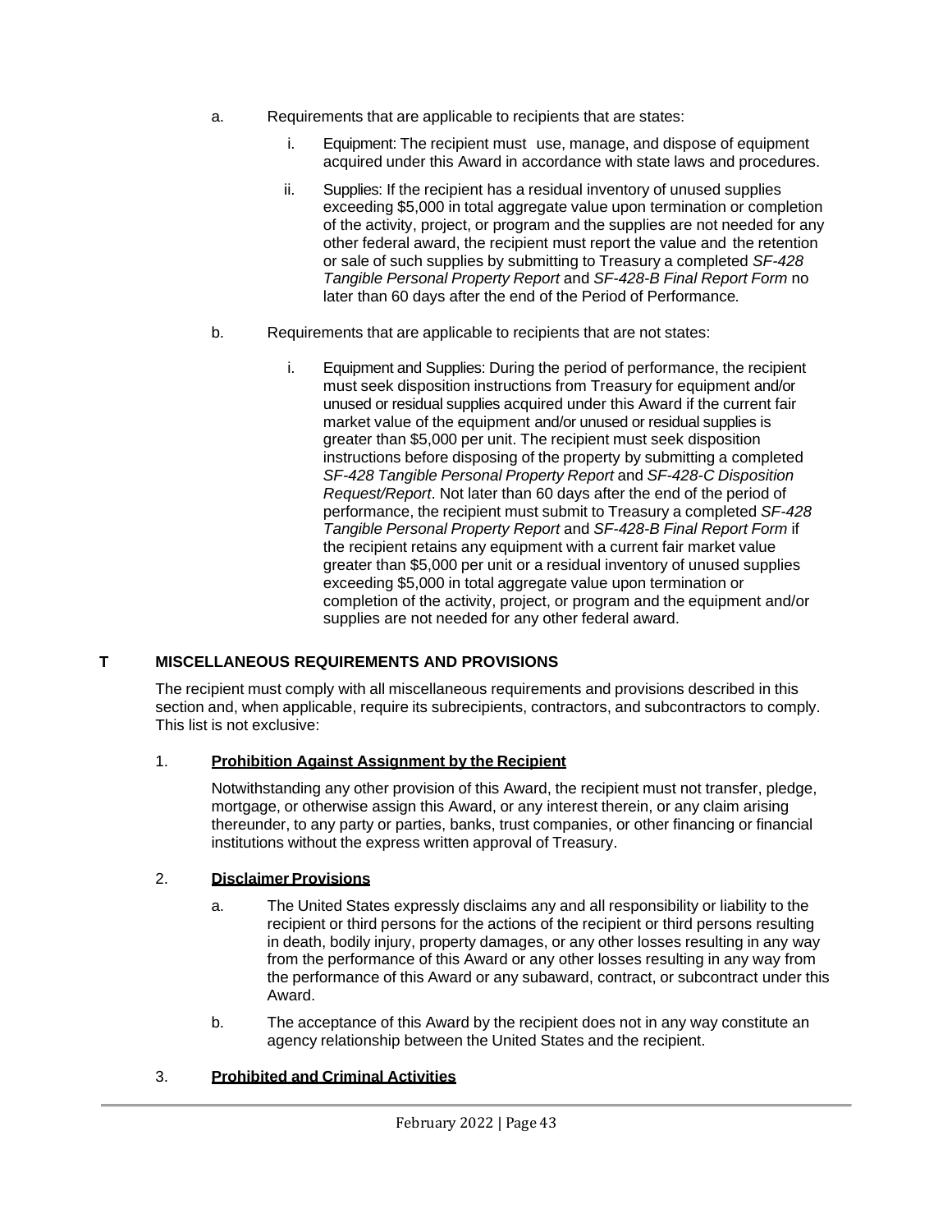a. Requirements that are applicable to recipients that are states:

   i. Equipment: The recipient must use, manage, and dispose of equipment acquired under this Award in accordance with state laws and procedures.

   ii. Supplies: If the recipient has a residual inventory of unused supplies exceeding $5,000 in total aggregate value upon termination or completion of the activity, project, or program and the supplies are not needed for any other federal award, the recipient must report the value and the retention or sale of such supplies by submitting to Treasury a completed *SF-428 Tangible Personal Property Report* and *SF-428-B Final Report Form* no later than 60 days after the end of the Period of Performance.

b. Requirements that are applicable to recipients that are not states:

   i. Equipment and Supplies: During the period of performance, the recipient must seek disposition instructions from Treasury for equipment and/or unused or residual supplies acquired under this Award if the current fair market value of the equipment and/or unused or residual supplies is greater than $5,000 per unit. The recipient must seek disposition instructions before disposing of the property by submitting a completed *SF-428 Tangible Personal Property Report* and *SF-428-C Disposition Request/Report*. Not later than 60 days after the end of the period of performance, the recipient must submit to Treasury a completed *SF-428 Tangible Personal Property Report* and *SF-428-B Final Report Form* if the recipient retains any equipment with a current fair market value greater than $5,000 per unit or a residual inventory of unused supplies exceeding $5,000 in total aggregate value upon termination or completion of the activity, project, or program and the equipment and/or supplies are not needed for any other federal award.

## T MISCELLANEOUS REQUIREMENTS AND PROVISIONS

The recipient must comply with all miscellaneous requirements and provisions described in this section and, when applicable, require its subrecipients, contractors, and subcontractors to comply. This list is not exclusive:

### 1. Prohibition Against Assignment by the Recipient

Notwithstanding any other provision of this Award, the recipient must not transfer, pledge, mortgage, or otherwise assign this Award, or any interest therein, or any claim arising thereunder, to any party or parties, banks, trust companies, or other financing or financial institutions without the express written approval of Treasury.

### 2. Disclaimer Provisions

a. The United States expressly disclaims any and all responsibility or liability to the recipient or third persons for the actions of the recipient or third persons resulting in death, bodily injury, property damages, or any other losses resulting in any way from the performance of this Award or any other losses resulting in any way from the performance of this Award or any subaward, contract, or subcontract under this Award.

b. The acceptance of this Award by the recipient does not in any way constitute an agency relationship between the United States and the recipient.

### 3. Prohibited and Criminal Activities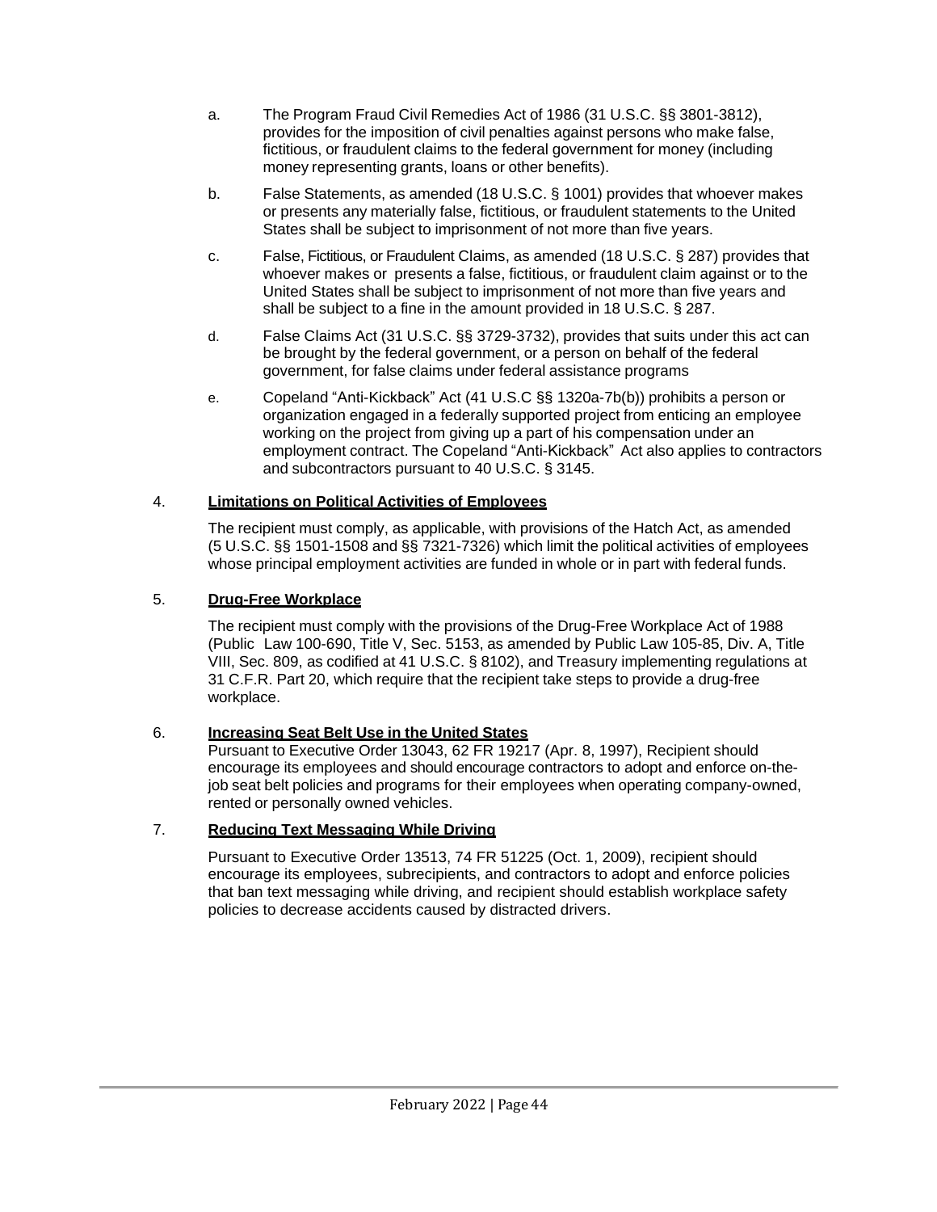a. The Program Fraud Civil Remedies Act of 1986 (31 U.S.C. §§ 3801-3812), provides for the imposition of civil penalties against persons who make false, fictitious, or fraudulent claims to the federal government for money (including money representing grants, loans or other benefits).

b. False Statements, as amended (18 U.S.C. § 1001) provides that whoever makes or presents any materially false, fictitious, or fraudulent statements to the United States shall be subject to imprisonment of not more than five years.

c. False, Fictitious, or Fraudulent Claims, as amended (18 U.S.C. § 287) provides that whoever makes or presents a false, fictitious, or fraudulent claim against or to the United States shall be subject to imprisonment of not more than five years and shall be subject to a fine in the amount provided in 18 U.S.C. § 287.

d. False Claims Act (31 U.S.C. §§ 3729-3732), provides that suits under this act can be brought by the federal government, or a person on behalf of the federal government, for false claims under federal assistance programs

e. Copeland "Anti-Kickback" Act (41 U.S.C §§ 1320a-7b(b)) prohibits a person or organization engaged in a federally supported project from enticing an employee working on the project from giving up a part of his compensation under an employment contract. The Copeland "Anti-Kickback" Act also applies to contractors and subcontractors pursuant to 40 U.S.C. § 3145.

4. **Limitations on Political Activities of Employees**

The recipient must comply, as applicable, with provisions of the Hatch Act, as amended (5 U.S.C. §§ 1501-1508 and §§ 7321-7326) which limit the political activities of employees whose principal employment activities are funded in whole or in part with federal funds.

5. **Drug-Free Workplace**

The recipient must comply with the provisions of the Drug-Free Workplace Act of 1988 (Public Law 100-690, Title V, Sec. 5153, as amended by Public Law 105-85, Div. A, Title VIII, Sec. 809, as codified at 41 U.S.C. § 8102), and Treasury implementing regulations at 31 C.F.R. Part 20, which require that the recipient take steps to provide a drug-free workplace.

6. **Increasing Seat Belt Use in the United States**

Pursuant to Executive Order 13043, 62 FR 19217 (Apr. 8, 1997), Recipient should encourage its employees and should encourage contractors to adopt and enforce on-the-job seat belt policies and programs for their employees when operating company-owned, rented or personally owned vehicles.

7. **Reducing Text Messaging While Driving**

Pursuant to Executive Order 13513, 74 FR 51225 (Oct. 1, 2009), recipient should encourage its employees, subrecipients, and contractors to adopt and enforce policies that ban text messaging while driving, and recipient should establish workplace safety policies to decrease accidents caused by distracted drivers.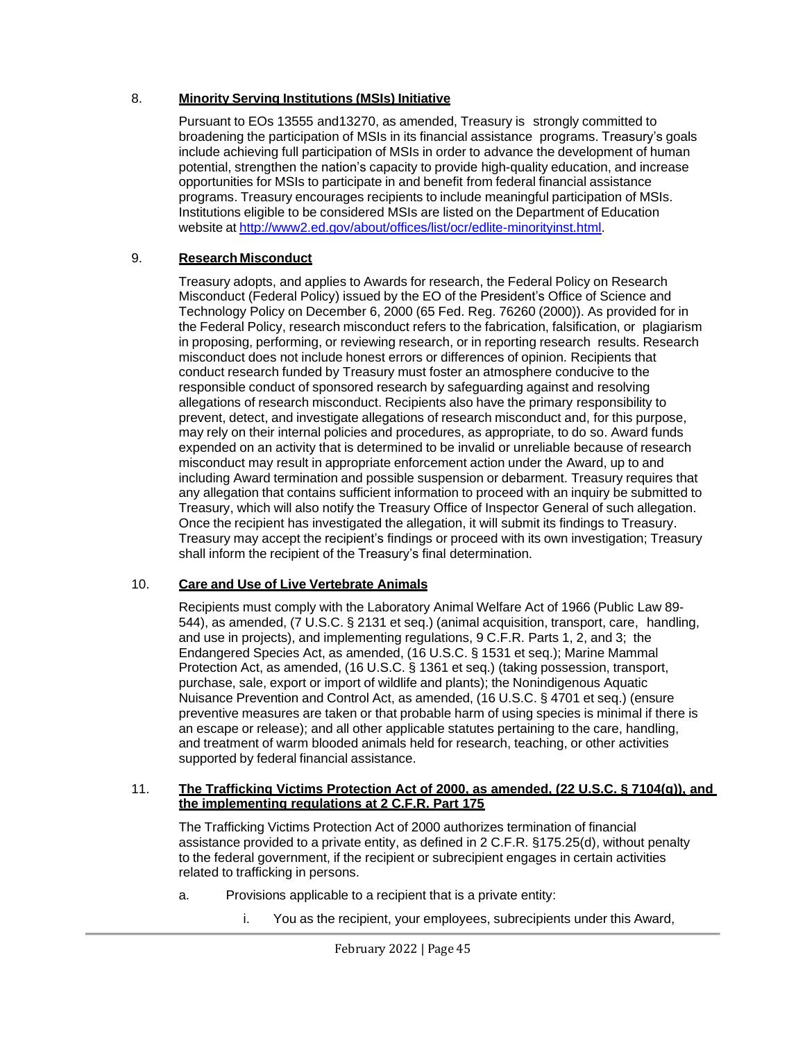8. **Minority Serving Institutions (MSIs) Initiative**

   Pursuant to EOs 13555 and13270, as amended, Treasury is strongly committed to broadening the participation of MSIs in its financial assistance programs. Treasury's goals include achieving full participation of MSIs in order to advance the development of human potential, strengthen the nation's capacity to provide high-quality education, and increase opportunities for MSIs to participate in and benefit from federal financial assistance programs. Treasury encourages recipients to include meaningful participation of MSIs. Institutions eligible to be considered MSIs are listed on the Department of Education website at [http://www2.ed.gov/about/offices/list/ocr/edlite-minorityinst.html](http://www2.ed.gov/about/offices/list/ocr/edlite-minorityinst.html).

9. **Research Misconduct**

   Treasury adopts, and applies to Awards for research, the Federal Policy on Research Misconduct (Federal Policy) issued by the EO of the President's Office of Science and Technology Policy on December 6, 2000 (65 Fed. Reg. 76260 (2000)). As provided for in the Federal Policy, research misconduct refers to the fabrication, falsification, or plagiarism in proposing, performing, or reviewing research, or in reporting research results. Research misconduct does not include honest errors or differences of opinion. Recipients that conduct research funded by Treasury must foster an atmosphere conducive to the responsible conduct of sponsored research by safeguarding against and resolving allegations of research misconduct. Recipients also have the primary responsibility to prevent, detect, and investigate allegations of research misconduct and, for this purpose, may rely on their internal policies and procedures, as appropriate, to do so. Award funds expended on an activity that is determined to be invalid or unreliable because of research misconduct may result in appropriate enforcement action under the Award, up to and including Award termination and possible suspension or debarment. Treasury requires that any allegation that contains sufficient information to proceed with an inquiry be submitted to Treasury, which will also notify the Treasury Office of Inspector General of such allegation. Once the recipient has investigated the allegation, it will submit its findings to Treasury. Treasury may accept the recipient's findings or proceed with its own investigation; Treasury shall inform the recipient of the Treasury's final determination.

10. **Care and Use of Live Vertebrate Animals**

    Recipients must comply with the Laboratory Animal Welfare Act of 1966 (Public Law 89-544), as amended, (7 U.S.C. § 2131 et seq.) (animal acquisition, transport, care, handling, and use in projects), and implementing regulations, 9 C.F.R. Parts 1, 2, and 3; the Endangered Species Act, as amended, (16 U.S.C. § 1531 et seq.); Marine Mammal Protection Act, as amended, (16 U.S.C. § 1361 et seq.) (taking possession, transport, purchase, sale, export or import of wildlife and plants); the Nonindigenous Aquatic Nuisance Prevention and Control Act, as amended, (16 U.S.C. § 4701 et seq.) (ensure preventive measures are taken or that probable harm of using species is minimal if there is an escape or release); and all other applicable statutes pertaining to the care, handling, and treatment of warm blooded animals held for research, teaching, or other activities supported by federal financial assistance.

11. **The Trafficking Victims Protection Act of 2000, as amended, (22 U.S.C. § 7104(g)), and the implementing regulations at 2 C.F.R. Part 175**

    The Trafficking Victims Protection Act of 2000 authorizes termination of financial assistance provided to a private entity, as defined in 2 C.F.R. §175.25(d), without penalty to the federal government, if the recipient or subrecipient engages in certain activities related to trafficking in persons.

    a. Provisions applicable to a recipient that is a private entity:

       i. You as the recipient, your employees, subrecipients under this Award,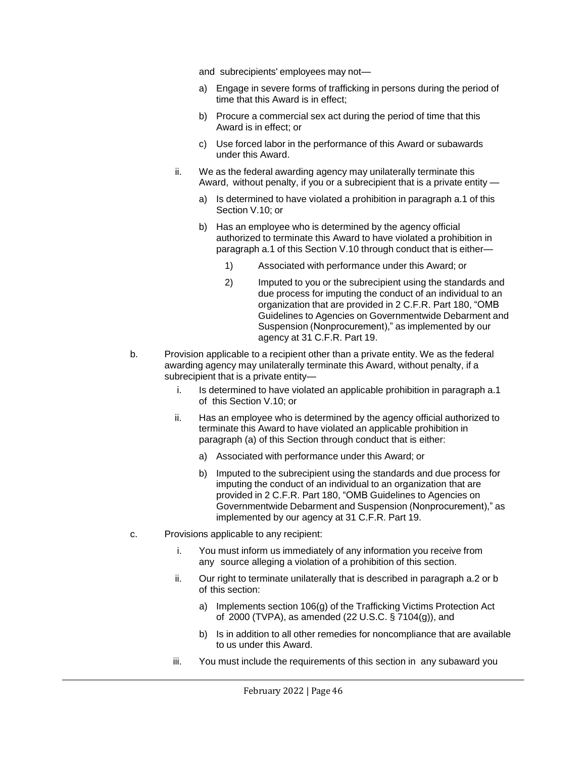and subrecipients' employees may not—

a) Engage in severe forms of trafficking in persons during the period of time that this Award is in effect;

b) Procure a commercial sex act during the period of time that this Award is in effect; or

c) Use forced labor in the performance of this Award or subawards under this Award.

ii. We as the federal awarding agency may unilaterally terminate this Award, without penalty, if you or a subrecipient that is a private entity —

a) Is determined to have violated a prohibition in paragraph a.1 of this Section V.10; or

b) Has an employee who is determined by the agency official authorized to terminate this Award to have violated a prohibition in paragraph a.1 of this Section V.10 through conduct that is either—

1) Associated with performance under this Award; or

2) Imputed to you or the subrecipient using the standards and due process for imputing the conduct of an individual to an organization that are provided in 2 C.F.R. Part 180, "OMB Guidelines to Agencies on Governmentwide Debarment and Suspension (Nonprocurement)," as implemented by our agency at 31 C.F.R. Part 19.

b. Provision applicable to a recipient other than a private entity. We as the federal awarding agency may unilaterally terminate this Award, without penalty, if a subrecipient that is a private entity—

i. Is determined to have violated an applicable prohibition in paragraph a.1 of this Section V.10; or

ii. Has an employee who is determined by the agency official authorized to terminate this Award to have violated an applicable prohibition in paragraph (a) of this Section through conduct that is either:

a) Associated with performance under this Award; or

b) Imputed to the subrecipient using the standards and due process for imputing the conduct of an individual to an organization that are provided in 2 C.F.R. Part 180, "OMB Guidelines to Agencies on Governmentwide Debarment and Suspension (Nonprocurement)," as implemented by our agency at 31 C.F.R. Part 19.

c. Provisions applicable to any recipient:

i. You must inform us immediately of any information you receive from any source alleging a violation of a prohibition of this section.

ii. Our right to terminate unilaterally that is described in paragraph a.2 or b of this section:

a) Implements section 106(g) of the Trafficking Victims Protection Act of 2000 (TVPA), as amended (22 U.S.C. § 7104(g)), and

b) Is in addition to all other remedies for noncompliance that are available to us under this Award.

iii. You must include the requirements of this section in any subaward you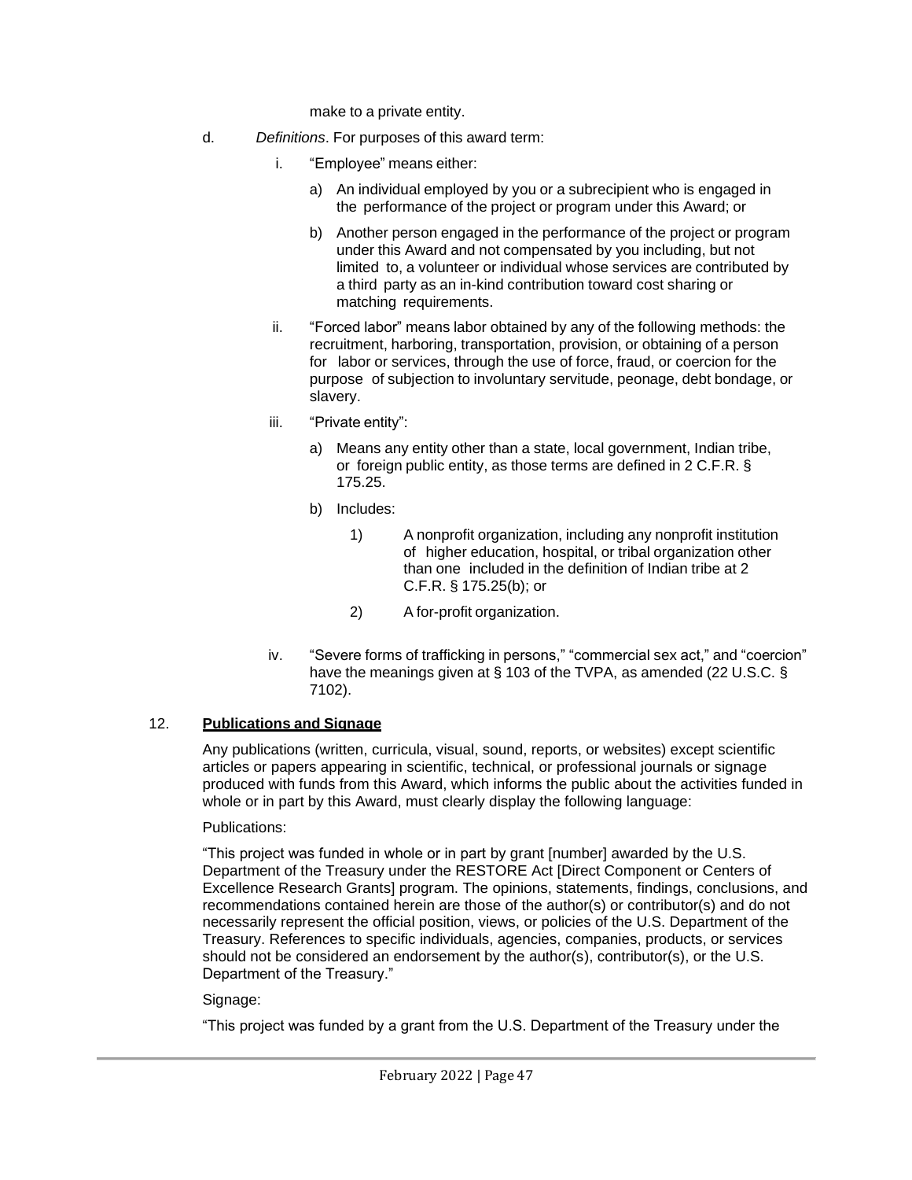make to a private entity.

d. *Definitions*. For purposes of this award term:

   i. "Employee" means either:

      a) An individual employed by you or a subrecipient who is engaged in the performance of the project or program under this Award; or

      b) Another person engaged in the performance of the project or program under this Award and not compensated by you including, but not limited to, a volunteer or individual whose services are contributed by a third party as an in-kind contribution toward cost sharing or matching requirements.

   ii. "Forced labor" means labor obtained by any of the following methods: the recruitment, harboring, transportation, provision, or obtaining of a person for labor or services, through the use of force, fraud, or coercion for the purpose of subjection to involuntary servitude, peonage, debt bondage, or slavery.

   iii. "Private entity":

      a) Means any entity other than a state, local government, Indian tribe, or foreign public entity, as those terms are defined in 2 C.F.R. § 175.25.

      b) Includes:

         1) A nonprofit organization, including any nonprofit institution of higher education, hospital, or tribal organization other than one included in the definition of Indian tribe at 2 C.F.R. § 175.25(b); or

         2) A for-profit organization.

   iv. "Severe forms of trafficking in persons," "commercial sex act," and "coercion" have the meanings given at § 103 of the TVPA, as amended (22 U.S.C. § 7102).

12. **Publications and Signage**

Any publications (written, curricula, visual, sound, reports, or websites) except scientific articles or papers appearing in scientific, technical, or professional journals or signage produced with funds from this Award, which informs the public about the activities funded in whole or in part by this Award, must clearly display the following language:

Publications:

"This project was funded in whole or in part by grant [number] awarded by the U.S. Department of the Treasury under the RESTORE Act [Direct Component or Centers of Excellence Research Grants] program. The opinions, statements, findings, conclusions, and recommendations contained herein are those of the author(s) or contributor(s) and do not necessarily represent the official position, views, or policies of the U.S. Department of the Treasury. References to specific individuals, agencies, companies, products, or services should not be considered an endorsement by the author(s), contributor(s), or the U.S. Department of the Treasury."

Signage:

"This project was funded by a grant from the U.S. Department of the Treasury under the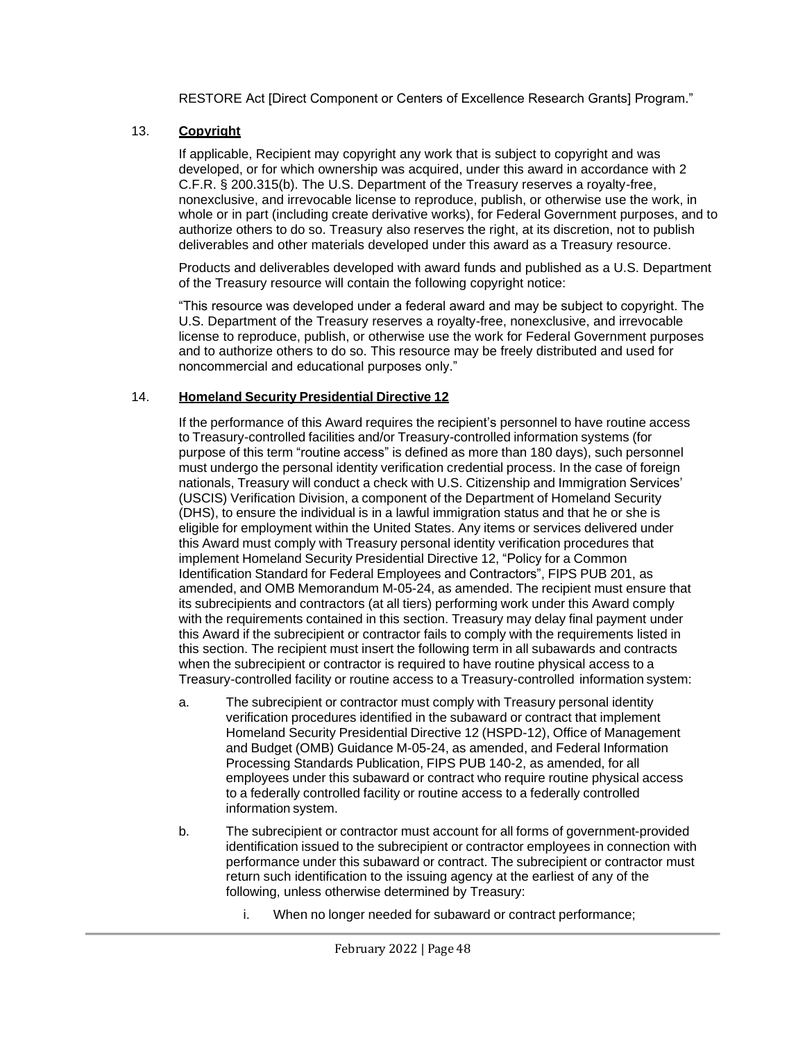RESTORE Act [Direct Component or Centers of Excellence Research Grants] Program."

13. **Copyright**

If applicable, Recipient may copyright any work that is subject to copyright and was developed, or for which ownership was acquired, under this award in accordance with 2 C.F.R. § 200.315(b). The U.S. Department of the Treasury reserves a royalty-free, nonexclusive, and irrevocable license to reproduce, publish, or otherwise use the work, in whole or in part (including create derivative works), for Federal Government purposes, and to authorize others to do so. Treasury also reserves the right, at its discretion, not to publish deliverables and other materials developed under this award as a Treasury resource.

Products and deliverables developed with award funds and published as a U.S. Department of the Treasury resource will contain the following copyright notice:

"This resource was developed under a federal award and may be subject to copyright. The U.S. Department of the Treasury reserves a royalty-free, nonexclusive, and irrevocable license to reproduce, publish, or otherwise use the work for Federal Government purposes and to authorize others to do so. This resource may be freely distributed and used for noncommercial and educational purposes only."

14. **Homeland Security Presidential Directive 12**

If the performance of this Award requires the recipient's personnel to have routine access to Treasury-controlled facilities and/or Treasury-controlled information systems (for purpose of this term "routine access" is defined as more than 180 days), such personnel must undergo the personal identity verification credential process. In the case of foreign nationals, Treasury will conduct a check with U.S. Citizenship and Immigration Services' (USCIS) Verification Division, a component of the Department of Homeland Security (DHS), to ensure the individual is in a lawful immigration status and that he or she is eligible for employment within the United States. Any items or services delivered under this Award must comply with Treasury personal identity verification procedures that implement Homeland Security Presidential Directive 12, "Policy for a Common Identification Standard for Federal Employees and Contractors", FIPS PUB 201, as amended, and OMB Memorandum M-05-24, as amended. The recipient must ensure that its subrecipients and contractors (at all tiers) performing work under this Award comply with the requirements contained in this section. Treasury may delay final payment under this Award if the subrecipient or contractor fails to comply with the requirements listed in this section. The recipient must insert the following term in all subawards and contracts when the subrecipient or contractor is required to have routine physical access to a Treasury-controlled facility or routine access to a Treasury-controlled information system:

a. The subrecipient or contractor must comply with Treasury personal identity verification procedures identified in the subaward or contract that implement Homeland Security Presidential Directive 12 (HSPD-12), Office of Management and Budget (OMB) Guidance M-05-24, as amended, and Federal Information Processing Standards Publication, FIPS PUB 140-2, as amended, for all employees under this subaward or contract who require routine physical access to a federally controlled facility or routine access to a federally controlled information system.

b. The subrecipient or contractor must account for all forms of government-provided identification issued to the subrecipient or contractor employees in connection with performance under this subaward or contract. The subrecipient or contractor must return such identification to the issuing agency at the earliest of any of the following, unless otherwise determined by Treasury:

   i. When no longer needed for subaward or contract performance;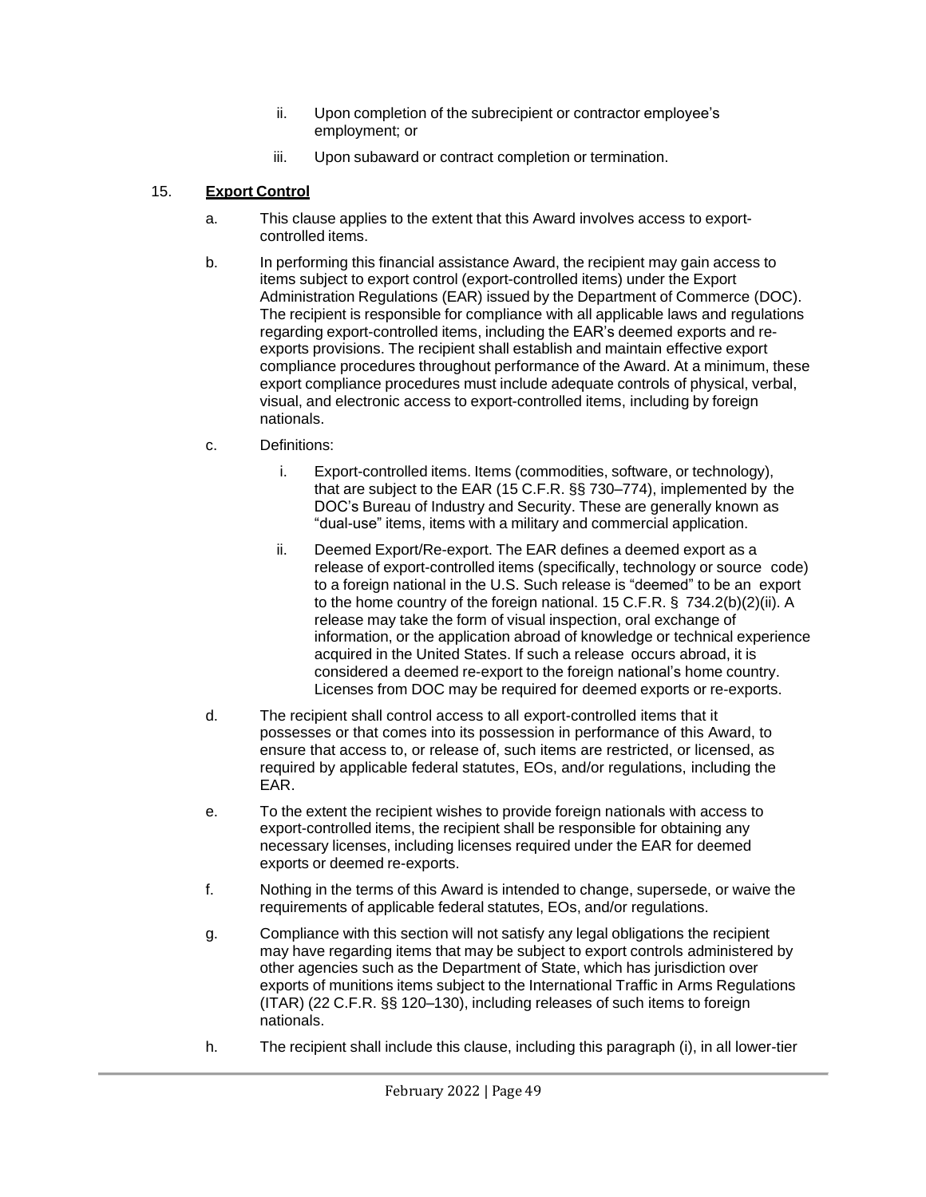ii. Upon completion of the subrecipient or contractor employee's employment; or

iii. Upon subaward or contract completion or termination.

15. **Export Control**

a. This clause applies to the extent that this Award involves access to export-controlled items.

b. In performing this financial assistance Award, the recipient may gain access to items subject to export control (export-controlled items) under the Export Administration Regulations (EAR) issued by the Department of Commerce (DOC). The recipient is responsible for compliance with all applicable laws and regulations regarding export-controlled items, including the EAR's deemed exports and re-exports provisions. The recipient shall establish and maintain effective export compliance procedures throughout performance of the Award. At a minimum, these export compliance procedures must include adequate controls of physical, verbal, visual, and electronic access to export-controlled items, including by foreign nationals.

c. Definitions:

i. Export-controlled items. Items (commodities, software, or technology), that are subject to the EAR (15 C.F.R. §§ 730–774), implemented by the DOC's Bureau of Industry and Security. These are generally known as "dual-use" items, items with a military and commercial application.

ii. Deemed Export/Re-export. The EAR defines a deemed export as a release of export-controlled items (specifically, technology or source code) to a foreign national in the U.S. Such release is "deemed" to be an export to the home country of the foreign national. 15 C.F.R. § 734.2(b)(2)(ii). A release may take the form of visual inspection, oral exchange of information, or the application abroad of knowledge or technical experience acquired in the United States. If such a release occurs abroad, it is considered a deemed re-export to the foreign national's home country. Licenses from DOC may be required for deemed exports or re-exports.

d. The recipient shall control access to all export-controlled items that it possesses or that comes into its possession in performance of this Award, to ensure that access to, or release of, such items are restricted, or licensed, as required by applicable federal statutes, EOs, and/or regulations, including the EAR.

e. To the extent the recipient wishes to provide foreign nationals with access to export-controlled items, the recipient shall be responsible for obtaining any necessary licenses, including licenses required under the EAR for deemed exports or deemed re-exports.

f. Nothing in the terms of this Award is intended to change, supersede, or waive the requirements of applicable federal statutes, EOs, and/or regulations.

g. Compliance with this section will not satisfy any legal obligations the recipient may have regarding items that may be subject to export controls administered by other agencies such as the Department of State, which has jurisdiction over exports of munitions items subject to the International Traffic in Arms Regulations (ITAR) (22 C.F.R. §§ 120–130), including releases of such items to foreign nationals.

h. The recipient shall include this clause, including this paragraph (i), in all lower-tier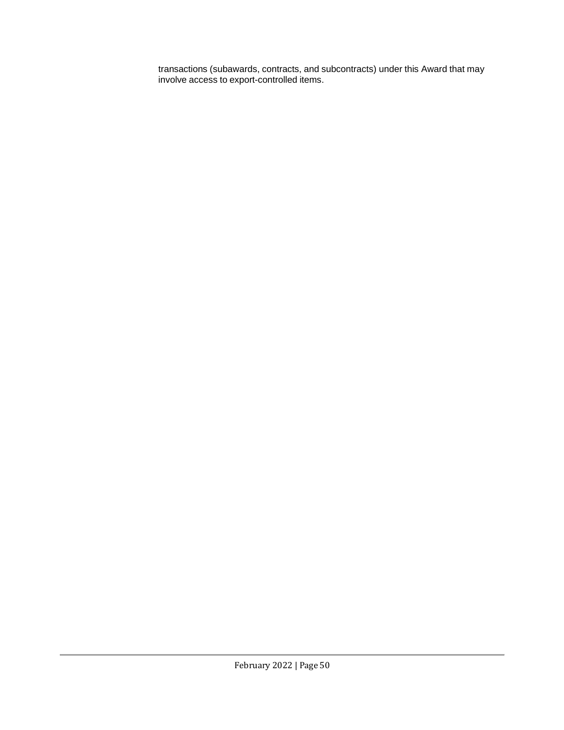transactions (subawards, contracts, and subcontracts) under this Award that may involve access to export-controlled items.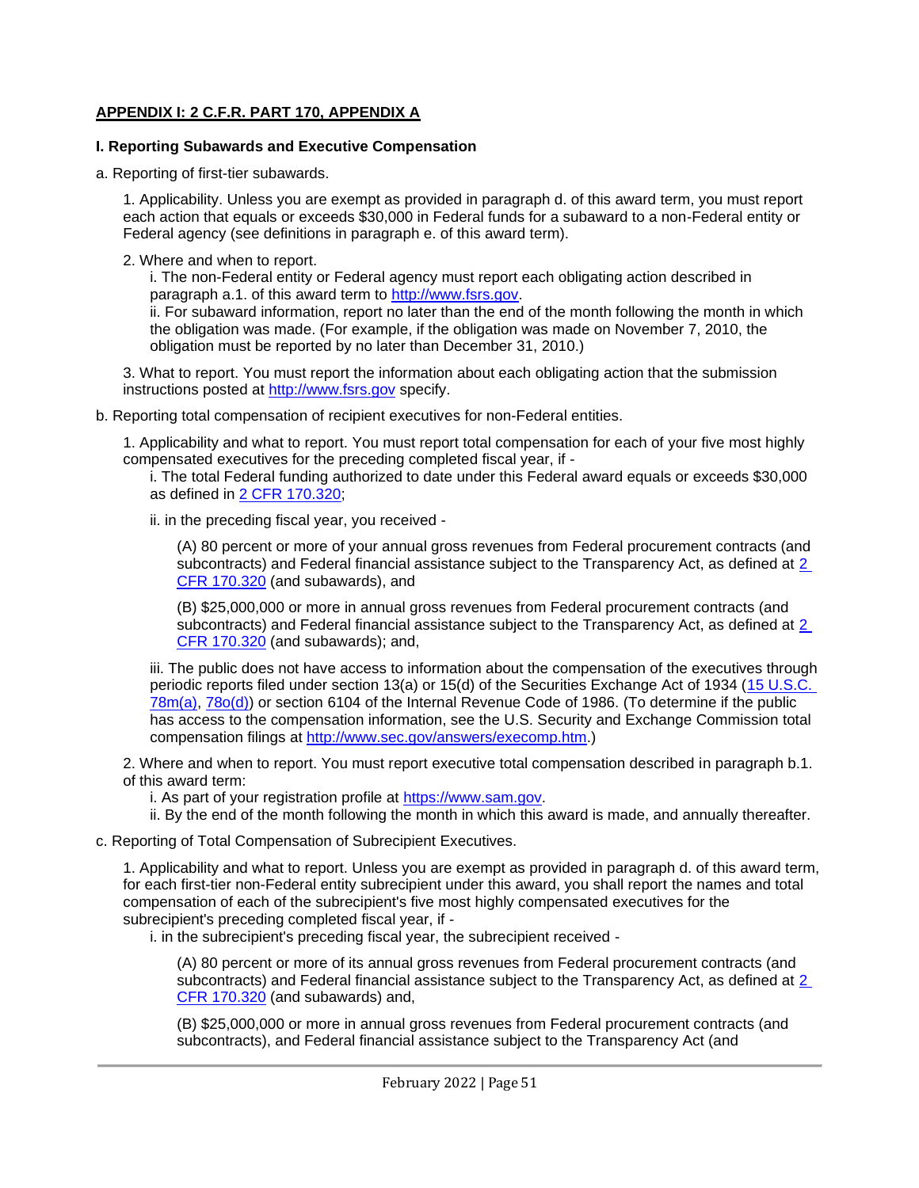## APPENDIX I: 2 C.F.R. PART 170, APPENDIX A

### I. Reporting Subawards and Executive Compensation

a. Reporting of first-tier subawards.

1. Applicability. Unless you are exempt as provided in paragraph d. of this award term, you must report each action that equals or exceeds $30,000 in Federal funds for a subaward to a non-Federal entity or Federal agency (see definitions in paragraph e. of this award term).

2. Where and when to report.
   i. The non-Federal entity or Federal agency must report each obligating action described in paragraph a.1. of this award term to http://www.fsrs.gov.
   ii. For subaward information, report no later than the end of the month following the month in which the obligation was made. (For example, if the obligation was made on November 7, 2010, the obligation must be reported by no later than December 31, 2010.)

3. What to report. You must report the information about each obligating action that the submission instructions posted at http://www.fsrs.gov specify.

b. Reporting total compensation of recipient executives for non-Federal entities.

1. Applicability and what to report. You must report total compensation for each of your five most highly compensated executives for the preceding completed fiscal year, if -
   i. The total Federal funding authorized to date under this Federal award equals or exceeds $30,000 as defined in 2 CFR 170.320;

   ii. in the preceding fiscal year, you received -

      (A) 80 percent or more of your annual gross revenues from Federal procurement contracts (and subcontracts) and Federal financial assistance subject to the Transparency Act, as defined at 2 CFR 170.320 (and subawards), and

      (B) $25,000,000 or more in annual gross revenues from Federal procurement contracts (and subcontracts) and Federal financial assistance subject to the Transparency Act, as defined at 2 CFR 170.320 (and subawards); and,

   iii. The public does not have access to information about the compensation of the executives through periodic reports filed under section 13(a) or 15(d) of the Securities Exchange Act of 1934 (15 U.S.C. 78m(a), 78o(d)) or section 6104 of the Internal Revenue Code of 1986. (To determine if the public has access to the compensation information, see the U.S. Security and Exchange Commission total compensation filings at http://www.sec.gov/answers/execomp.htm.)

2. Where and when to report. You must report executive total compensation described in paragraph b.1. of this award term:
   i. As part of your registration profile at https://www.sam.gov.
   ii. By the end of the month following the month in which this award is made, and annually thereafter.

c. Reporting of Total Compensation of Subrecipient Executives.

1. Applicability and what to report. Unless you are exempt as provided in paragraph d. of this award term, for each first-tier non-Federal entity subrecipient under this award, you shall report the names and total compensation of each of the subrecipient's five most highly compensated executives for the subrecipient's preceding completed fiscal year, if -
   i. in the subrecipient's preceding fiscal year, the subrecipient received -

      (A) 80 percent or more of its annual gross revenues from Federal procurement contracts (and subcontracts) and Federal financial assistance subject to the Transparency Act, as defined at 2 CFR 170.320 (and subawards) and,

      (B) $25,000,000 or more in annual gross revenues from Federal procurement contracts (and subcontracts), and Federal financial assistance subject to the Transparency Act (and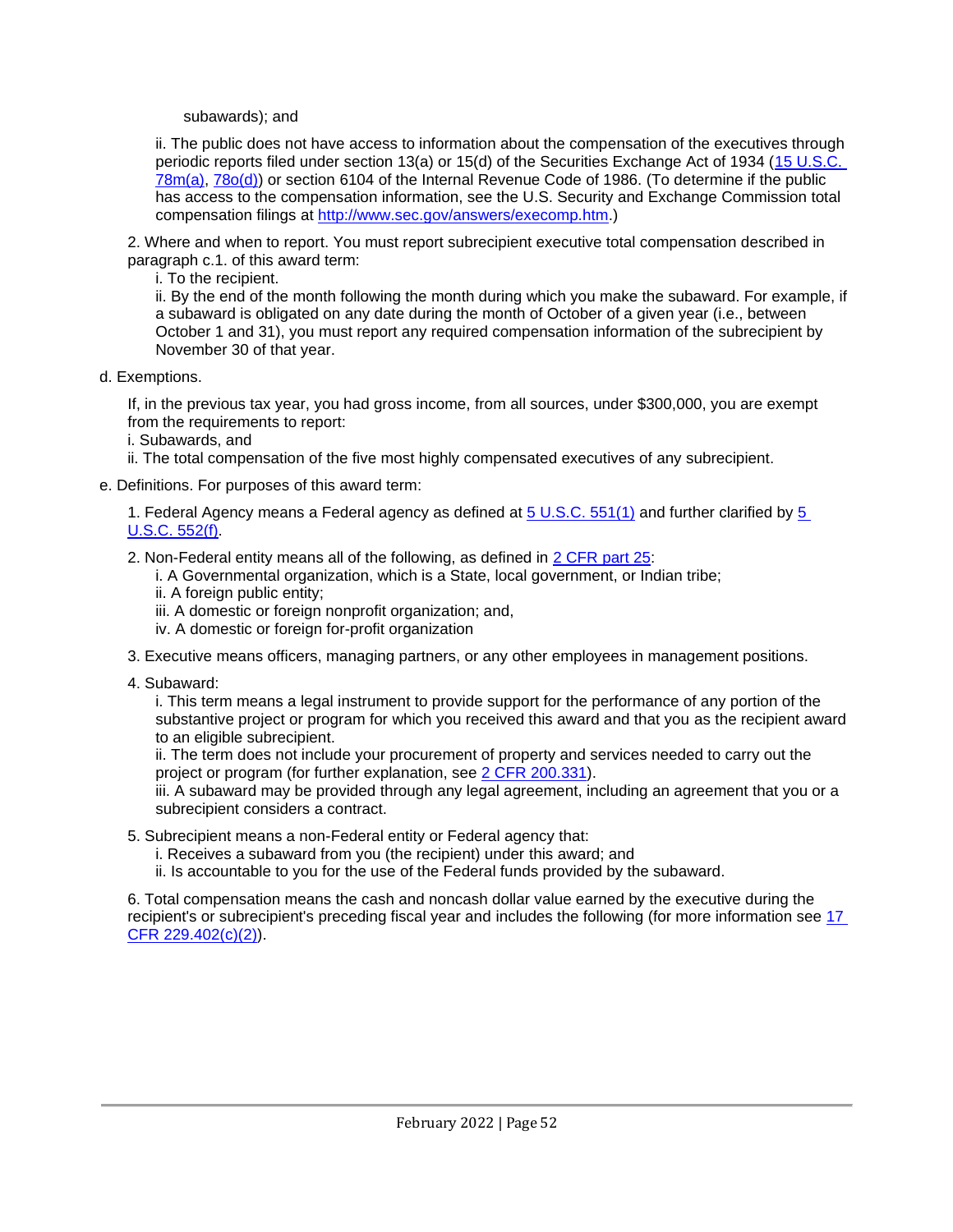subawards); and

ii. The public does not have access to information about the compensation of the executives through periodic reports filed under section 13(a) or 15(d) of the Securities Exchange Act of 1934 ([15 U.S.C. 78m(a)](), [78o(d)]()) or section 6104 of the Internal Revenue Code of 1986. (To determine if the public has access to the compensation information, see the U.S. Security and Exchange Commission total compensation filings at [http://www.sec.gov/answers/execomp.htm](http://www.sec.gov/answers/execomp.htm).)

2. Where and when to report. You must report subrecipient executive total compensation described in paragraph c.1. of this award term:
   i. To the recipient.
   ii. By the end of the month following the month during which you make the subaward. For example, if a subaward is obligated on any date during the month of October of a given year (i.e., between October 1 and 31), you must report any required compensation information of the subrecipient by November 30 of that year.

d. Exemptions.

If, in the previous tax year, you had gross income, from all sources, under $300,000, you are exempt from the requirements to report:
i. Subawards, and
ii. The total compensation of the five most highly compensated executives of any subrecipient.

e. Definitions. For purposes of this award term:

1. Federal Agency means a Federal agency as defined at [5 U.S.C. 551(1)]() and further clarified by [5 U.S.C. 552(f)]().

2. Non-Federal entity means all of the following, as defined in [2 CFR part 25]():
   i. A Governmental organization, which is a State, local government, or Indian tribe;
   ii. A foreign public entity;
   iii. A domestic or foreign nonprofit organization; and,
   iv. A domestic or foreign for-profit organization

3. Executive means officers, managing partners, or any other employees in management positions.

4. Subaward:
   i. This term means a legal instrument to provide support for the performance of any portion of the substantive project or program for which you received this award and that you as the recipient award to an eligible subrecipient.
   ii. The term does not include your procurement of property and services needed to carry out the project or program (for further explanation, see [2 CFR 200.331]()).
   iii. A subaward may be provided through any legal agreement, including an agreement that you or a subrecipient considers a contract.

5. Subrecipient means a non-Federal entity or Federal agency that:
   i. Receives a subaward from you (the recipient) under this award; and
   ii. Is accountable to you for the use of the Federal funds provided by the subaward.

6. Total compensation means the cash and noncash dollar value earned by the executive during the recipient's or subrecipient's preceding fiscal year and includes the following (for more information see [17 CFR 229.402(c)(2)]()).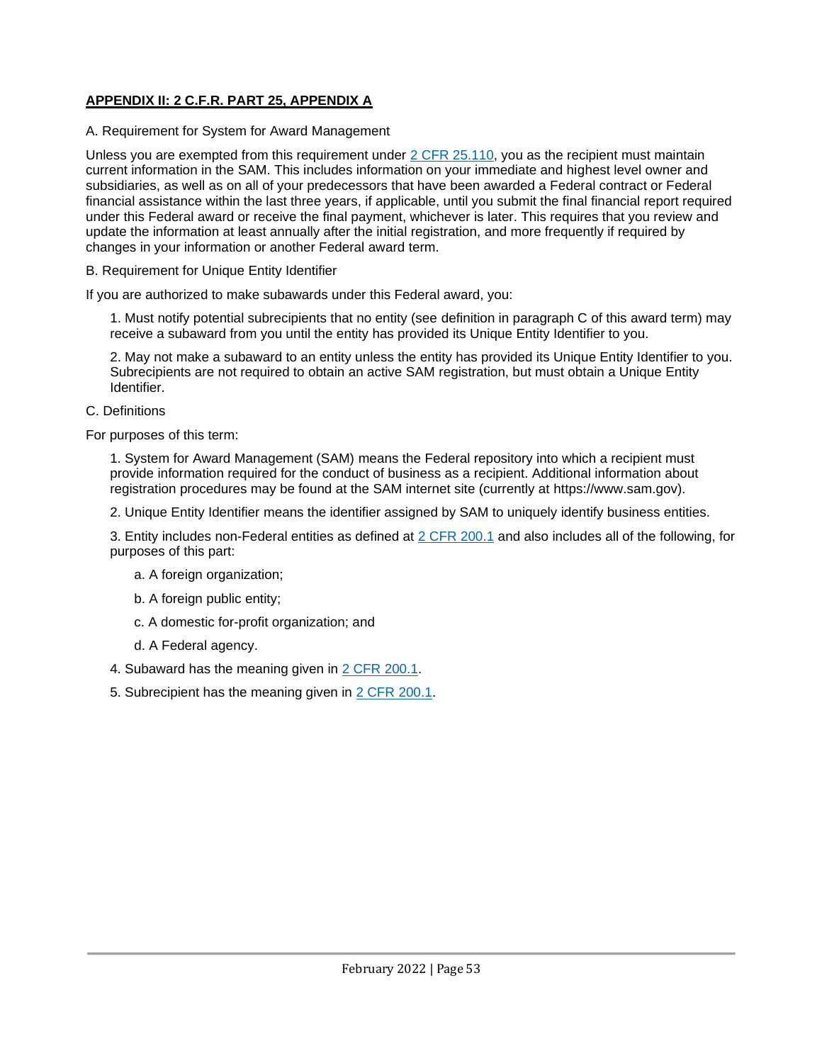## APPENDIX II: 2 C.F.R. PART 25, APPENDIX A

A. Requirement for System for Award Management

Unless you are exempted from this requirement under 2 CFR 25.110, you as the recipient must maintain current information in the SAM. This includes information on your immediate and highest level owner and subsidiaries, as well as on all of your predecessors that have been awarded a Federal contract or Federal financial assistance within the last three years, if applicable, until you submit the final financial report required under this Federal award or receive the final payment, whichever is later. This requires that you review and update the information at least annually after the initial registration, and more frequently if required by changes in your information or another Federal award term.

B. Requirement for Unique Entity Identifier

If you are authorized to make subawards under this Federal award, you:

1. Must notify potential subrecipients that no entity (see definition in paragraph C of this award term) may receive a subaward from you until the entity has provided its Unique Entity Identifier to you.

2. May not make a subaward to an entity unless the entity has provided its Unique Entity Identifier to you. Subrecipients are not required to obtain an active SAM registration, but must obtain a Unique Entity Identifier.

C. Definitions

For purposes of this term:

1. System for Award Management (SAM) means the Federal repository into which a recipient must provide information required for the conduct of business as a recipient. Additional information about registration procedures may be found at the SAM internet site (currently at https://www.sam.gov).

2. Unique Entity Identifier means the identifier assigned by SAM to uniquely identify business entities.

3. Entity includes non-Federal entities as defined at 2 CFR 200.1 and also includes all of the following, for purposes of this part:

   a. A foreign organization;

   b. A foreign public entity;

   c. A domestic for-profit organization; and

   d. A Federal agency.

4. Subaward has the meaning given in 2 CFR 200.1.

5. Subrecipient has the meaning given in 2 CFR 200.1.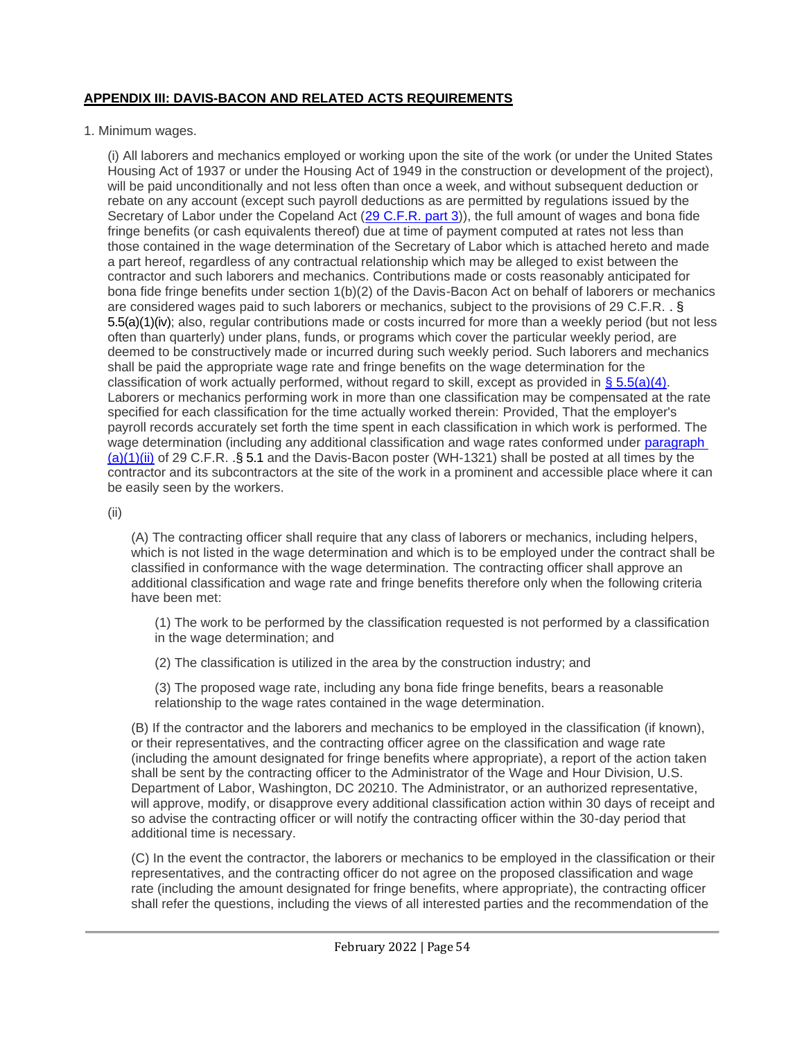**APPENDIX III: DAVIS-BACON AND RELATED ACTS REQUIREMENTS**

1. Minimum wages.

(i) All laborers and mechanics employed or working upon the site of the work (or under the United States Housing Act of 1937 or under the Housing Act of 1949 in the construction or development of the project), will be paid unconditionally and not less often than once a week, and without subsequent deduction or rebate on any account (except such payroll deductions as are permitted by regulations issued by the Secretary of Labor under the Copeland Act (29 C.F.R. part 3)), the full amount of wages and bona fide fringe benefits (or cash equivalents thereof) due at time of payment computed at rates not less than those contained in the wage determination of the Secretary of Labor which is attached hereto and made a part hereof, regardless of any contractual relationship which may be alleged to exist between the contractor and such laborers and mechanics. Contributions made or costs reasonably anticipated for bona fide fringe benefits under section 1(b)(2) of the Davis-Bacon Act on behalf of laborers or mechanics are considered wages paid to such laborers or mechanics, subject to the provisions of 29 C.F.R. . § 5.5(a)(1)(iv); also, regular contributions made or costs incurred for more than a weekly period (but not less often than quarterly) under plans, funds, or programs which cover the particular weekly period, are deemed to be constructively made or incurred during such weekly period. Such laborers and mechanics shall be paid the appropriate wage rate and fringe benefits on the wage determination for the classification of work actually performed, without regard to skill, except as provided in § 5.5(a)(4). Laborers or mechanics performing work in more than one classification may be compensated at the rate specified for each classification for the time actually worked therein: Provided, That the employer's payroll records accurately set forth the time spent in each classification in which work is performed. The wage determination (including any additional classification and wage rates conformed under paragraph (a)(1)(ii) of 29 C.F.R. .§ 5.1 and the Davis-Bacon poster (WH-1321) shall be posted at all times by the contractor and its subcontractors at the site of the work in a prominent and accessible place where it can be easily seen by the workers.

(ii)

(A) The contracting officer shall require that any class of laborers or mechanics, including helpers, which is not listed in the wage determination and which is to be employed under the contract shall be classified in conformance with the wage determination. The contracting officer shall approve an additional classification and wage rate and fringe benefits therefore only when the following criteria have been met:

(1) The work to be performed by the classification requested is not performed by a classification in the wage determination; and

(2) The classification is utilized in the area by the construction industry; and

(3) The proposed wage rate, including any bona fide fringe benefits, bears a reasonable relationship to the wage rates contained in the wage determination.

(B) If the contractor and the laborers and mechanics to be employed in the classification (if known), or their representatives, and the contracting officer agree on the classification and wage rate (including the amount designated for fringe benefits where appropriate), a report of the action taken shall be sent by the contracting officer to the Administrator of the Wage and Hour Division, U.S. Department of Labor, Washington, DC 20210. The Administrator, or an authorized representative, will approve, modify, or disapprove every additional classification action within 30 days of receipt and so advise the contracting officer or will notify the contracting officer within the 30-day period that additional time is necessary.

(C) In the event the contractor, the laborers or mechanics to be employed in the classification or their representatives, and the contracting officer do not agree on the proposed classification and wage rate (including the amount designated for fringe benefits, where appropriate), the contracting officer shall refer the questions, including the views of all interested parties and the recommendation of the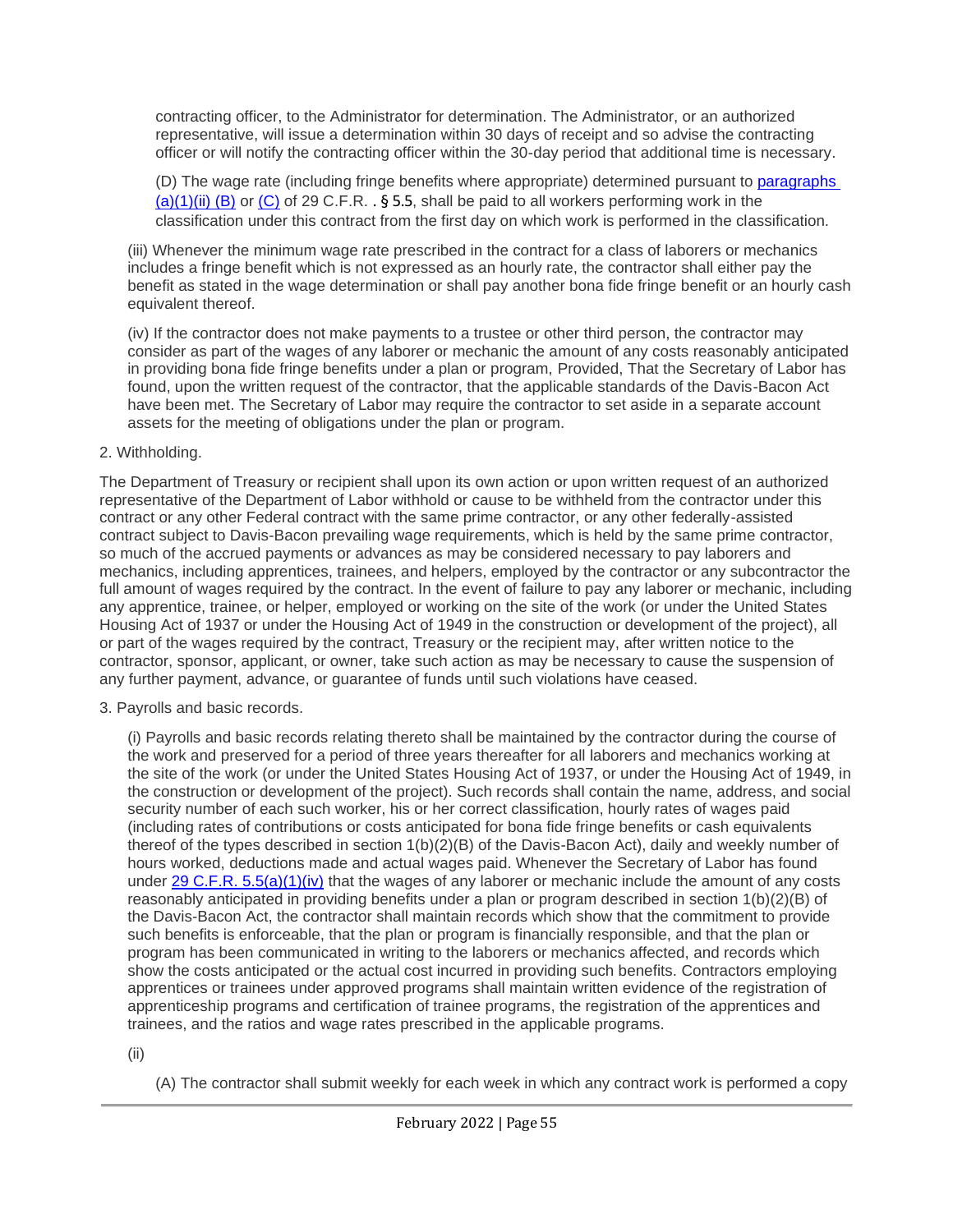contracting officer, to the Administrator for determination. The Administrator, or an authorized representative, will issue a determination within 30 days of receipt and so advise the contracting officer or will notify the contracting officer within the 30-day period that additional time is necessary.

(D) The wage rate (including fringe benefits where appropriate) determined pursuant to paragraphs (a)(1)(ii) (B) or (C) of 29 C.F.R. . § 5.5, shall be paid to all workers performing work in the classification under this contract from the first day on which work is performed in the classification.

(iii) Whenever the minimum wage rate prescribed in the contract for a class of laborers or mechanics includes a fringe benefit which is not expressed as an hourly rate, the contractor shall either pay the benefit as stated in the wage determination or shall pay another bona fide fringe benefit or an hourly cash equivalent thereof.

(iv) If the contractor does not make payments to a trustee or other third person, the contractor may consider as part of the wages of any laborer or mechanic the amount of any costs reasonably anticipated in providing bona fide fringe benefits under a plan or program, Provided, That the Secretary of Labor has found, upon the written request of the contractor, that the applicable standards of the Davis-Bacon Act have been met. The Secretary of Labor may require the contractor to set aside in a separate account assets for the meeting of obligations under the plan or program.

2. Withholding.

The Department of Treasury or recipient shall upon its own action or upon written request of an authorized representative of the Department of Labor withhold or cause to be withheld from the contractor under this contract or any other Federal contract with the same prime contractor, or any other federally-assisted contract subject to Davis-Bacon prevailing wage requirements, which is held by the same prime contractor, so much of the accrued payments or advances as may be considered necessary to pay laborers and mechanics, including apprentices, trainees, and helpers, employed by the contractor or any subcontractor the full amount of wages required by the contract. In the event of failure to pay any laborer or mechanic, including any apprentice, trainee, or helper, employed or working on the site of the work (or under the United States Housing Act of 1937 or under the Housing Act of 1949 in the construction or development of the project), all or part of the wages required by the contract, Treasury or the recipient may, after written notice to the contractor, sponsor, applicant, or owner, take such action as may be necessary to cause the suspension of any further payment, advance, or guarantee of funds until such violations have ceased.

3. Payrolls and basic records.

(i) Payrolls and basic records relating thereto shall be maintained by the contractor during the course of the work and preserved for a period of three years thereafter for all laborers and mechanics working at the site of the work (or under the United States Housing Act of 1937, or under the Housing Act of 1949, in the construction or development of the project). Such records shall contain the name, address, and social security number of each such worker, his or her correct classification, hourly rates of wages paid (including rates of contributions or costs anticipated for bona fide fringe benefits or cash equivalents thereof of the types described in section 1(b)(2)(B) of the Davis-Bacon Act), daily and weekly number of hours worked, deductions made and actual wages paid. Whenever the Secretary of Labor has found under 29 C.F.R. 5.5(a)(1)(iv) that the wages of any laborer or mechanic include the amount of any costs reasonably anticipated in providing benefits under a plan or program described in section 1(b)(2)(B) of the Davis-Bacon Act, the contractor shall maintain records which show that the commitment to provide such benefits is enforceable, that the plan or program is financially responsible, and that the plan or program has been communicated in writing to the laborers or mechanics affected, and records which show the costs anticipated or the actual cost incurred in providing such benefits. Contractors employing apprentices or trainees under approved programs shall maintain written evidence of the registration of apprenticeship programs and certification of trainee programs, the registration of the apprentices and trainees, and the ratios and wage rates prescribed in the applicable programs.

(ii)

(A) The contractor shall submit weekly for each week in which any contract work is performed a copy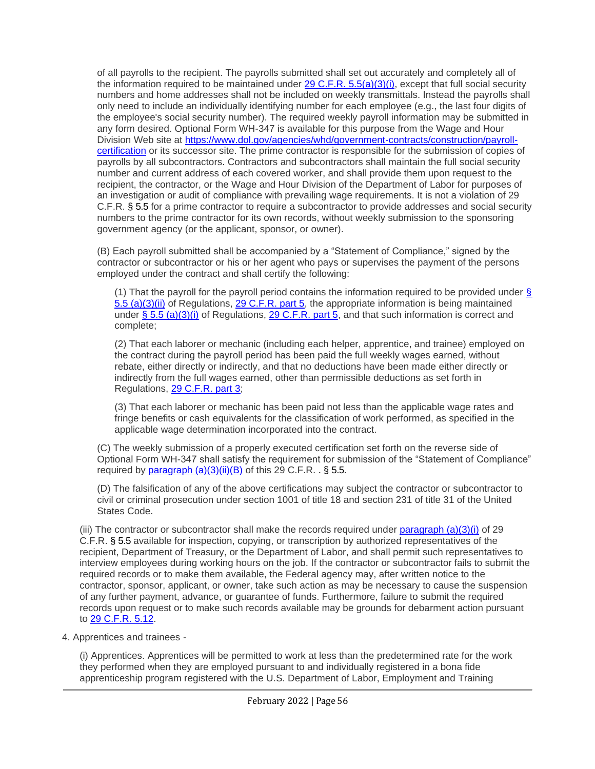of all payrolls to the recipient. The payrolls submitted shall set out accurately and completely all of the information required to be maintained under [29 C.F.R. 5.5(a)(3)(i)](), except that full social security numbers and home addresses shall not be included on weekly transmittals. Instead the payrolls shall only need to include an individually identifying number for each employee (e.g., the last four digits of the employee's social security number). The required weekly payroll information may be submitted in any form desired. Optional Form WH-347 is available for this purpose from the Wage and Hour Division Web site at [https://www.dol.gov/agencies/whd/government-contracts/construction/payroll-certification](https://www.dol.gov/agencies/whd/government-contracts/construction/payroll-certification) or its successor site. The prime contractor is responsible for the submission of copies of payrolls by all subcontractors. Contractors and subcontractors shall maintain the full social security number and current address of each covered worker, and shall provide them upon request to the recipient, the contractor, or the Wage and Hour Division of the Department of Labor for purposes of an investigation or audit of compliance with prevailing wage requirements. It is not a violation of 29 C.F.R. § 5.5 for a prime contractor to require a subcontractor to provide addresses and social security numbers to the prime contractor for its own records, without weekly submission to the sponsoring government agency (or the applicant, sponsor, or owner).

(B) Each payroll submitted shall be accompanied by a "Statement of Compliance," signed by the contractor or subcontractor or his or her agent who pays or supervises the payment of the persons employed under the contract and shall certify the following:

(1) That the payroll for the payroll period contains the information required to be provided under [§ 5.5 (a)(3)(ii)]() of Regulations, [29 C.F.R. part 5](), the appropriate information is being maintained under [§ 5.5 (a)(3)(i)]() of Regulations, [29 C.F.R. part 5](), and that such information is correct and complete;

(2) That each laborer or mechanic (including each helper, apprentice, and trainee) employed on the contract during the payroll period has been paid the full weekly wages earned, without rebate, either directly or indirectly, and that no deductions have been made either directly or indirectly from the full wages earned, other than permissible deductions as set forth in Regulations, [29 C.F.R. part 3]();

(3) That each laborer or mechanic has been paid not less than the applicable wage rates and fringe benefits or cash equivalents for the classification of work performed, as specified in the applicable wage determination incorporated into the contract.

(C) The weekly submission of a properly executed certification set forth on the reverse side of Optional Form WH-347 shall satisfy the requirement for submission of the "Statement of Compliance" required by [paragraph (a)(3)(ii)(B)]() of this 29 C.F.R. . § 5.5.

(D) The falsification of any of the above certifications may subject the contractor or subcontractor to civil or criminal prosecution under section 1001 of title 18 and section 231 of title 31 of the United States Code.

(iii) The contractor or subcontractor shall make the records required under [paragraph (a)(3)(i)]() of 29 C.F.R. § 5.5 available for inspection, copying, or transcription by authorized representatives of the recipient, Department of Treasury, or the Department of Labor, and shall permit such representatives to interview employees during working hours on the job. If the contractor or subcontractor fails to submit the required records or to make them available, the Federal agency may, after written notice to the contractor, sponsor, applicant, or owner, take such action as may be necessary to cause the suspension of any further payment, advance, or guarantee of funds. Furthermore, failure to submit the required records upon request or to make such records available may be grounds for debarment action pursuant to [29 C.F.R. 5.12]().

4. Apprentices and trainees -

(i) Apprentices. Apprentices will be permitted to work at less than the predetermined rate for the work they performed when they are employed pursuant to and individually registered in a bona fide apprenticeship program registered with the U.S. Department of Labor, Employment and Training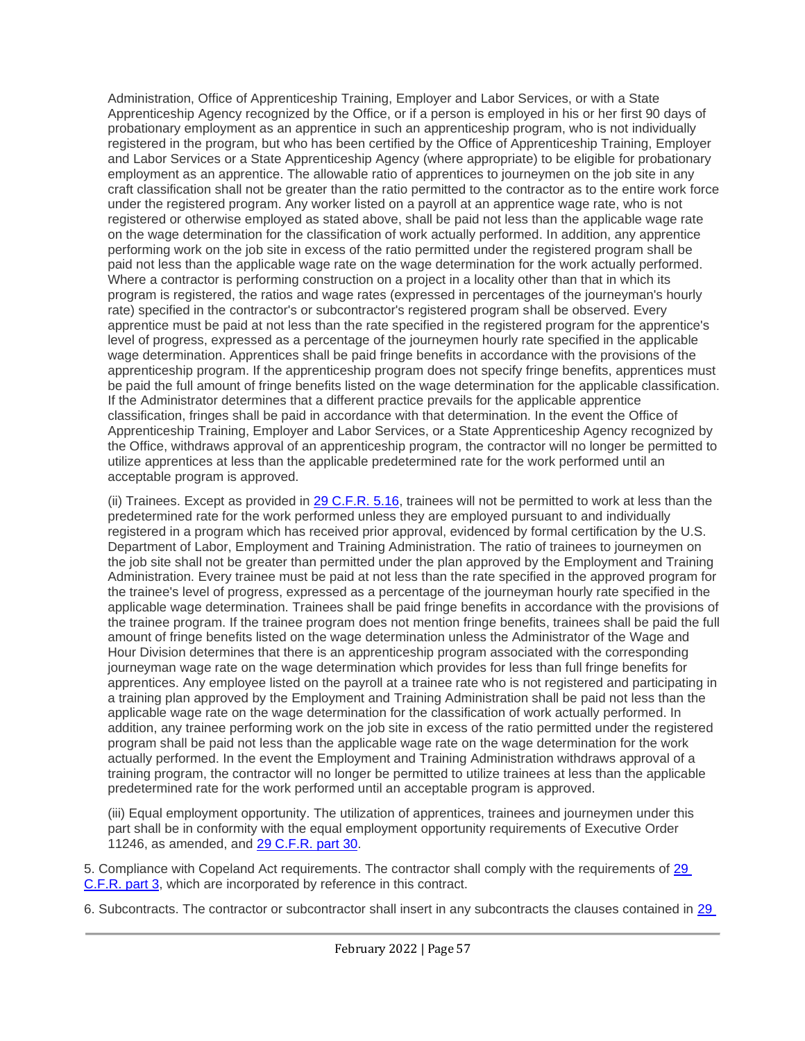Administration, Office of Apprenticeship Training, Employer and Labor Services, or with a State Apprenticeship Agency recognized by the Office, or if a person is employed in his or her first 90 days of probationary employment as an apprentice in such an apprenticeship program, who is not individually registered in the program, but who has been certified by the Office of Apprenticeship Training, Employer and Labor Services or a State Apprenticeship Agency (where appropriate) to be eligible for probationary employment as an apprentice. The allowable ratio of apprentices to journeymen on the job site in any craft classification shall not be greater than the ratio permitted to the contractor as to the entire work force under the registered program. Any worker listed on a payroll at an apprentice wage rate, who is not registered or otherwise employed as stated above, shall be paid not less than the applicable wage rate on the wage determination for the classification of work actually performed. In addition, any apprentice performing work on the job site in excess of the ratio permitted under the registered program shall be paid not less than the applicable wage rate on the wage determination for the work actually performed. Where a contractor is performing construction on a project in a locality other than that in which its program is registered, the ratios and wage rates (expressed in percentages of the journeyman's hourly rate) specified in the contractor's or subcontractor's registered program shall be observed. Every apprentice must be paid at not less than the rate specified in the registered program for the apprentice's level of progress, expressed as a percentage of the journeymen hourly rate specified in the applicable wage determination. Apprentices shall be paid fringe benefits in accordance with the provisions of the apprenticeship program. If the apprenticeship program does not specify fringe benefits, apprentices must be paid the full amount of fringe benefits listed on the wage determination for the applicable classification. If the Administrator determines that a different practice prevails for the applicable apprentice classification, fringes shall be paid in accordance with that determination. In the event the Office of Apprenticeship Training, Employer and Labor Services, or a State Apprenticeship Agency recognized by the Office, withdraws approval of an apprenticeship program, the contractor will no longer be permitted to utilize apprentices at less than the applicable predetermined rate for the work performed until an acceptable program is approved.

(ii) Trainees. Except as provided in 29 C.F.R. 5.16, trainees will not be permitted to work at less than the predetermined rate for the work performed unless they are employed pursuant to and individually registered in a program which has received prior approval, evidenced by formal certification by the U.S. Department of Labor, Employment and Training Administration. The ratio of trainees to journeymen on the job site shall not be greater than permitted under the plan approved by the Employment and Training Administration. Every trainee must be paid at not less than the rate specified in the approved program for the trainee's level of progress, expressed as a percentage of the journeyman hourly rate specified in the applicable wage determination. Trainees shall be paid fringe benefits in accordance with the provisions of the trainee program. If the trainee program does not mention fringe benefits, trainees shall be paid the full amount of fringe benefits listed on the wage determination unless the Administrator of the Wage and Hour Division determines that there is an apprenticeship program associated with the corresponding journeyman wage rate on the wage determination which provides for less than full fringe benefits for apprentices. Any employee listed on the payroll at a trainee rate who is not registered and participating in a training plan approved by the Employment and Training Administration shall be paid not less than the applicable wage rate on the wage determination for the classification of work actually performed. In addition, any trainee performing work on the job site in excess of the ratio permitted under the registered program shall be paid not less than the applicable wage rate on the wage determination for the work actually performed. In the event the Employment and Training Administration withdraws approval of a training program, the contractor will no longer be permitted to utilize trainees at less than the applicable predetermined rate for the work performed until an acceptable program is approved.

(iii) Equal employment opportunity. The utilization of apprentices, trainees and journeymen under this part shall be in conformity with the equal employment opportunity requirements of Executive Order 11246, as amended, and 29 C.F.R. part 30.

5. Compliance with Copeland Act requirements. The contractor shall comply with the requirements of 29 C.F.R. part 3, which are incorporated by reference in this contract.

6. Subcontracts. The contractor or subcontractor shall insert in any subcontracts the clauses contained in 29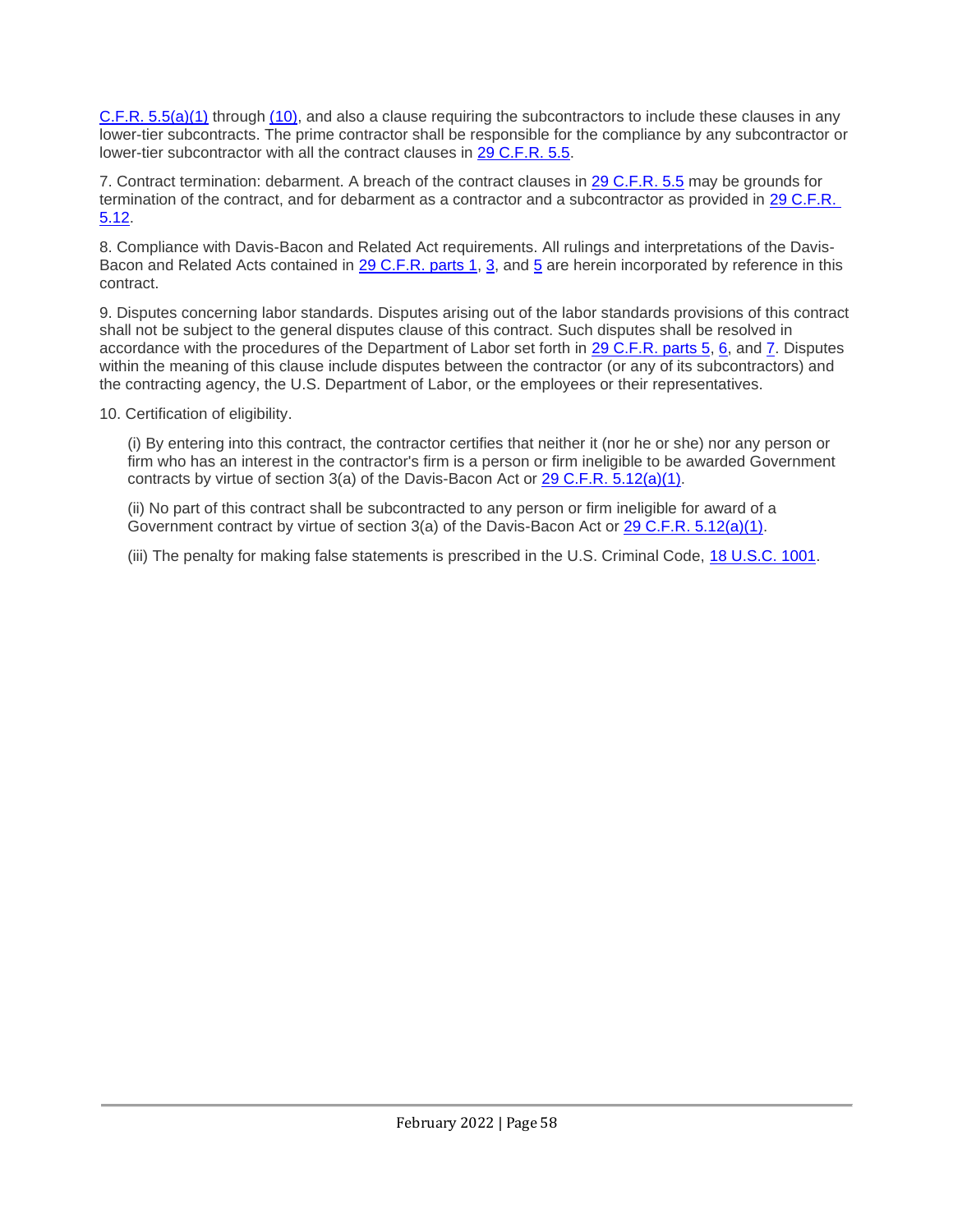C.F.R. 5.5(a)(1) through (10), and also a clause requiring the subcontractors to include these clauses in any lower-tier subcontracts. The prime contractor shall be responsible for the compliance by any subcontractor or lower-tier subcontractor with all the contract clauses in 29 C.F.R. 5.5.

7. Contract termination: debarment. A breach of the contract clauses in 29 C.F.R. 5.5 may be grounds for termination of the contract, and for debarment as a contractor and a subcontractor as provided in 29 C.F.R. 5.12.

8. Compliance with Davis-Bacon and Related Act requirements. All rulings and interpretations of the Davis-Bacon and Related Acts contained in 29 C.F.R. parts 1, 3, and 5 are herein incorporated by reference in this contract.

9. Disputes concerning labor standards. Disputes arising out of the labor standards provisions of this contract shall not be subject to the general disputes clause of this contract. Such disputes shall be resolved in accordance with the procedures of the Department of Labor set forth in 29 C.F.R. parts 5, 6, and 7. Disputes within the meaning of this clause include disputes between the contractor (or any of its subcontractors) and the contracting agency, the U.S. Department of Labor, or the employees or their representatives.

10. Certification of eligibility.

(i) By entering into this contract, the contractor certifies that neither it (nor he or she) nor any person or firm who has an interest in the contractor's firm is a person or firm ineligible to be awarded Government contracts by virtue of section 3(a) of the Davis-Bacon Act or 29 C.F.R. 5.12(a)(1).

(ii) No part of this contract shall be subcontracted to any person or firm ineligible for award of a Government contract by virtue of section 3(a) of the Davis-Bacon Act or 29 C.F.R. 5.12(a)(1).

(iii) The penalty for making false statements is prescribed in the U.S. Criminal Code, 18 U.S.C. 1001.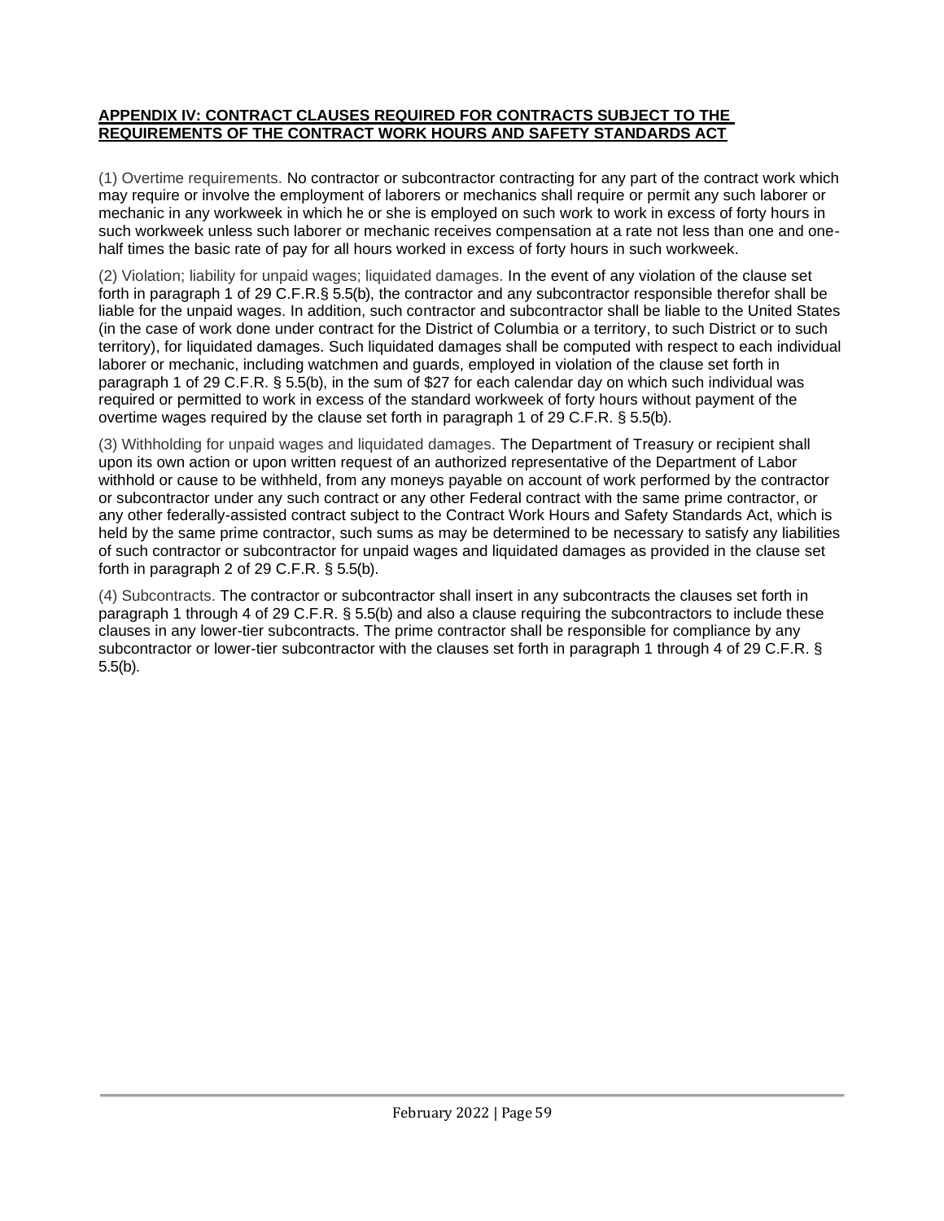## APPENDIX IV: CONTRACT CLAUSES REQUIRED FOR CONTRACTS SUBJECT TO THE REQUIREMENTS OF THE CONTRACT WORK HOURS AND SAFETY STANDARDS ACT

(1) Overtime requirements. No contractor or subcontractor contracting for any part of the contract work which may require or involve the employment of laborers or mechanics shall require or permit any such laborer or mechanic in any workweek in which he or she is employed on such work to work in excess of forty hours in such workweek unless such laborer or mechanic receives compensation at a rate not less than one and one-half times the basic rate of pay for all hours worked in excess of forty hours in such workweek.

(2) Violation; liability for unpaid wages; liquidated damages. In the event of any violation of the clause set forth in paragraph 1 of 29 C.F.R.§ 5.5(b), the contractor and any subcontractor responsible therefor shall be liable for the unpaid wages. In addition, such contractor and subcontractor shall be liable to the United States (in the case of work done under contract for the District of Columbia or a territory, to such District or to such territory), for liquidated damages. Such liquidated damages shall be computed with respect to each individual laborer or mechanic, including watchmen and guards, employed in violation of the clause set forth in paragraph 1 of 29 C.F.R. § 5.5(b), in the sum of $27 for each calendar day on which such individual was required or permitted to work in excess of the standard workweek of forty hours without payment of the overtime wages required by the clause set forth in paragraph 1 of 29 C.F.R. § 5.5(b).

(3) Withholding for unpaid wages and liquidated damages. The Department of Treasury or recipient shall upon its own action or upon written request of an authorized representative of the Department of Labor withhold or cause to be withheld, from any moneys payable on account of work performed by the contractor or subcontractor under any such contract or any other Federal contract with the same prime contractor, or any other federally-assisted contract subject to the Contract Work Hours and Safety Standards Act, which is held by the same prime contractor, such sums as may be determined to be necessary to satisfy any liabilities of such contractor or subcontractor for unpaid wages and liquidated damages as provided in the clause set forth in paragraph 2 of 29 C.F.R. § 5.5(b).

(4) Subcontracts. The contractor or subcontractor shall insert in any subcontracts the clauses set forth in paragraph 1 through 4 of 29 C.F.R. § 5.5(b) and also a clause requiring the subcontractors to include these clauses in any lower-tier subcontracts. The prime contractor shall be responsible for compliance by any subcontractor or lower-tier subcontractor with the clauses set forth in paragraph 1 through 4 of 29 C.F.R. § 5.5(b).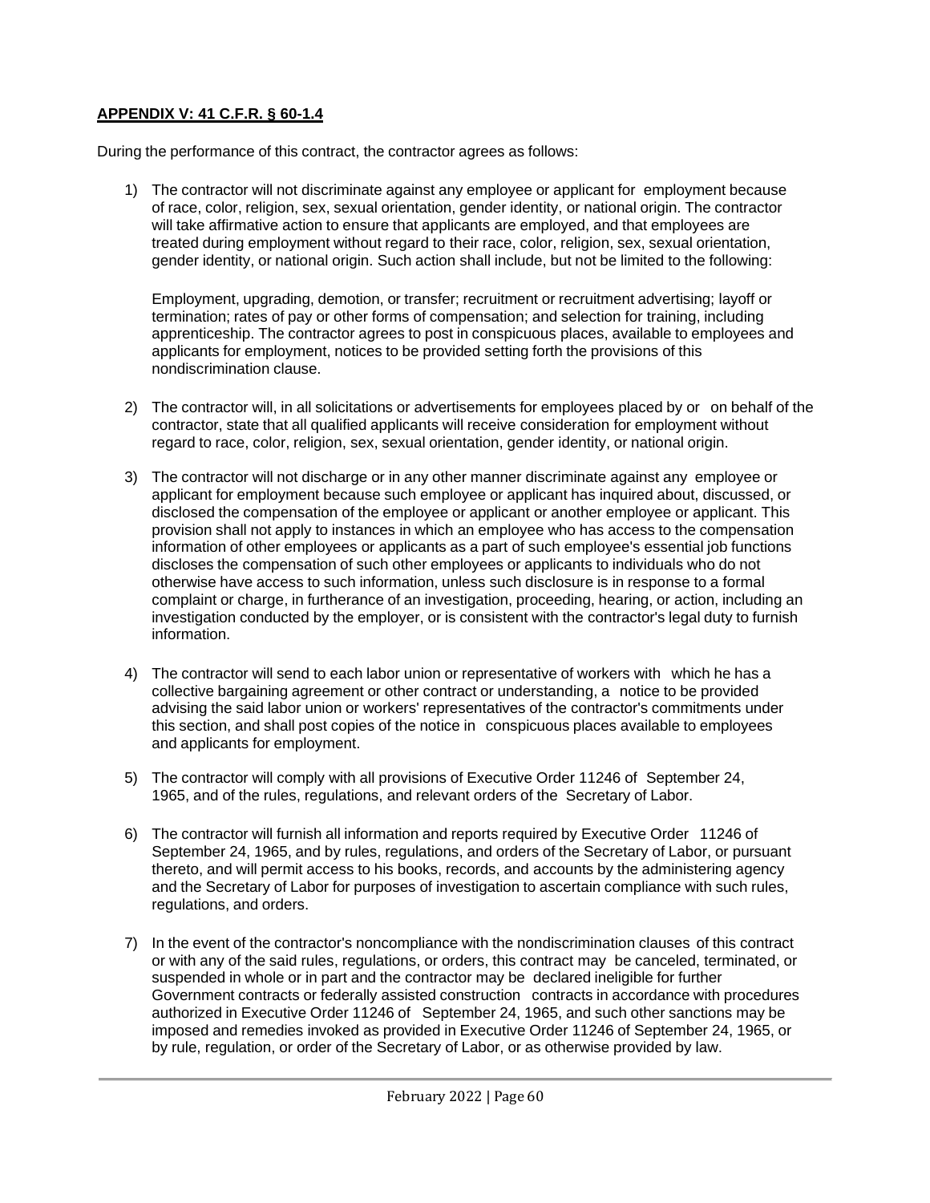## **APPENDIX V: 41 C.F.R. § 60-1.4**

During the performance of this contract, the contractor agrees as follows:

1) The contractor will not discriminate against any employee or applicant for employment because of race, color, religion, sex, sexual orientation, gender identity, or national origin. The contractor will take affirmative action to ensure that applicants are employed, and that employees are treated during employment without regard to their race, color, religion, sex, sexual orientation, gender identity, or national origin. Such action shall include, but not be limited to the following:

   Employment, upgrading, demotion, or transfer; recruitment or recruitment advertising; layoff or termination; rates of pay or other forms of compensation; and selection for training, including apprenticeship. The contractor agrees to post in conspicuous places, available to employees and applicants for employment, notices to be provided setting forth the provisions of this nondiscrimination clause.

2) The contractor will, in all solicitations or advertisements for employees placed by or on behalf of the contractor, state that all qualified applicants will receive consideration for employment without regard to race, color, religion, sex, sexual orientation, gender identity, or national origin.

3) The contractor will not discharge or in any other manner discriminate against any employee or applicant for employment because such employee or applicant has inquired about, discussed, or disclosed the compensation of the employee or applicant or another employee or applicant. This provision shall not apply to instances in which an employee who has access to the compensation information of other employees or applicants as a part of such employee's essential job functions discloses the compensation of such other employees or applicants to individuals who do not otherwise have access to such information, unless such disclosure is in response to a formal complaint or charge, in furtherance of an investigation, proceeding, hearing, or action, including an investigation conducted by the employer, or is consistent with the contractor's legal duty to furnish information.

4) The contractor will send to each labor union or representative of workers with which he has a collective bargaining agreement or other contract or understanding, a notice to be provided advising the said labor union or workers' representatives of the contractor's commitments under this section, and shall post copies of the notice in conspicuous places available to employees and applicants for employment.

5) The contractor will comply with all provisions of Executive Order 11246 of September 24, 1965, and of the rules, regulations, and relevant orders of the Secretary of Labor.

6) The contractor will furnish all information and reports required by Executive Order 11246 of September 24, 1965, and by rules, regulations, and orders of the Secretary of Labor, or pursuant thereto, and will permit access to his books, records, and accounts by the administering agency and the Secretary of Labor for purposes of investigation to ascertain compliance with such rules, regulations, and orders.

7) In the event of the contractor's noncompliance with the nondiscrimination clauses of this contract or with any of the said rules, regulations, or orders, this contract may be canceled, terminated, or suspended in whole or in part and the contractor may be declared ineligible for further Government contracts or federally assisted construction contracts in accordance with procedures authorized in Executive Order 11246 of September 24, 1965, and such other sanctions may be imposed and remedies invoked as provided in Executive Order 11246 of September 24, 1965, or by rule, regulation, or order of the Secretary of Labor, or as otherwise provided by law.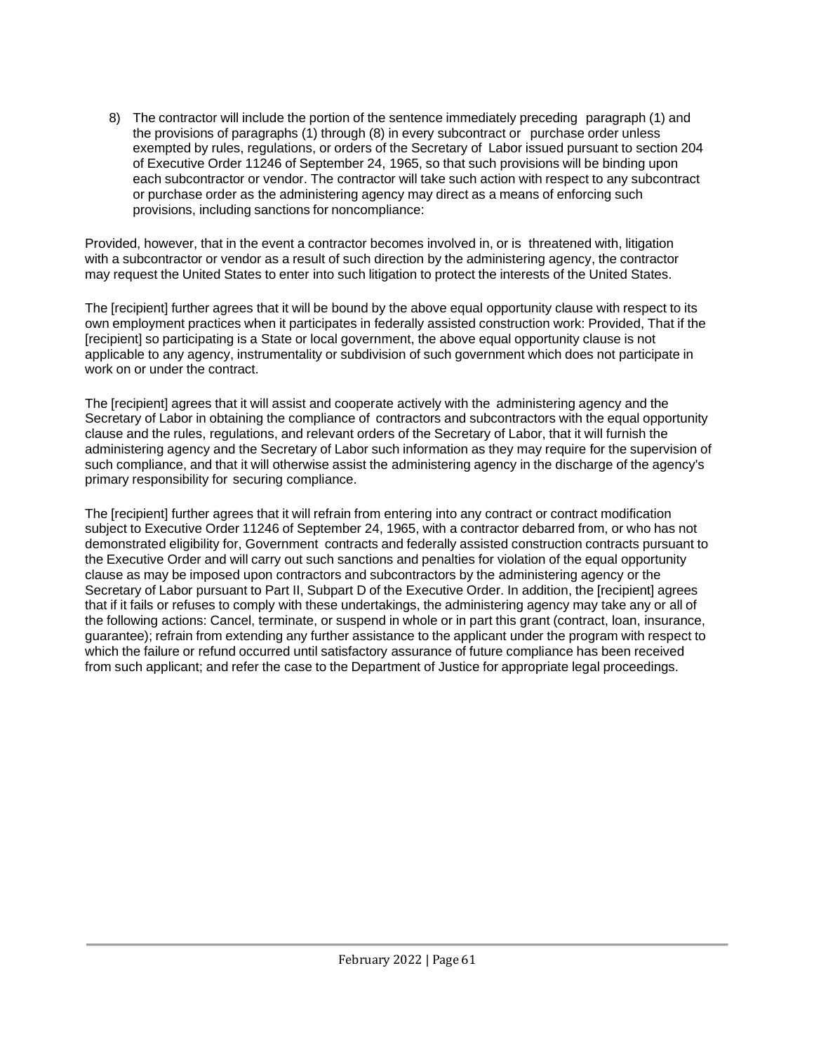8) The contractor will include the portion of the sentence immediately preceding paragraph (1) and the provisions of paragraphs (1) through (8) in every subcontract or purchase order unless exempted by rules, regulations, or orders of the Secretary of Labor issued pursuant to section 204 of Executive Order 11246 of September 24, 1965, so that such provisions will be binding upon each subcontractor or vendor. The contractor will take such action with respect to any subcontract or purchase order as the administering agency may direct as a means of enforcing such provisions, including sanctions for noncompliance:

Provided, however, that in the event a contractor becomes involved in, or is threatened with, litigation with a subcontractor or vendor as a result of such direction by the administering agency, the contractor may request the United States to enter into such litigation to protect the interests of the United States.

The [recipient] further agrees that it will be bound by the above equal opportunity clause with respect to its own employment practices when it participates in federally assisted construction work: Provided, That if the [recipient] so participating is a State or local government, the above equal opportunity clause is not applicable to any agency, instrumentality or subdivision of such government which does not participate in work on or under the contract.

The [recipient] agrees that it will assist and cooperate actively with the administering agency and the Secretary of Labor in obtaining the compliance of contractors and subcontractors with the equal opportunity clause and the rules, regulations, and relevant orders of the Secretary of Labor, that it will furnish the administering agency and the Secretary of Labor such information as they may require for the supervision of such compliance, and that it will otherwise assist the administering agency in the discharge of the agency's primary responsibility for securing compliance.

The [recipient] further agrees that it will refrain from entering into any contract or contract modification subject to Executive Order 11246 of September 24, 1965, with a contractor debarred from, or who has not demonstrated eligibility for, Government contracts and federally assisted construction contracts pursuant to the Executive Order and will carry out such sanctions and penalties for violation of the equal opportunity clause as may be imposed upon contractors and subcontractors by the administering agency or the Secretary of Labor pursuant to Part II, Subpart D of the Executive Order. In addition, the [recipient] agrees that if it fails or refuses to comply with these undertakings, the administering agency may take any or all of the following actions: Cancel, terminate, or suspend in whole or in part this grant (contract, loan, insurance, guarantee); refrain from extending any further assistance to the applicant under the program with respect to which the failure or refund occurred until satisfactory assurance of future compliance has been received from such applicant; and refer the case to the Department of Justice for appropriate legal proceedings.